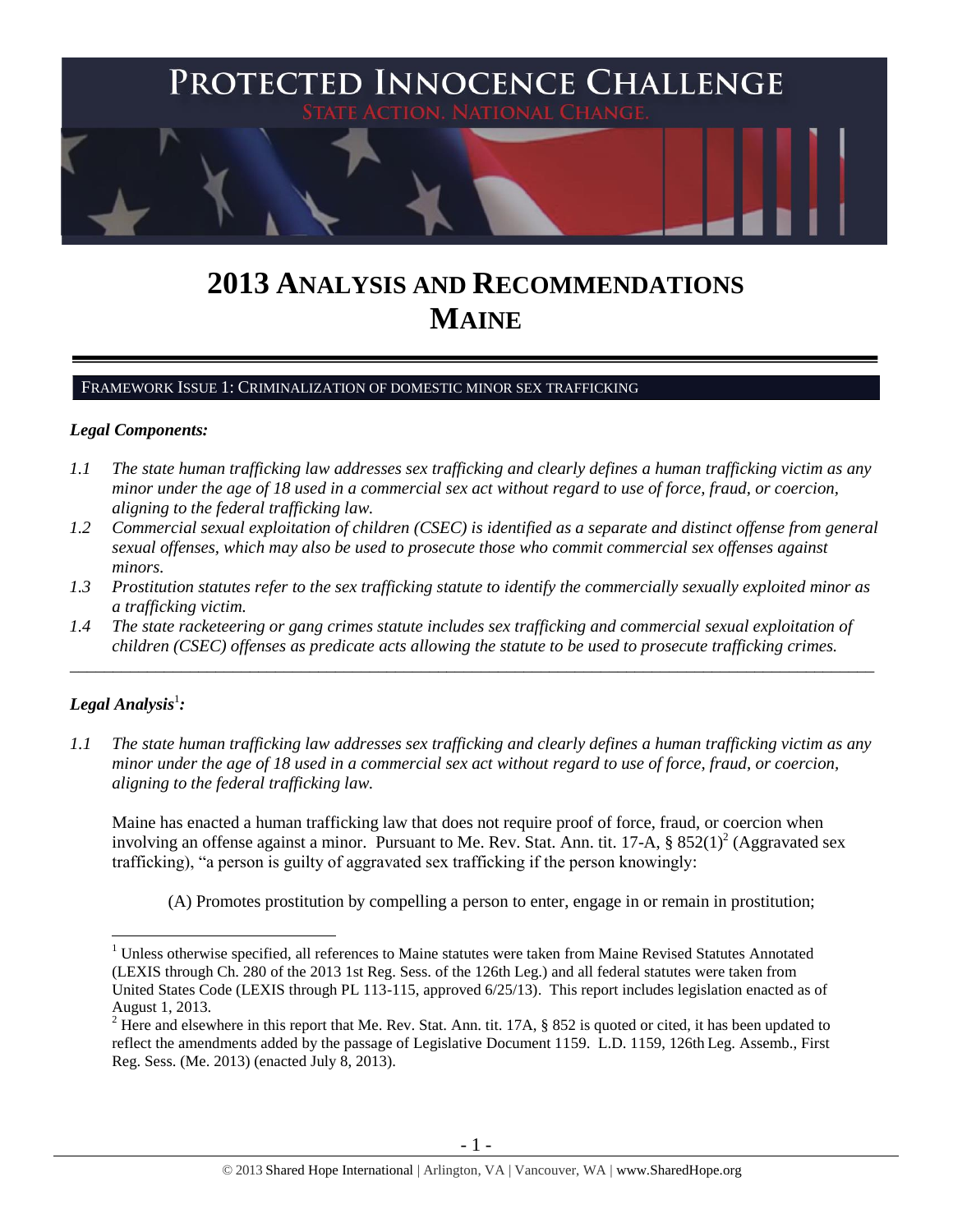# 2013 ANALYSIS AND RECOMMENDATIONS MAINE

## FRAMEWORK ISSUE 1: CRIMINALIZATION OF DOMESTIC MINOR SEX TRAFFICKING

### *Legal Components:*

*1.1 The state human trafficking law addresses sex trafficking and clearly defines a human trafficking victim as any minor under the age of 18 used in a commercial sex act without regard to use of force, fraud, or coercion, aligning to the federal trafficking law.*

*1.2 Commercial sexual exploitation of children (CSEC) is identified as a separate and distinct offense from general sexual offenses, which may also be used to prosecute those who commit commercial sex offenses against minors.*

*1.3 Prostitution statutes refer to the sex trafficking statute to identify the commercially sexually exploited minor as a trafficking victim.*

*1.4 The state racketeering or gang crimes statute includes sex trafficking and commercial sexual exploitation of children (CSEC) offenses as predicate acts allowing the statute to be used to prosecute trafficking crimes.*

---

### *Legal Analysis*[1]*:*

*1.1 The state human trafficking law addresses sex trafficking and clearly defines a human trafficking victim as any minor under the age of 18 used in a commercial sex act without regard to use of force, fraud, or coercion, aligning to the federal trafficking law.*

Maine has enacted a human trafficking law that does not require proof of force, fraud, or coercion when involving an offense against a minor. Pursuant to Me. Rev. Stat. Ann. tit. 17-A, § 852(1)[2] (Aggravated sex trafficking), "a person is guilty of aggravated sex trafficking if the person knowingly:

(A) Promotes prostitution by compelling a person to enter, engage in or remain in prostitution;

---

[1] Unless otherwise specified, all references to Maine statutes were taken from Maine Revised Statutes Annotated (LEXIS through Ch. 280 of the 2013 1st Reg. Sess. of the 126th Leg.) and all federal statutes were taken from United States Code (LEXIS through PL 113-115, approved 6/25/13). This report includes legislation enacted as of August 1, 2013.

[2] Here and elsewhere in this report that Me. Rev. Stat. Ann. tit. 17A, § 852 is quoted or cited, it has been updated to reflect the amendments added by the passage of Legislative Document 1159. L.D. 1159, 126th Leg. Assemb., First Reg. Sess. (Me. 2013) (enacted July 8, 2013).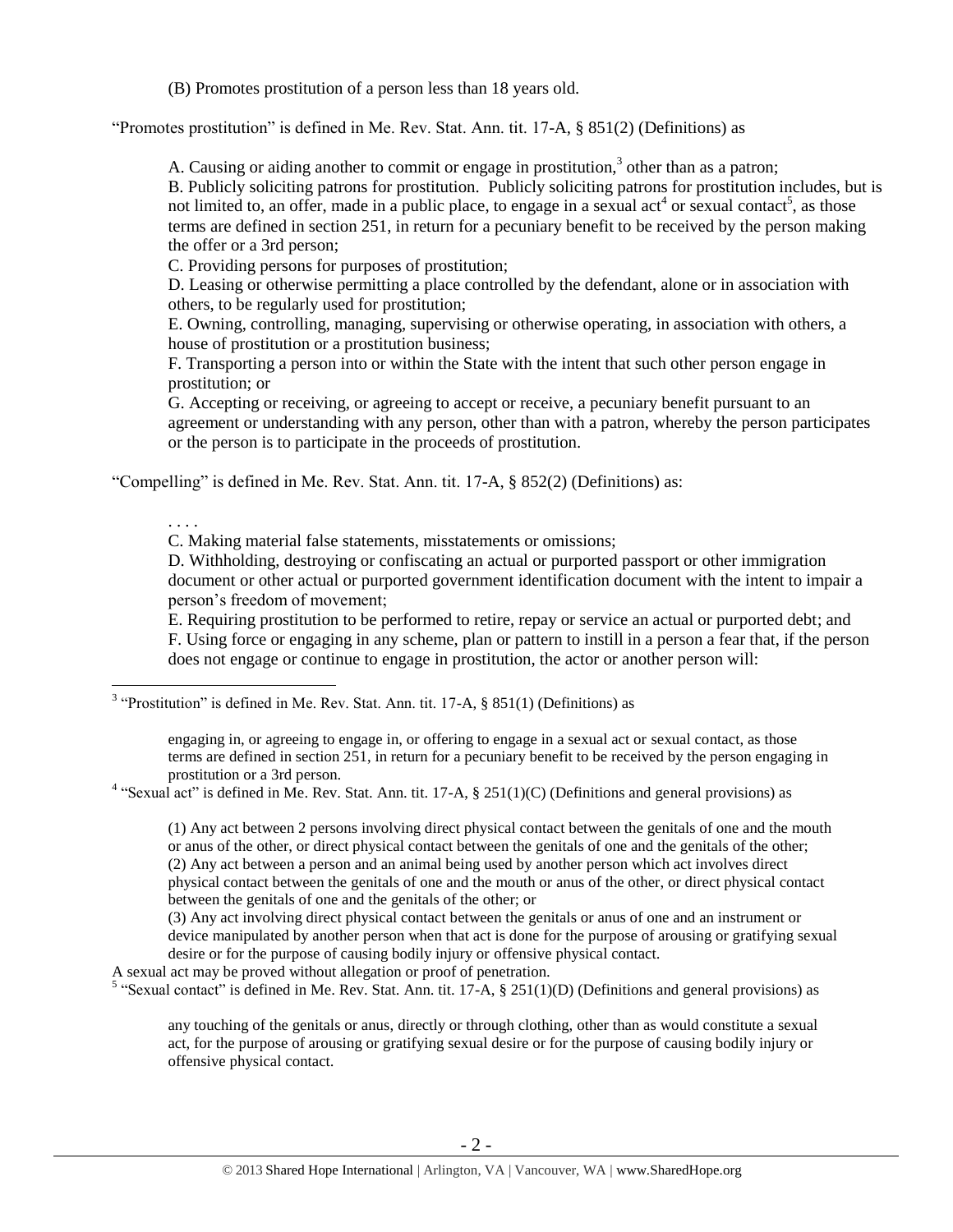(B) Promotes prostitution of a person less than 18 years old.

"Promotes prostitution" is defined in Me. Rev. Stat. Ann. tit. 17-A, § 851(2) (Definitions) as

> A. Causing or aiding another to commit or engage in prostitution,[3] other than as a patron;
> B. Publicly soliciting patrons for prostitution. Publicly soliciting patrons for prostitution includes, but is not limited to, an offer, made in a public place, to engage in a sexual act[4] or sexual contact[5], as those terms are defined in section 251, in return for a pecuniary benefit to be received by the person making the offer or a 3rd person;
> C. Providing persons for purposes of prostitution;
> D. Leasing or otherwise permitting a place controlled by the defendant, alone or in association with others, to be regularly used for prostitution;
> E. Owning, controlling, managing, supervising or otherwise operating, in association with others, a house of prostitution or a prostitution business;
> F. Transporting a person into or within the State with the intent that such other person engage in prostitution; or
> G. Accepting or receiving, or agreeing to accept or receive, a pecuniary benefit pursuant to an agreement or understanding with any person, other than with a patron, whereby the person participates or the person is to participate in the proceeds of prostitution.

"Compelling" is defined in Me. Rev. Stat. Ann. tit. 17-A, § 852(2) (Definitions) as:

> . . . .
> C. Making material false statements, misstatements or omissions;
> D. Withholding, destroying or confiscating an actual or purported passport or other immigration document or other actual or purported government identification document with the intent to impair a person's freedom of movement;
> E. Requiring prostitution to be performed to retire, repay or service an actual or purported debt; and
> F. Using force or engaging in any scheme, plan or pattern to instill in a person a fear that, if the person does not engage or continue to engage in prostitution, the actor or another person will:

---

[3] "Prostitution" is defined in Me. Rev. Stat. Ann. tit. 17-A, § 851(1) (Definitions) as

> engaging in, or agreeing to engage in, or offering to engage in a sexual act or sexual contact, as those terms are defined in section 251, in return for a pecuniary benefit to be received by the person engaging in prostitution or a 3rd person.

[4] "Sexual act" is defined in Me. Rev. Stat. Ann. tit. 17-A, § 251(1)(C) (Definitions and general provisions) as

> (1) Any act between 2 persons involving direct physical contact between the genitals of one and the mouth or anus of the other, or direct physical contact between the genitals of one and the genitals of the other;
> (2) Any act between a person and an animal being used by another person which act involves direct physical contact between the genitals of one and the mouth or anus of the other, or direct physical contact between the genitals of one and the genitals of the other; or
> (3) Any act involving direct physical contact between the genitals or anus of one and an instrument or device manipulated by another person when that act is done for the purpose of arousing or gratifying sexual desire or for the purpose of causing bodily injury or offensive physical contact.

A sexual act may be proved without allegation or proof of penetration.

[5] "Sexual contact" is defined in Me. Rev. Stat. Ann. tit. 17-A, § 251(1)(D) (Definitions and general provisions) as

> any touching of the genitals or anus, directly or through clothing, other than as would constitute a sexual act, for the purpose of arousing or gratifying sexual desire or for the purpose of causing bodily injury or offensive physical contact.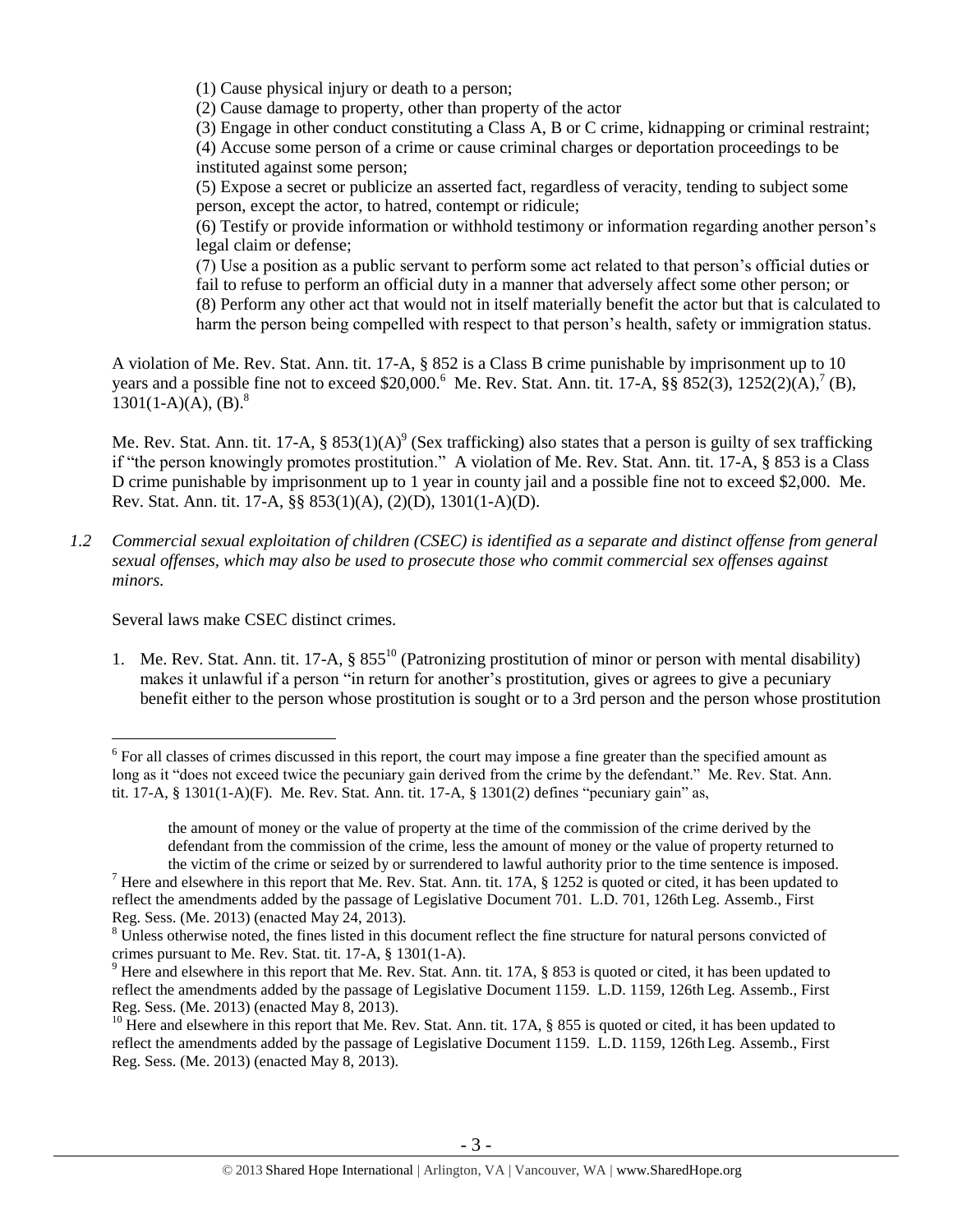(1) Cause physical injury or death to a person;

(2) Cause damage to property, other than property of the actor

(3) Engage in other conduct constituting a Class A, B or C crime, kidnapping or criminal restraint;

(4) Accuse some person of a crime or cause criminal charges or deportation proceedings to be instituted against some person;

(5) Expose a secret or publicize an asserted fact, regardless of veracity, tending to subject some person, except the actor, to hatred, contempt or ridicule;

(6) Testify or provide information or withhold testimony or information regarding another person's legal claim or defense;

(7) Use a position as a public servant to perform some act related to that person's official duties or fail to refuse to perform an official duty in a manner that adversely affect some other person; or

(8) Perform any other act that would not in itself materially benefit the actor but that is calculated to harm the person being compelled with respect to that person's health, safety or immigration status.

A violation of Me. Rev. Stat. Ann. tit. 17-A, § 852 is a Class B crime punishable by imprisonment up to 10 years and a possible fine not to exceed $20,000.[6] Me. Rev. Stat. Ann. tit. 17-A, §§ 852(3), 1252(2)(A),[7] (B), 1301(1-A)(A), (B).[8]

Me. Rev. Stat. Ann. tit. 17-A, § 853(1)(A)[9] (Sex trafficking) also states that a person is guilty of sex trafficking if "the person knowingly promotes prostitution." A violation of Me. Rev. Stat. Ann. tit. 17-A, § 853 is a Class D crime punishable by imprisonment up to 1 year in county jail and a possible fine not to exceed $2,000. Me. Rev. Stat. Ann. tit. 17-A, §§ 853(1)(A), (2)(D), 1301(1-A)(D).

*1.2 Commercial sexual exploitation of children (CSEC) is identified as a separate and distinct offense from general sexual offenses, which may also be used to prosecute those who commit commercial sex offenses against minors.*

Several laws make CSEC distinct crimes.

1. Me. Rev. Stat. Ann. tit. 17-A, § 855[10] (Patronizing prostitution of minor or person with mental disability) makes it unlawful if a person "in return for another's prostitution, gives or agrees to give a pecuniary benefit either to the person whose prostitution is sought or to a 3rd person and the person whose prostitution

---

[6] For all classes of crimes discussed in this report, the court may impose a fine greater than the specified amount as long as it "does not exceed twice the pecuniary gain derived from the crime by the defendant." Me. Rev. Stat. Ann. tit. 17-A, § 1301(1-A)(F). Me. Rev. Stat. Ann. tit. 17-A, § 1301(2) defines "pecuniary gain" as,

> the amount of money or the value of property at the time of the commission of the crime derived by the defendant from the commission of the crime, less the amount of money or the value of property returned to the victim of the crime or seized by or surrendered to lawful authority prior to the time sentence is imposed.

[7] Here and elsewhere in this report that Me. Rev. Stat. Ann. tit. 17A, § 1252 is quoted or cited, it has been updated to reflect the amendments added by the passage of Legislative Document 701. L.D. 701, 126th Leg. Assemb., First Reg. Sess. (Me. 2013) (enacted May 24, 2013).

[8] Unless otherwise noted, the fines listed in this document reflect the fine structure for natural persons convicted of crimes pursuant to Me. Rev. Stat. tit. 17-A, § 1301(1-A).

[9] Here and elsewhere in this report that Me. Rev. Stat. Ann. tit. 17A, § 853 is quoted or cited, it has been updated to reflect the amendments added by the passage of Legislative Document 1159. L.D. 1159, 126th Leg. Assemb., First Reg. Sess. (Me. 2013) (enacted May 8, 2013).

[10] Here and elsewhere in this report that Me. Rev. Stat. Ann. tit. 17A, § 855 is quoted or cited, it has been updated to reflect the amendments added by the passage of Legislative Document 1159. L.D. 1159, 126th Leg. Assemb., First Reg. Sess. (Me. 2013) (enacted May 8, 2013).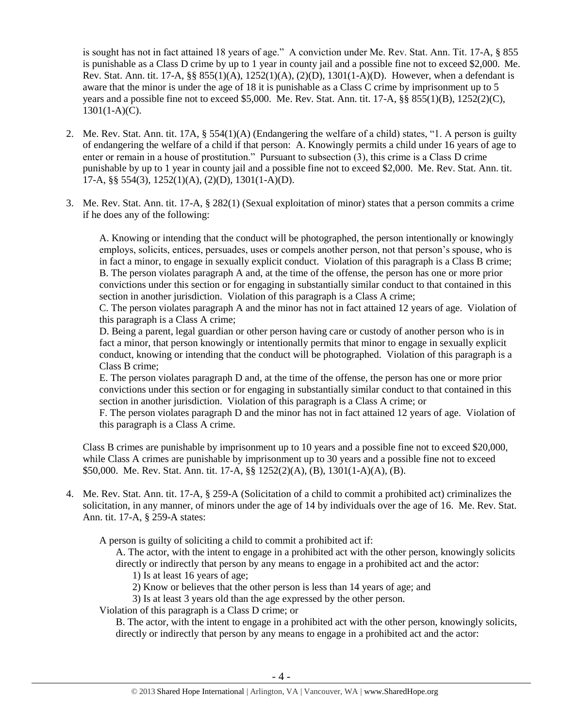is sought has not in fact attained 18 years of age." A conviction under Me. Rev. Stat. Ann. Tit. 17-A, § 855 is punishable as a Class D crime by up to 1 year in county jail and a possible fine not to exceed $2,000. Me. Rev. Stat. Ann. tit. 17-A, §§ 855(1)(A), 1252(1)(A), (2)(D), 1301(1-A)(D). However, when a defendant is aware that the minor is under the age of 18 it is punishable as a Class C crime by imprisonment up to 5 years and a possible fine not to exceed $5,000. Me. Rev. Stat. Ann. tit. 17-A, §§ 855(1)(B), 1252(2)(C), 1301(1-A)(C).

2. Me. Rev. Stat. Ann. tit. 17A, § 554(1)(A) (Endangering the welfare of a child) states, "1. A person is guilty of endangering the welfare of a child if that person: A. Knowingly permits a child under 16 years of age to enter or remain in a house of prostitution." Pursuant to subsection (3), this crime is a Class D crime punishable by up to 1 year in county jail and a possible fine not to exceed $2,000. Me. Rev. Stat. Ann. tit. 17-A, §§ 554(3), 1252(1)(A), (2)(D), 1301(1-A)(D).

3. Me. Rev. Stat. Ann. tit. 17-A, § 282(1) (Sexual exploitation of minor) states that a person commits a crime if he does any of the following:

   A. Knowing or intending that the conduct will be photographed, the person intentionally or knowingly employs, solicits, entices, persuades, uses or compels another person, not that person's spouse, who is in fact a minor, to engage in sexually explicit conduct. Violation of this paragraph is a Class B crime;
   B. The person violates paragraph A and, at the time of the offense, the person has one or more prior convictions under this section or for engaging in substantially similar conduct to that contained in this section in another jurisdiction. Violation of this paragraph is a Class A crime;
   C. The person violates paragraph A and the minor has not in fact attained 12 years of age. Violation of this paragraph is a Class A crime;
   D. Being a parent, legal guardian or other person having care or custody of another person who is in fact a minor, that person knowingly or intentionally permits that minor to engage in sexually explicit conduct, knowing or intending that the conduct will be photographed. Violation of this paragraph is a Class B crime;
   E. The person violates paragraph D and, at the time of the offense, the person has one or more prior convictions under this section or for engaging in substantially similar conduct to that contained in this section in another jurisdiction. Violation of this paragraph is a Class A crime; or
   F. The person violates paragraph D and the minor has not in fact attained 12 years of age. Violation of this paragraph is a Class A crime.

   Class B crimes are punishable by imprisonment up to 10 years and a possible fine not to exceed $20,000, while Class A crimes are punishable by imprisonment up to 30 years and a possible fine not to exceed $50,000. Me. Rev. Stat. Ann. tit. 17-A, §§ 1252(2)(A), (B), 1301(1-A)(A), (B).

4. Me. Rev. Stat. Ann. tit. 17-A, § 259-A (Solicitation of a child to commit a prohibited act) criminalizes the solicitation, in any manner, of minors under the age of 14 by individuals over the age of 16. Me. Rev. Stat. Ann. tit. 17-A, § 259-A states:

   A person is guilty of soliciting a child to commit a prohibited act if:

   A. The actor, with the intent to engage in a prohibited act with the other person, knowingly solicits directly or indirectly that person by any means to engage in a prohibited act and the actor:
      1) Is at least 16 years of age;
      2) Know or believes that the other person is less than 14 years of age; and
      3) Is at least 3 years old than the age expressed by the other person.

   Violation of this paragraph is a Class D crime; or

   B. The actor, with the intent to engage in a prohibited act with the other person, knowingly solicits, directly or indirectly that person by any means to engage in a prohibited act and the actor: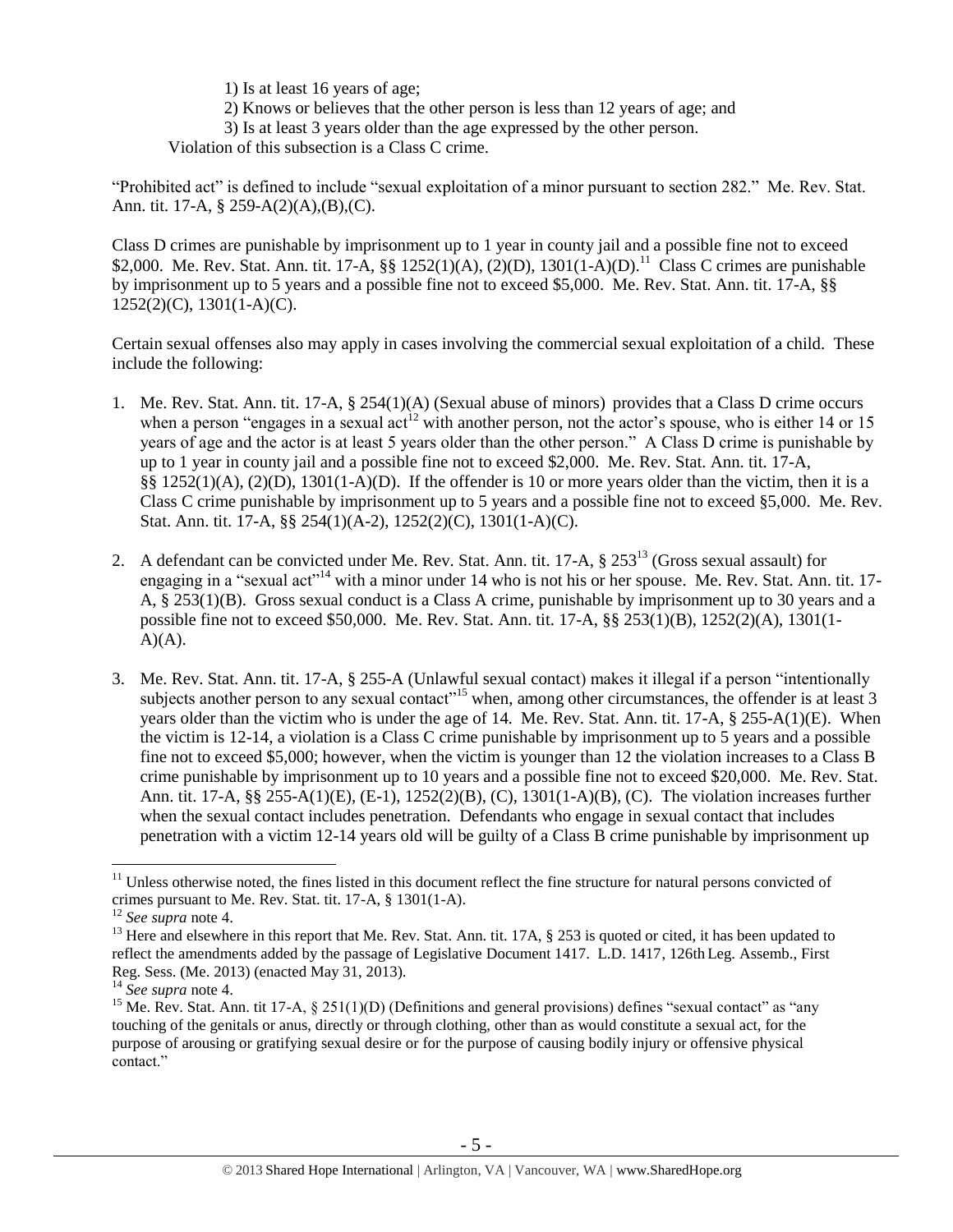1) Is at least 16 years of age;
2) Knows or believes that the other person is less than 12 years of age; and
3) Is at least 3 years older than the age expressed by the other person.

Violation of this subsection is a Class C crime.

"Prohibited act" is defined to include "sexual exploitation of a minor pursuant to section 282." Me. Rev. Stat. Ann. tit. 17-A, § 259-A(2)(A),(B),(C).

Class D crimes are punishable by imprisonment up to 1 year in county jail and a possible fine not to exceed $2,000. Me. Rev. Stat. Ann. tit. 17-A, §§ 1252(1)(A), (2)(D), 1301(1-A)(D).[11] Class C crimes are punishable by imprisonment up to 5 years and a possible fine not to exceed $5,000. Me. Rev. Stat. Ann. tit. 17-A, §§ 1252(2)(C), 1301(1-A)(C).

Certain sexual offenses also may apply in cases involving the commercial sexual exploitation of a child. These include the following:

1. Me. Rev. Stat. Ann. tit. 17-A, § 254(1)(A) (Sexual abuse of minors) provides that a Class D crime occurs when a person "engages in a sexual act[12] with another person, not the actor's spouse, who is either 14 or 15 years of age and the actor is at least 5 years older than the other person." A Class D crime is punishable by up to 1 year in county jail and a possible fine not to exceed $2,000. Me. Rev. Stat. Ann. tit. 17-A, §§ 1252(1)(A), (2)(D), 1301(1-A)(D). If the offender is 10 or more years older than the victim, then it is a Class C crime punishable by imprisonment up to 5 years and a possible fine not to exceed §5,000. Me. Rev. Stat. Ann. tit. 17-A, §§ 254(1)(A-2), 1252(2)(C), 1301(1-A)(C).

2. A defendant can be convicted under Me. Rev. Stat. Ann. tit. 17-A, § 253[13] (Gross sexual assault) for engaging in a "sexual act"[14] with a minor under 14 who is not his or her spouse. Me. Rev. Stat. Ann. tit. 17-A, § 253(1)(B). Gross sexual conduct is a Class A crime, punishable by imprisonment up to 30 years and a possible fine not to exceed $50,000. Me. Rev. Stat. Ann. tit. 17-A, §§ 253(1)(B), 1252(2)(A), 1301(1-A)(A).

3. Me. Rev. Stat. Ann. tit. 17-A, § 255-A (Unlawful sexual contact) makes it illegal if a person "intentionally subjects another person to any sexual contact"[15] when, among other circumstances, the offender is at least 3 years older than the victim who is under the age of 14. Me. Rev. Stat. Ann. tit. 17-A, § 255-A(1)(E). When the victim is 12-14, a violation is a Class C crime punishable by imprisonment up to 5 years and a possible fine not to exceed $5,000; however, when the victim is younger than 12 the violation increases to a Class B crime punishable by imprisonment up to 10 years and a possible fine not to exceed $20,000. Me. Rev. Stat. Ann. tit. 17-A, §§ 255-A(1)(E), (E-1), 1252(2)(B), (C), 1301(1-A)(B), (C). The violation increases further when the sexual contact includes penetration. Defendants who engage in sexual contact that includes penetration with a victim 12-14 years old will be guilty of a Class B crime punishable by imprisonment up

---

[11] Unless otherwise noted, the fines listed in this document reflect the fine structure for natural persons convicted of crimes pursuant to Me. Rev. Stat. tit. 17-A, § 1301(1-A).

[12] *See supra* note 4.

[13] Here and elsewhere in this report that Me. Rev. Stat. Ann. tit. 17A, § 253 is quoted or cited, it has been updated to reflect the amendments added by the passage of Legislative Document 1417. L.D. 1417, 126th Leg. Assemb., First Reg. Sess. (Me. 2013) (enacted May 31, 2013).

[14] *See supra* note 4.

[15] Me. Rev. Stat. Ann. tit 17-A, § 251(1)(D) (Definitions and general provisions) defines "sexual contact" as "any touching of the genitals or anus, directly or through clothing, other than as would constitute a sexual act, for the purpose of arousing or gratifying sexual desire or for the purpose of causing bodily injury or offensive physical contact."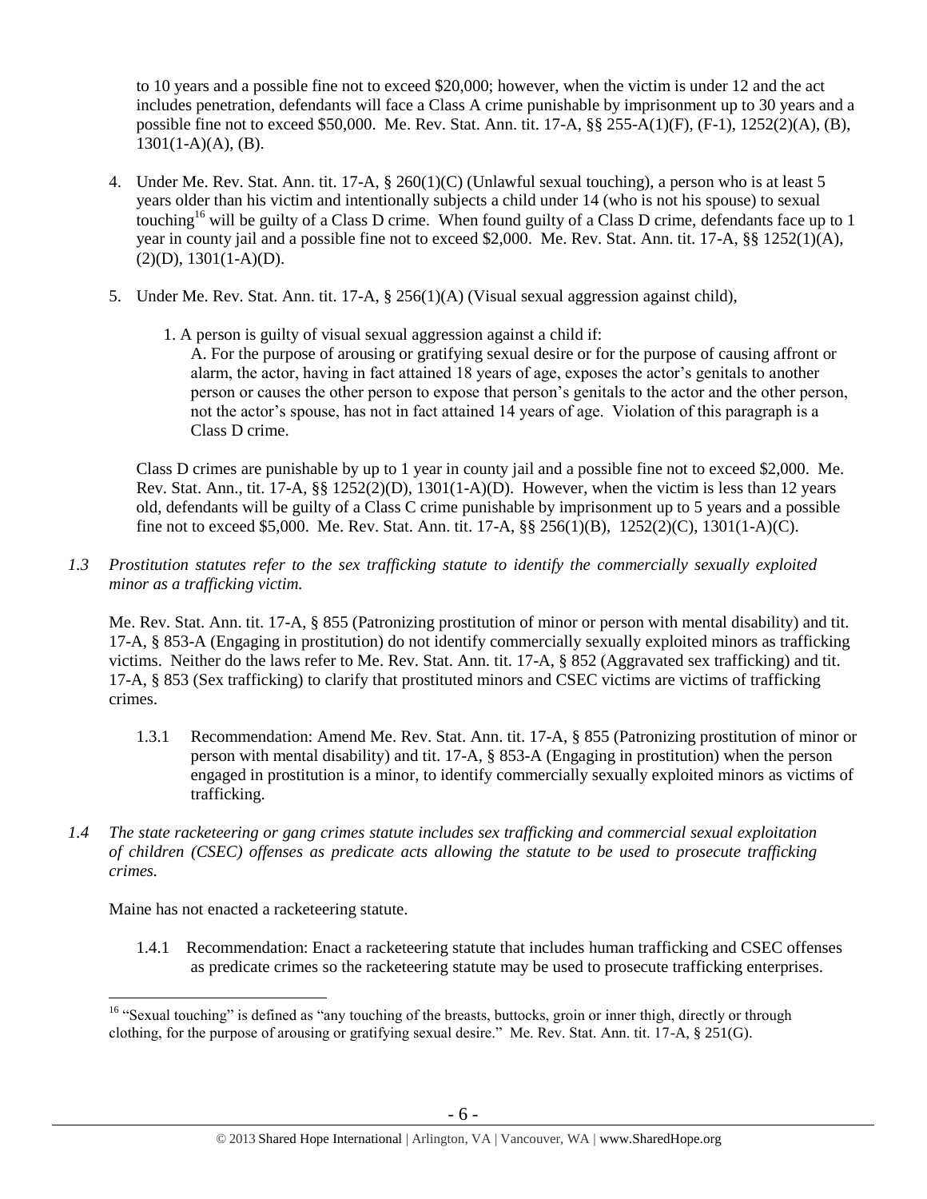to 10 years and a possible fine not to exceed $20,000; however, when the victim is under 12 and the act includes penetration, defendants will face a Class A crime punishable by imprisonment up to 30 years and a possible fine not to exceed $50,000. Me. Rev. Stat. Ann. tit. 17-A, §§ 255-A(1)(F), (F-1), 1252(2)(A), (B), 1301(1-A)(A), (B).

4. Under Me. Rev. Stat. Ann. tit. 17-A, § 260(1)(C) (Unlawful sexual touching), a person who is at least 5 years older than his victim and intentionally subjects a child under 14 (who is not his spouse) to sexual touching[16] will be guilty of a Class D crime. When found guilty of a Class D crime, defendants face up to 1 year in county jail and a possible fine not to exceed $2,000. Me. Rev. Stat. Ann. tit. 17-A, §§ 1252(1)(A), (2)(D), 1301(1-A)(D).

5. Under Me. Rev. Stat. Ann. tit. 17-A, § 256(1)(A) (Visual sexual aggression against child),

   1. A person is guilty of visual sexual aggression against a child if:
   A. For the purpose of arousing or gratifying sexual desire or for the purpose of causing affront or alarm, the actor, having in fact attained 18 years of age, exposes the actor's genitals to another person or causes the other person to expose that person's genitals to the actor and the other person, not the actor's spouse, has not in fact attained 14 years of age. Violation of this paragraph is a Class D crime.

   Class D crimes are punishable by up to 1 year in county jail and a possible fine not to exceed $2,000. Me. Rev. Stat. Ann., tit. 17-A, §§ 1252(2)(D), 1301(1-A)(D). However, when the victim is less than 12 years old, defendants will be guilty of a Class C crime punishable by imprisonment up to 5 years and a possible fine not to exceed $5,000. Me. Rev. Stat. Ann. tit. 17-A, §§ 256(1)(B), 1252(2)(C), 1301(1-A)(C).

*1.3 Prostitution statutes refer to the sex trafficking statute to identify the commercially sexually exploited minor as a trafficking victim.*

Me. Rev. Stat. Ann. tit. 17-A, § 855 (Patronizing prostitution of minor or person with mental disability) and tit. 17-A, § 853-A (Engaging in prostitution) do not identify commercially sexually exploited minors as trafficking victims. Neither do the laws refer to Me. Rev. Stat. Ann. tit. 17-A, § 852 (Aggravated sex trafficking) and tit. 17-A, § 853 (Sex trafficking) to clarify that prostituted minors and CSEC victims are victims of trafficking crimes.

1.3.1 Recommendation: Amend Me. Rev. Stat. Ann. tit. 17-A, § 855 (Patronizing prostitution of minor or person with mental disability) and tit. 17-A, § 853-A (Engaging in prostitution) when the person engaged in prostitution is a minor, to identify commercially sexually exploited minors as victims of trafficking.

*1.4 The state racketeering or gang crimes statute includes sex trafficking and commercial sexual exploitation of children (CSEC) offenses as predicate acts allowing the statute to be used to prosecute trafficking crimes.*

Maine has not enacted a racketeering statute.

1.4.1 Recommendation: Enact a racketeering statute that includes human trafficking and CSEC offenses as predicate crimes so the racketeering statute may be used to prosecute trafficking enterprises.

[16] "Sexual touching" is defined as "any touching of the breasts, buttocks, groin or inner thigh, directly or through clothing, for the purpose of arousing or gratifying sexual desire." Me. Rev. Stat. Ann. tit. 17-A, § 251(G).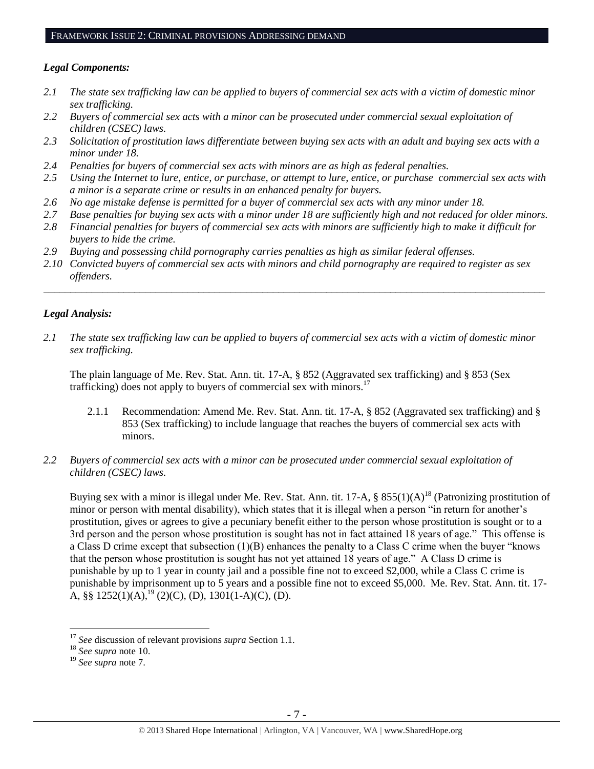## FRAMEWORK ISSUE 2: CRIMINAL PROVISIONS ADDRESSING DEMAND

### *Legal Components:*

- *2.1 The state sex trafficking law can be applied to buyers of commercial sex acts with a victim of domestic minor sex trafficking.*
- *2.2 Buyers of commercial sex acts with a minor can be prosecuted under commercial sexual exploitation of children (CSEC) laws.*
- *2.3 Solicitation of prostitution laws differentiate between buying sex acts with an adult and buying sex acts with a minor under 18.*
- *2.4 Penalties for buyers of commercial sex acts with minors are as high as federal penalties.*
- *2.5 Using the Internet to lure, entice, or purchase, or attempt to lure, entice, or purchase commercial sex acts with a minor is a separate crime or results in an enhanced penalty for buyers.*
- *2.6 No age mistake defense is permitted for a buyer of commercial sex acts with any minor under 18.*
- *2.7 Base penalties for buying sex acts with a minor under 18 are sufficiently high and not reduced for older minors.*
- *2.8 Financial penalties for buyers of commercial sex acts with minors are sufficiently high to make it difficult for buyers to hide the crime.*
- *2.9 Buying and possessing child pornography carries penalties as high as similar federal offenses.*
- *2.10 Convicted buyers of commercial sex acts with minors and child pornography are required to register as sex offenders.*

---

### *Legal Analysis:*

*2.1 The state sex trafficking law can be applied to buyers of commercial sex acts with a victim of domestic minor sex trafficking.*

The plain language of Me. Rev. Stat. Ann. tit. 17-A, § 852 (Aggravated sex trafficking) and § 853 (Sex trafficking) does not apply to buyers of commercial sex with minors.[17]

2.1.1 Recommendation: Amend Me. Rev. Stat. Ann. tit. 17-A, § 852 (Aggravated sex trafficking) and § 853 (Sex trafficking) to include language that reaches the buyers of commercial sex acts with minors.

*2.2 Buyers of commercial sex acts with a minor can be prosecuted under commercial sexual exploitation of children (CSEC) laws.*

Buying sex with a minor is illegal under Me. Rev. Stat. Ann. tit. 17-A, § 855(1)(A)[18] (Patronizing prostitution of minor or person with mental disability), which states that it is illegal when a person "in return for another's prostitution, gives or agrees to give a pecuniary benefit either to the person whose prostitution is sought or to a 3rd person and the person whose prostitution is sought has not in fact attained 18 years of age." This offense is a Class D crime except that subsection (1)(B) enhances the penalty to a Class C crime when the buyer "knows that the person whose prostitution is sought has not yet attained 18 years of age." A Class D crime is punishable by up to 1 year in county jail and a possible fine not to exceed $2,000, while a Class C crime is punishable by imprisonment up to 5 years and a possible fine not to exceed $5,000. Me. Rev. Stat. Ann. tit. 17-A, §§ 1252(1)(A),[19] (2)(C), (D), 1301(1-A)(C), (D).

---

[17] *See* discussion of relevant provisions *supra* Section 1.1.

[18] *See supra* note 10.

[19] *See supra* note 7.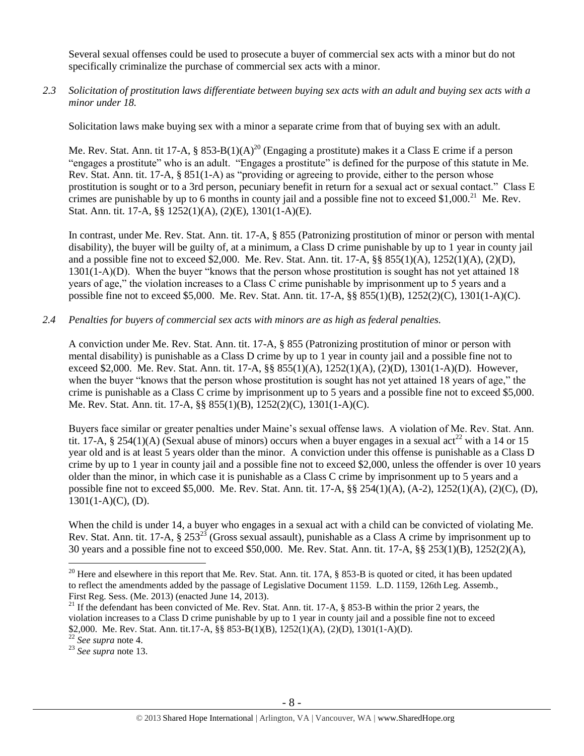Several sexual offenses could be used to prosecute a buyer of commercial sex acts with a minor but do not specifically criminalize the purchase of commercial sex acts with a minor.

*2.3 Solicitation of prostitution laws differentiate between buying sex acts with an adult and buying sex acts with a minor under 18.*

Solicitation laws make buying sex with a minor a separate crime from that of buying sex with an adult.

Me. Rev. Stat. Ann. tit 17-A, § 853-B(1)(A)[20] (Engaging a prostitute) makes it a Class E crime if a person "engages a prostitute" who is an adult. "Engages a prostitute" is defined for the purpose of this statute in Me. Rev. Stat. Ann. tit. 17-A, § 851(1-A) as "providing or agreeing to provide, either to the person whose prostitution is sought or to a 3rd person, pecuniary benefit in return for a sexual act or sexual contact." Class E crimes are punishable by up to 6 months in county jail and a possible fine not to exceed $1,000.[21] Me. Rev. Stat. Ann. tit. 17-A, §§ 1252(1)(A), (2)(E), 1301(1-A)(E).

In contrast, under Me. Rev. Stat. Ann. tit. 17-A, § 855 (Patronizing prostitution of minor or person with mental disability), the buyer will be guilty of, at a minimum, a Class D crime punishable by up to 1 year in county jail and a possible fine not to exceed $2,000. Me. Rev. Stat. Ann. tit. 17-A, §§ 855(1)(A), 1252(1)(A), (2)(D), 1301(1-A)(D). When the buyer "knows that the person whose prostitution is sought has not yet attained 18 years of age," the violation increases to a Class C crime punishable by imprisonment up to 5 years and a possible fine not to exceed $5,000. Me. Rev. Stat. Ann. tit. 17-A, §§ 855(1)(B), 1252(2)(C), 1301(1-A)(C).

*2.4 Penalties for buyers of commercial sex acts with minors are as high as federal penalties.*

A conviction under Me. Rev. Stat. Ann. tit. 17-A, § 855 (Patronizing prostitution of minor or person with mental disability) is punishable as a Class D crime by up to 1 year in county jail and a possible fine not to exceed $2,000. Me. Rev. Stat. Ann. tit. 17-A, §§ 855(1)(A), 1252(1)(A), (2)(D), 1301(1-A)(D). However, when the buyer "knows that the person whose prostitution is sought has not yet attained 18 years of age," the crime is punishable as a Class C crime by imprisonment up to 5 years and a possible fine not to exceed $5,000. Me. Rev. Stat. Ann. tit. 17-A, §§ 855(1)(B), 1252(2)(C), 1301(1-A)(C).

Buyers face similar or greater penalties under Maine's sexual offense laws. A violation of Me. Rev. Stat. Ann. tit. 17-A, § 254(1)(A) (Sexual abuse of minors) occurs when a buyer engages in a sexual act[22] with a 14 or 15 year old and is at least 5 years older than the minor. A conviction under this offense is punishable as a Class D crime by up to 1 year in county jail and a possible fine not to exceed $2,000, unless the offender is over 10 years older than the minor, in which case it is punishable as a Class C crime by imprisonment up to 5 years and a possible fine not to exceed $5,000. Me. Rev. Stat. Ann. tit. 17-A, §§ 254(1)(A), (A-2), 1252(1)(A), (2)(C), (D), 1301(1-A)(C), (D).

When the child is under 14, a buyer who engages in a sexual act with a child can be convicted of violating Me. Rev. Stat. Ann. tit. 17-A, § 253[23] (Gross sexual assault), punishable as a Class A crime by imprisonment up to 30 years and a possible fine not to exceed $50,000. Me. Rev. Stat. Ann. tit. 17-A, §§ 253(1)(B), 1252(2)(A),

---

[20] Here and elsewhere in this report that Me. Rev. Stat. Ann. tit. 17A, § 853-B is quoted or cited, it has been updated to reflect the amendments added by the passage of Legislative Document 1159. L.D. 1159, 126th Leg. Assemb., First Reg. Sess. (Me. 2013) (enacted June 14, 2013).

[21] If the defendant has been convicted of Me. Rev. Stat. Ann. tit. 17-A, § 853-B within the prior 2 years, the violation increases to a Class D crime punishable by up to 1 year in county jail and a possible fine not to exceed $2,000. Me. Rev. Stat. Ann. tit.17-A, §§ 853-B(1)(B), 1252(1)(A), (2)(D), 1301(1-A)(D).

[22] *See supra* note 4.

[23] *See supra* note 13.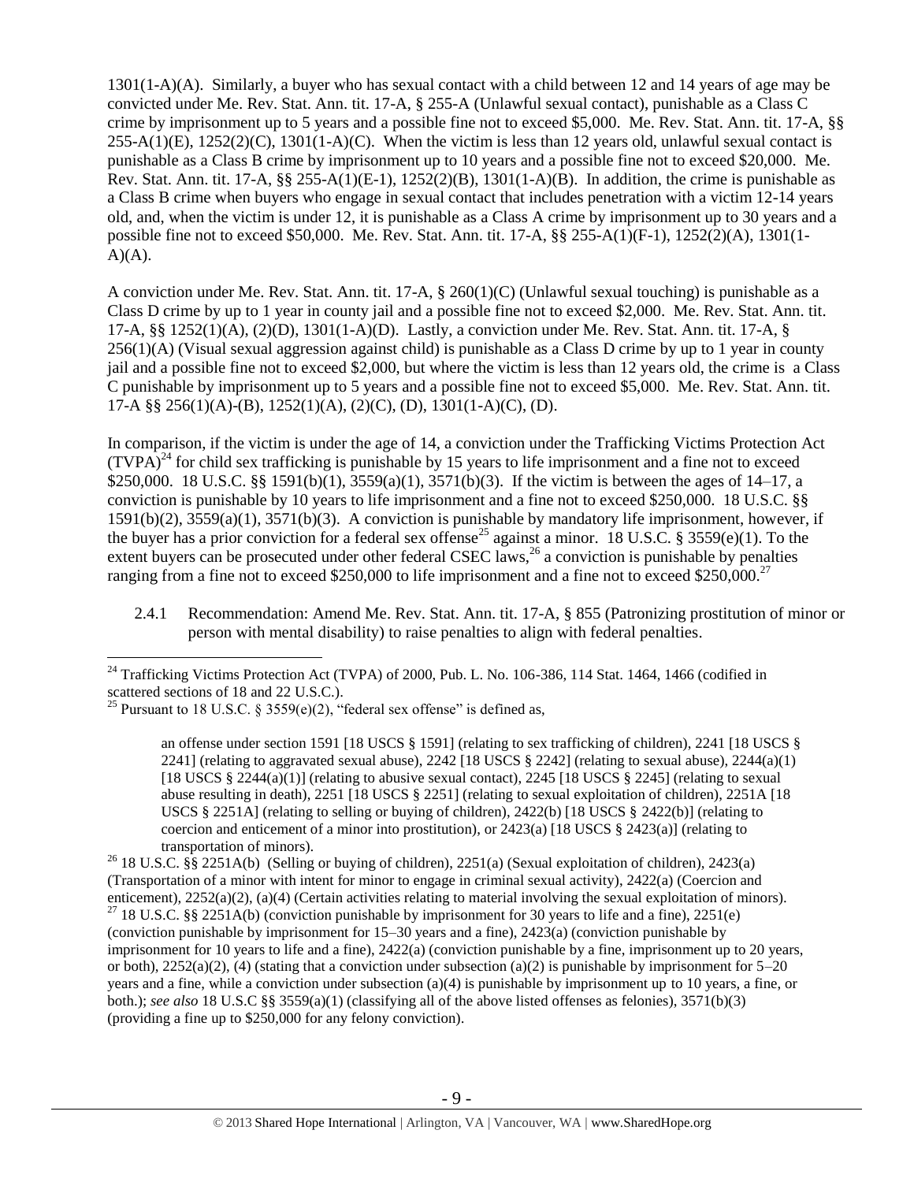1301(1-A)(A). Similarly, a buyer who has sexual contact with a child between 12 and 14 years of age may be convicted under Me. Rev. Stat. Ann. tit. 17-A, § 255-A (Unlawful sexual contact), punishable as a Class C crime by imprisonment up to 5 years and a possible fine not to exceed $5,000. Me. Rev. Stat. Ann. tit. 17-A, §§ 255-A(1)(E), 1252(2)(C), 1301(1-A)(C). When the victim is less than 12 years old, unlawful sexual contact is punishable as a Class B crime by imprisonment up to 10 years and a possible fine not to exceed $20,000. Me. Rev. Stat. Ann. tit. 17-A, §§ 255-A(1)(E-1), 1252(2)(B), 1301(1-A)(B). In addition, the crime is punishable as a Class B crime when buyers who engage in sexual contact that includes penetration with a victim 12-14 years old, and, when the victim is under 12, it is punishable as a Class A crime by imprisonment up to 30 years and a possible fine not to exceed $50,000. Me. Rev. Stat. Ann. tit. 17-A, §§ 255-A(1)(F-1), 1252(2)(A), 1301(1-A)(A).

A conviction under Me. Rev. Stat. Ann. tit. 17-A, § 260(1)(C) (Unlawful sexual touching) is punishable as a Class D crime by up to 1 year in county jail and a possible fine not to exceed $2,000. Me. Rev. Stat. Ann. tit. 17-A, §§ 1252(1)(A), (2)(D), 1301(1-A)(D). Lastly, a conviction under Me. Rev. Stat. Ann. tit. 17-A, § 256(1)(A) (Visual sexual aggression against child) is punishable as a Class D crime by up to 1 year in county jail and a possible fine not to exceed $2,000, but where the victim is less than 12 years old, the crime is a Class C punishable by imprisonment up to 5 years and a possible fine not to exceed $5,000. Me. Rev. Stat. Ann. tit. 17-A §§ 256(1)(A)-(B), 1252(1)(A), (2)(C), (D), 1301(1-A)(C), (D).

In comparison, if the victim is under the age of 14, a conviction under the Trafficking Victims Protection Act (TVPA)[24] for child sex trafficking is punishable by 15 years to life imprisonment and a fine not to exceed $250,000. 18 U.S.C. §§ 1591(b)(1), 3559(a)(1), 3571(b)(3). If the victim is between the ages of 14–17, a conviction is punishable by 10 years to life imprisonment and a fine not to exceed $250,000. 18 U.S.C. §§ 1591(b)(2), 3559(a)(1), 3571(b)(3). A conviction is punishable by mandatory life imprisonment, however, if the buyer has a prior conviction for a federal sex offense[25] against a minor. 18 U.S.C. § 3559(e)(1). To the extent buyers can be prosecuted under other federal CSEC laws,[26] a conviction is punishable by penalties ranging from a fine not to exceed $250,000 to life imprisonment and a fine not to exceed $250,000.[27]

2.4.1 Recommendation: Amend Me. Rev. Stat. Ann. tit. 17-A, § 855 (Patronizing prostitution of minor or person with mental disability) to raise penalties to align with federal penalties.

---

[24] Trafficking Victims Protection Act (TVPA) of 2000, Pub. L. No. 106-386, 114 Stat. 1464, 1466 (codified in scattered sections of 18 and 22 U.S.C.).

[25] Pursuant to 18 U.S.C. § 3559(e)(2), "federal sex offense" is defined as,

> an offense under section 1591 [18 USCS § 1591] (relating to sex trafficking of children), 2241 [18 USCS § 2241] (relating to aggravated sexual abuse), 2242 [18 USCS § 2242] (relating to sexual abuse), 2244(a)(1) [18 USCS § 2244(a)(1)] (relating to abusive sexual contact), 2245 [18 USCS § 2245] (relating to sexual abuse resulting in death), 2251 [18 USCS § 2251] (relating to sexual exploitation of children), 2251A [18 USCS § 2251A] (relating to selling or buying of children), 2422(b) [18 USCS § 2422(b)] (relating to coercion and enticement of a minor into prostitution), or 2423(a) [18 USCS § 2423(a)] (relating to transportation of minors).

[26] 18 U.S.C. §§ 2251A(b) (Selling or buying of children), 2251(a) (Sexual exploitation of children), 2423(a) (Transportation of a minor with intent for minor to engage in criminal sexual activity), 2422(a) (Coercion and enticement), 2252(a)(2), (a)(4) (Certain activities relating to material involving the sexual exploitation of minors).

[27] 18 U.S.C. §§ 2251A(b) (conviction punishable by imprisonment for 30 years to life and a fine), 2251(e) (conviction punishable by imprisonment for 15–30 years and a fine), 2423(a) (conviction punishable by imprisonment for 10 years to life and a fine), 2422(a) (conviction punishable by a fine, imprisonment up to 20 years, or both), 2252(a)(2), (4) (stating that a conviction under subsection (a)(2) is punishable by imprisonment for 5–20 years and a fine, while a conviction under subsection (a)(4) is punishable by imprisonment up to 10 years, a fine, or both.); *see also* 18 U.S.C §§ 3559(a)(1) (classifying all of the above listed offenses as felonies), 3571(b)(3) (providing a fine up to $250,000 for any felony conviction).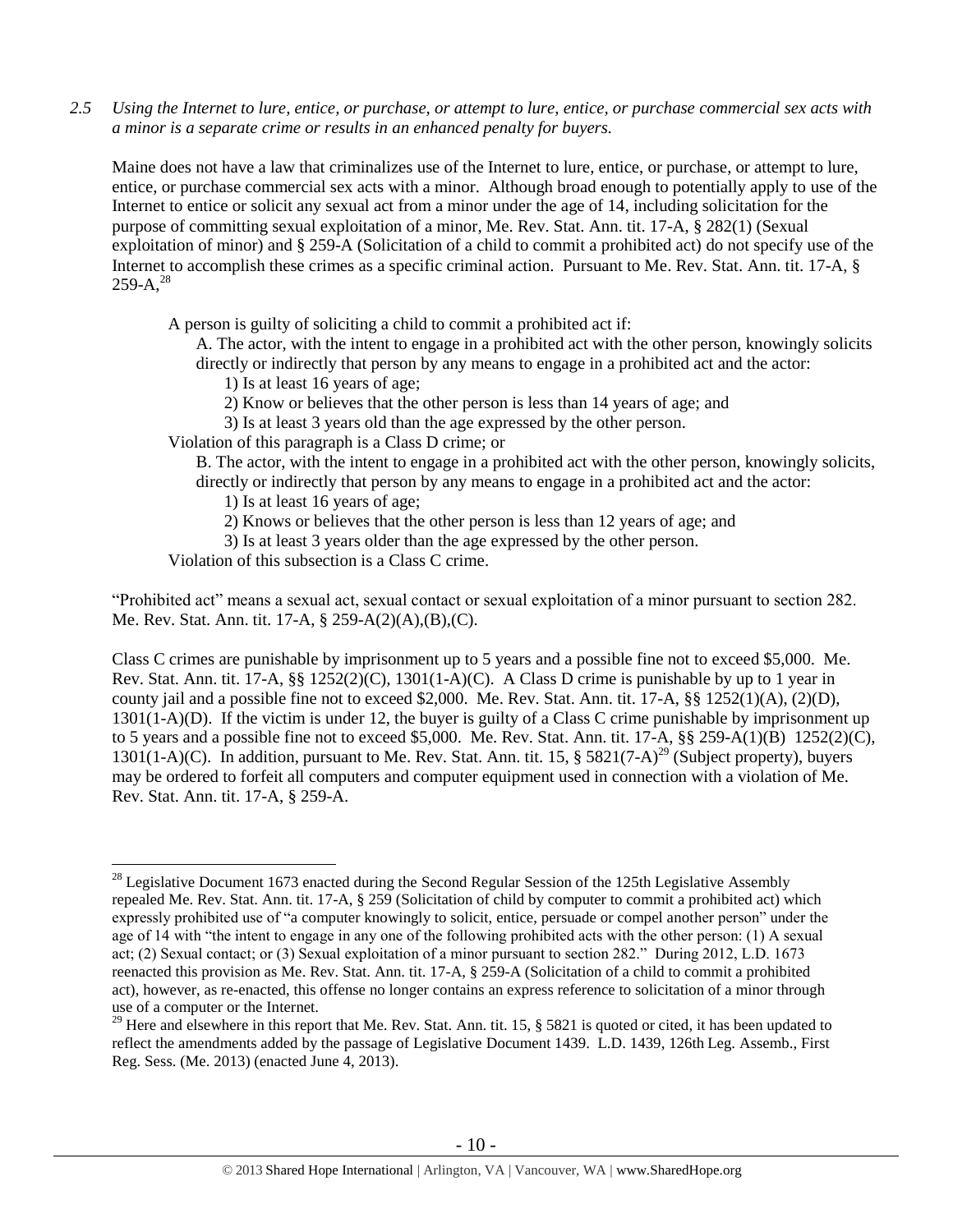*2.5 Using the Internet to lure, entice, or purchase, or attempt to lure, entice, or purchase commercial sex acts with a minor is a separate crime or results in an enhanced penalty for buyers.*

Maine does not have a law that criminalizes use of the Internet to lure, entice, or purchase, or attempt to lure, entice, or purchase commercial sex acts with a minor. Although broad enough to potentially apply to use of the Internet to entice or solicit any sexual act from a minor under the age of 14, including solicitation for the purpose of committing sexual exploitation of a minor, Me. Rev. Stat. Ann. tit. 17-A, § 282(1) (Sexual exploitation of minor) and § 259-A (Solicitation of a child to commit a prohibited act) do not specify use of the Internet to accomplish these crimes as a specific criminal action. Pursuant to Me. Rev. Stat. Ann. tit. 17-A, § 259-A,[28]

> A person is guilty of soliciting a child to commit a prohibited act if:
>
> A. The actor, with the intent to engage in a prohibited act with the other person, knowingly solicits directly or indirectly that person by any means to engage in a prohibited act and the actor:
>
> 1) Is at least 16 years of age;
>
> 2) Know or believes that the other person is less than 14 years of age; and
>
> 3) Is at least 3 years old than the age expressed by the other person.
>
> Violation of this paragraph is a Class D crime; or
>
> B. The actor, with the intent to engage in a prohibited act with the other person, knowingly solicits, directly or indirectly that person by any means to engage in a prohibited act and the actor:
>
> 1) Is at least 16 years of age;
>
> 2) Knows or believes that the other person is less than 12 years of age; and
>
> 3) Is at least 3 years older than the age expressed by the other person.
>
> Violation of this subsection is a Class C crime.

"Prohibited act" means a sexual act, sexual contact or sexual exploitation of a minor pursuant to section 282. Me. Rev. Stat. Ann. tit. 17-A, § 259-A(2)(A),(B),(C).

Class C crimes are punishable by imprisonment up to 5 years and a possible fine not to exceed $5,000. Me. Rev. Stat. Ann. tit. 17-A, §§ 1252(2)(C), 1301(1-A)(C). A Class D crime is punishable by up to 1 year in county jail and a possible fine not to exceed $2,000. Me. Rev. Stat. Ann. tit. 17-A, §§ 1252(1)(A), (2)(D), 1301(1-A)(D). If the victim is under 12, the buyer is guilty of a Class C crime punishable by imprisonment up to 5 years and a possible fine not to exceed $5,000. Me. Rev. Stat. Ann. tit. 17-A, §§ 259-A(1)(B) 1252(2)(C), 1301(1-A)(C). In addition, pursuant to Me. Rev. Stat. Ann. tit. 15, § 5821(7-A)[29] (Subject property), buyers may be ordered to forfeit all computers and computer equipment used in connection with a violation of Me. Rev. Stat. Ann. tit. 17-A, § 259-A.

---

[28] Legislative Document 1673 enacted during the Second Regular Session of the 125th Legislative Assembly repealed Me. Rev. Stat. Ann. tit. 17-A, § 259 (Solicitation of child by computer to commit a prohibited act) which expressly prohibited use of "a computer knowingly to solicit, entice, persuade or compel another person" under the age of 14 with "the intent to engage in any one of the following prohibited acts with the other person: (1) A sexual act; (2) Sexual contact; or (3) Sexual exploitation of a minor pursuant to section 282." During 2012, L.D. 1673 reenacted this provision as Me. Rev. Stat. Ann. tit. 17-A, § 259-A (Solicitation of a child to commit a prohibited act), however, as re-enacted, this offense no longer contains an express reference to solicitation of a minor through use of a computer or the Internet.

[29] Here and elsewhere in this report that Me. Rev. Stat. Ann. tit. 15, § 5821 is quoted or cited, it has been updated to reflect the amendments added by the passage of Legislative Document 1439. L.D. 1439, 126th Leg. Assemb., First Reg. Sess. (Me. 2013) (enacted June 4, 2013).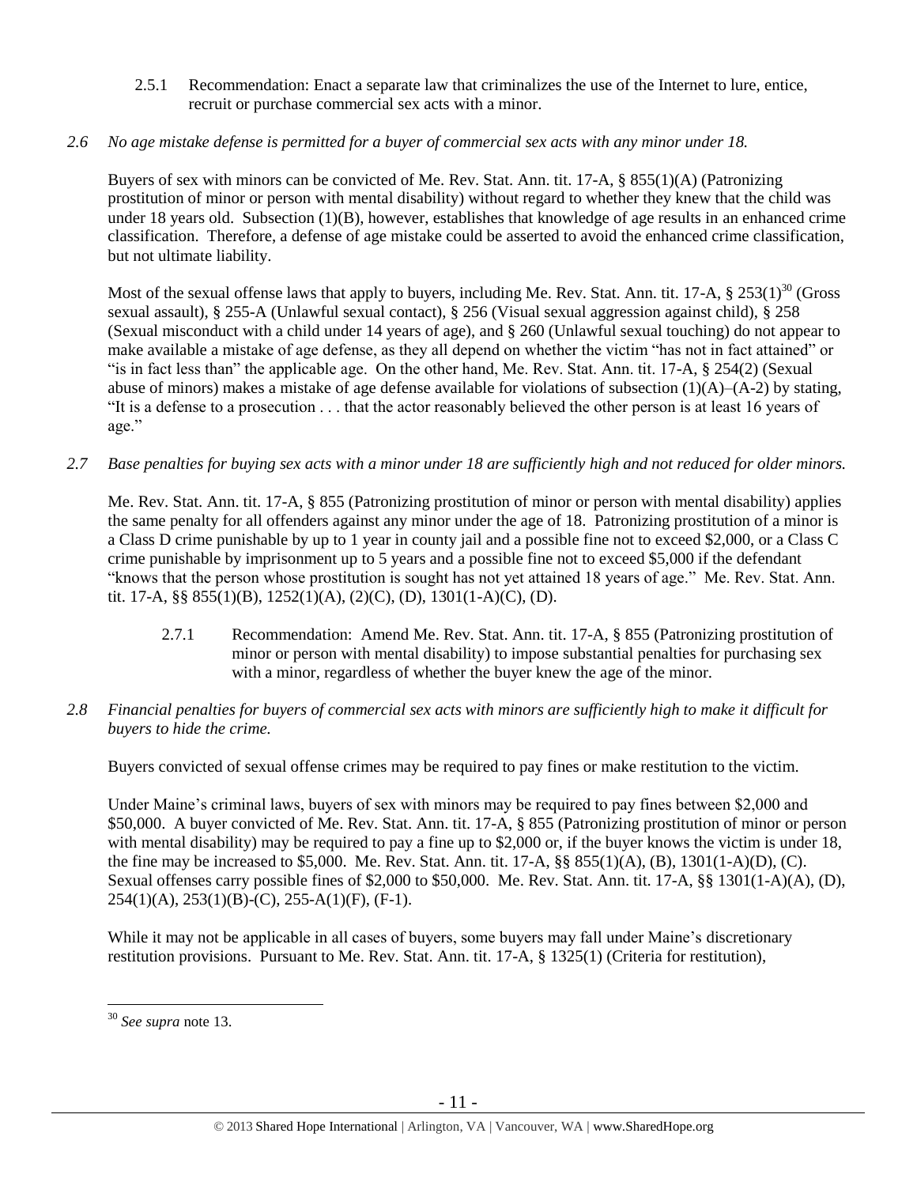2.5.1 Recommendation: Enact a separate law that criminalizes the use of the Internet to lure, entice, recruit or purchase commercial sex acts with a minor.

*2.6 No age mistake defense is permitted for a buyer of commercial sex acts with any minor under 18.*

Buyers of sex with minors can be convicted of Me. Rev. Stat. Ann. tit. 17-A, § 855(1)(A) (Patronizing prostitution of minor or person with mental disability) without regard to whether they knew that the child was under 18 years old. Subsection (1)(B), however, establishes that knowledge of age results in an enhanced crime classification. Therefore, a defense of age mistake could be asserted to avoid the enhanced crime classification, but not ultimate liability.

Most of the sexual offense laws that apply to buyers, including Me. Rev. Stat. Ann. tit. 17-A, § 253(1)[30] (Gross sexual assault), § 255-A (Unlawful sexual contact), § 256 (Visual sexual aggression against child), § 258 (Sexual misconduct with a child under 14 years of age), and § 260 (Unlawful sexual touching) do not appear to make available a mistake of age defense, as they all depend on whether the victim "has not in fact attained" or "is in fact less than" the applicable age. On the other hand, Me. Rev. Stat. Ann. tit. 17-A, § 254(2) (Sexual abuse of minors) makes a mistake of age defense available for violations of subsection (1)(A)–(A-2) by stating, "It is a defense to a prosecution . . . that the actor reasonably believed the other person is at least 16 years of age."

*2.7 Base penalties for buying sex acts with a minor under 18 are sufficiently high and not reduced for older minors.*

Me. Rev. Stat. Ann. tit. 17-A, § 855 (Patronizing prostitution of minor or person with mental disability) applies the same penalty for all offenders against any minor under the age of 18. Patronizing prostitution of a minor is a Class D crime punishable by up to 1 year in county jail and a possible fine not to exceed $2,000, or a Class C crime punishable by imprisonment up to 5 years and a possible fine not to exceed $5,000 if the defendant "knows that the person whose prostitution is sought has not yet attained 18 years of age." Me. Rev. Stat. Ann. tit. 17-A, §§ 855(1)(B), 1252(1)(A), (2)(C), (D), 1301(1-A)(C), (D).

2.7.1 Recommendation: Amend Me. Rev. Stat. Ann. tit. 17-A, § 855 (Patronizing prostitution of minor or person with mental disability) to impose substantial penalties for purchasing sex with a minor, regardless of whether the buyer knew the age of the minor.

*2.8 Financial penalties for buyers of commercial sex acts with minors are sufficiently high to make it difficult for buyers to hide the crime.*

Buyers convicted of sexual offense crimes may be required to pay fines or make restitution to the victim.

Under Maine's criminal laws, buyers of sex with minors may be required to pay fines between $2,000 and $50,000. A buyer convicted of Me. Rev. Stat. Ann. tit. 17-A, § 855 (Patronizing prostitution of minor or person with mental disability) may be required to pay a fine up to $2,000 or, if the buyer knows the victim is under 18, the fine may be increased to $5,000. Me. Rev. Stat. Ann. tit. 17-A, §§ 855(1)(A), (B), 1301(1-A)(D), (C). Sexual offenses carry possible fines of $2,000 to $50,000. Me. Rev. Stat. Ann. tit. 17-A, §§ 1301(1-A)(A), (D), 254(1)(A), 253(1)(B)-(C), 255-A(1)(F), (F-1).

While it may not be applicable in all cases of buyers, some buyers may fall under Maine's discretionary restitution provisions. Pursuant to Me. Rev. Stat. Ann. tit. 17-A, § 1325(1) (Criteria for restitution),

[30] *See supra* note 13.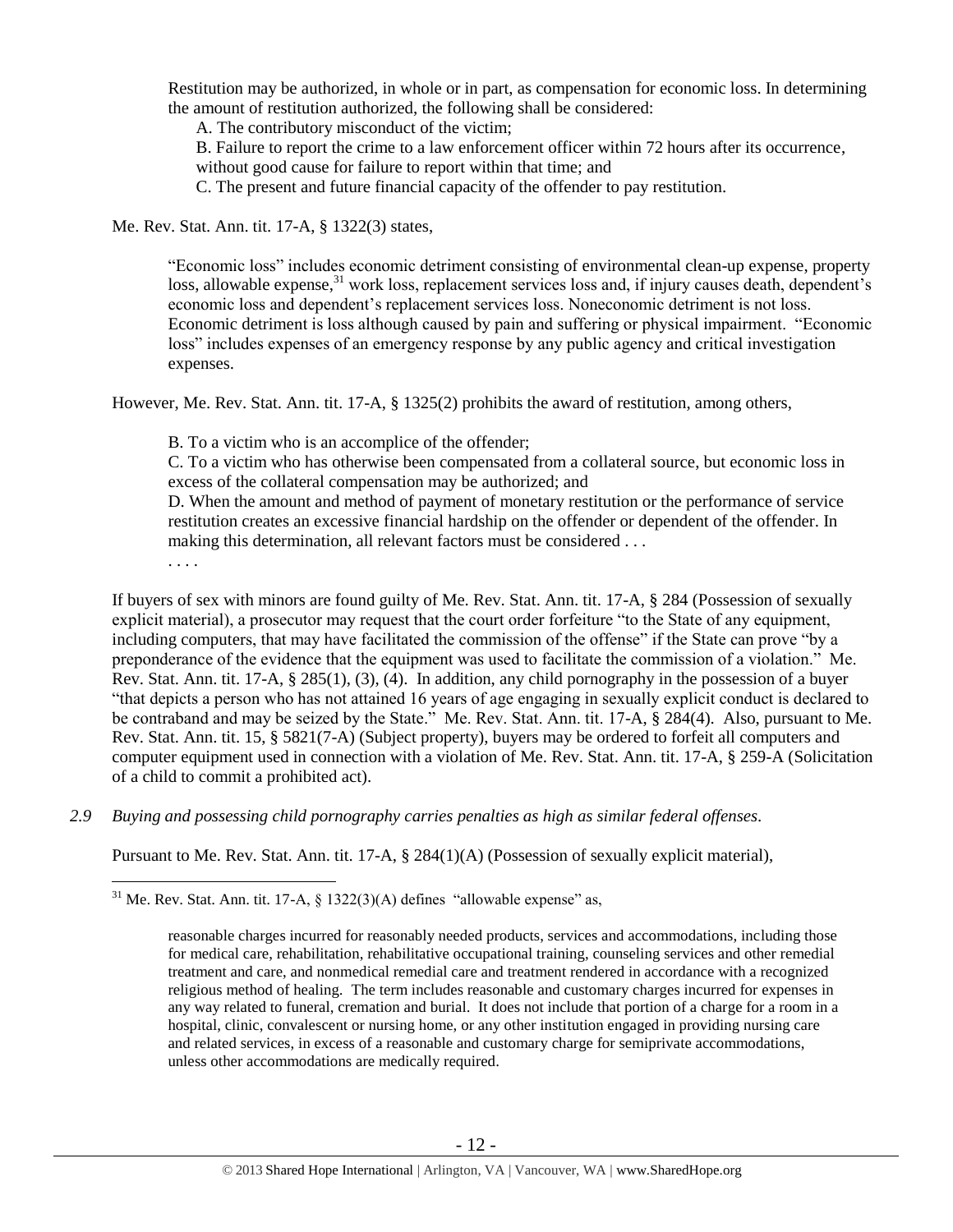> Restitution may be authorized, in whole or in part, as compensation for economic loss. In determining the amount of restitution authorized, the following shall be considered:
>
> A. The contributory misconduct of the victim;
>
> B. Failure to report the crime to a law enforcement officer within 72 hours after its occurrence, without good cause for failure to report within that time; and
>
> C. The present and future financial capacity of the offender to pay restitution.

Me. Rev. Stat. Ann. tit. 17-A, § 1322(3) states,

> "Economic loss" includes economic detriment consisting of environmental clean-up expense, property loss, allowable expense,[31] work loss, replacement services loss and, if injury causes death, dependent's economic loss and dependent's replacement services loss. Noneconomic detriment is not loss. Economic detriment is loss although caused by pain and suffering or physical impairment. "Economic loss" includes expenses of an emergency response by any public agency and critical investigation expenses.

However, Me. Rev. Stat. Ann. tit. 17-A, § 1325(2) prohibits the award of restitution, among others,

> B. To a victim who is an accomplice of the offender;
>
> C. To a victim who has otherwise been compensated from a collateral source, but economic loss in excess of the collateral compensation may be authorized; and
>
> D. When the amount and method of payment of monetary restitution or the performance of service restitution creates an excessive financial hardship on the offender or dependent of the offender. In making this determination, all relevant factors must be considered . . .
>
> . . . .

If buyers of sex with minors are found guilty of Me. Rev. Stat. Ann. tit. 17-A, § 284 (Possession of sexually explicit material), a prosecutor may request that the court order forfeiture "to the State of any equipment, including computers, that may have facilitated the commission of the offense" if the State can prove "by a preponderance of the evidence that the equipment was used to facilitate the commission of a violation." Me. Rev. Stat. Ann. tit. 17-A, § 285(1), (3), (4). In addition, any child pornography in the possession of a buyer "that depicts a person who has not attained 16 years of age engaging in sexually explicit conduct is declared to be contraband and may be seized by the State." Me. Rev. Stat. Ann. tit. 17-A, § 284(4). Also, pursuant to Me. Rev. Stat. Ann. tit. 15, § 5821(7-A) (Subject property), buyers may be ordered to forfeit all computers and computer equipment used in connection with a violation of Me. Rev. Stat. Ann. tit. 17-A, § 259-A (Solicitation of a child to commit a prohibited act).

*2.9 Buying and possessing child pornography carries penalties as high as similar federal offenses.*

Pursuant to Me. Rev. Stat. Ann. tit. 17-A, § 284(1)(A) (Possession of sexually explicit material),

---

[31] Me. Rev. Stat. Ann. tit. 17-A, § 1322(3)(A) defines "allowable expense" as,

> reasonable charges incurred for reasonably needed products, services and accommodations, including those for medical care, rehabilitation, rehabilitative occupational training, counseling services and other remedial treatment and care, and nonmedical remedial care and treatment rendered in accordance with a recognized religious method of healing. The term includes reasonable and customary charges incurred for expenses in any way related to funeral, cremation and burial. It does not include that portion of a charge for a room in a hospital, clinic, convalescent or nursing home, or any other institution engaged in providing nursing care and related services, in excess of a reasonable and customary charge for semiprivate accommodations, unless other accommodations are medically required.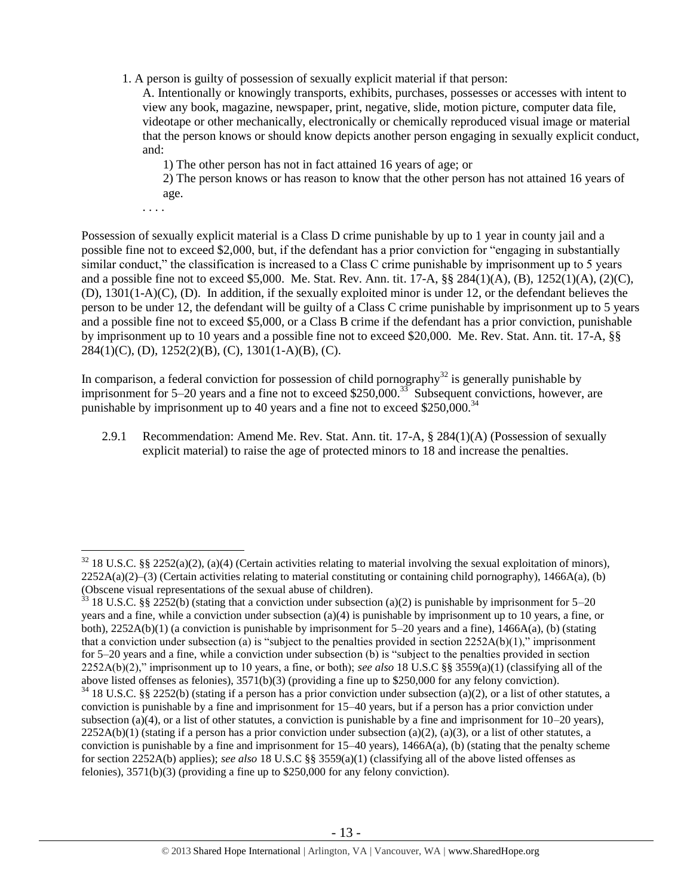1. A person is guilty of possession of sexually explicit material if that person:

   A. Intentionally or knowingly transports, exhibits, purchases, possesses or accesses with intent to view any book, magazine, newspaper, print, negative, slide, motion picture, computer data file, videotape or other mechanically, electronically or chemically reproduced visual image or material that the person knows or should know depicts another person engaging in sexually explicit conduct, and:

      1) The other person has not in fact attained 16 years of age; or

      2) The person knows or has reason to know that the other person has not attained 16 years of age.

   . . . .

Possession of sexually explicit material is a Class D crime punishable by up to 1 year in county jail and a possible fine not to exceed $2,000, but, if the defendant has a prior conviction for "engaging in substantially similar conduct," the classification is increased to a Class C crime punishable by imprisonment up to 5 years and a possible fine not to exceed $5,000. Me. Stat. Rev. Ann. tit. 17-A, §§ 284(1)(A), (B), 1252(1)(A), (2)(C), (D), 1301(1-A)(C), (D). In addition, if the sexually exploited minor is under 12, or the defendant believes the person to be under 12, the defendant will be guilty of a Class C crime punishable by imprisonment up to 5 years and a possible fine not to exceed $5,000, or a Class B crime if the defendant has a prior conviction, punishable by imprisonment up to 10 years and a possible fine not to exceed $20,000. Me. Rev. Stat. Ann. tit. 17-A, §§ 284(1)(C), (D), 1252(2)(B), (C), 1301(1-A)(B), (C).

In comparison, a federal conviction for possession of child pornography[32] is generally punishable by imprisonment for 5–20 years and a fine not to exceed $250,000.[33] Subsequent convictions, however, are punishable by imprisonment up to 40 years and a fine not to exceed $250,000.[34]

2.9.1 Recommendation: Amend Me. Rev. Stat. Ann. tit. 17-A, § 284(1)(A) (Possession of sexually explicit material) to raise the age of protected minors to 18 and increase the penalties.

---

[32] 18 U.S.C. §§ 2252(a)(2), (a)(4) (Certain activities relating to material involving the sexual exploitation of minors), 2252A(a)(2)–(3) (Certain activities relating to material constituting or containing child pornography), 1466A(a), (b) (Obscene visual representations of the sexual abuse of children).

[33] 18 U.S.C. §§ 2252(b) (stating that a conviction under subsection (a)(2) is punishable by imprisonment for 5–20 years and a fine, while a conviction under subsection (a)(4) is punishable by imprisonment up to 10 years, a fine, or both), 2252A(b)(1) (a conviction is punishable by imprisonment for 5–20 years and a fine), 1466A(a), (b) (stating that a conviction under subsection (a) is "subject to the penalties provided in section 2252A(b)(1)," imprisonment for 5–20 years and a fine, while a conviction under subsection (b) is "subject to the penalties provided in section 2252A(b)(2)," imprisonment up to 10 years, a fine, or both); *see also* 18 U.S.C §§ 3559(a)(1) (classifying all of the above listed offenses as felonies), 3571(b)(3) (providing a fine up to $250,000 for any felony conviction).

[34] 18 U.S.C. §§ 2252(b) (stating if a person has a prior conviction under subsection (a)(2), or a list of other statutes, a conviction is punishable by a fine and imprisonment for 15–40 years, but if a person has a prior conviction under subsection (a)(4), or a list of other statutes, a conviction is punishable by a fine and imprisonment for 10–20 years), 2252A(b)(1) (stating if a person has a prior conviction under subsection (a)(2), (a)(3), or a list of other statutes, a conviction is punishable by a fine and imprisonment for 15–40 years), 1466A(a), (b) (stating that the penalty scheme for section 2252A(b) applies); *see also* 18 U.S.C §§ 3559(a)(1) (classifying all of the above listed offenses as felonies), 3571(b)(3) (providing a fine up to $250,000 for any felony conviction).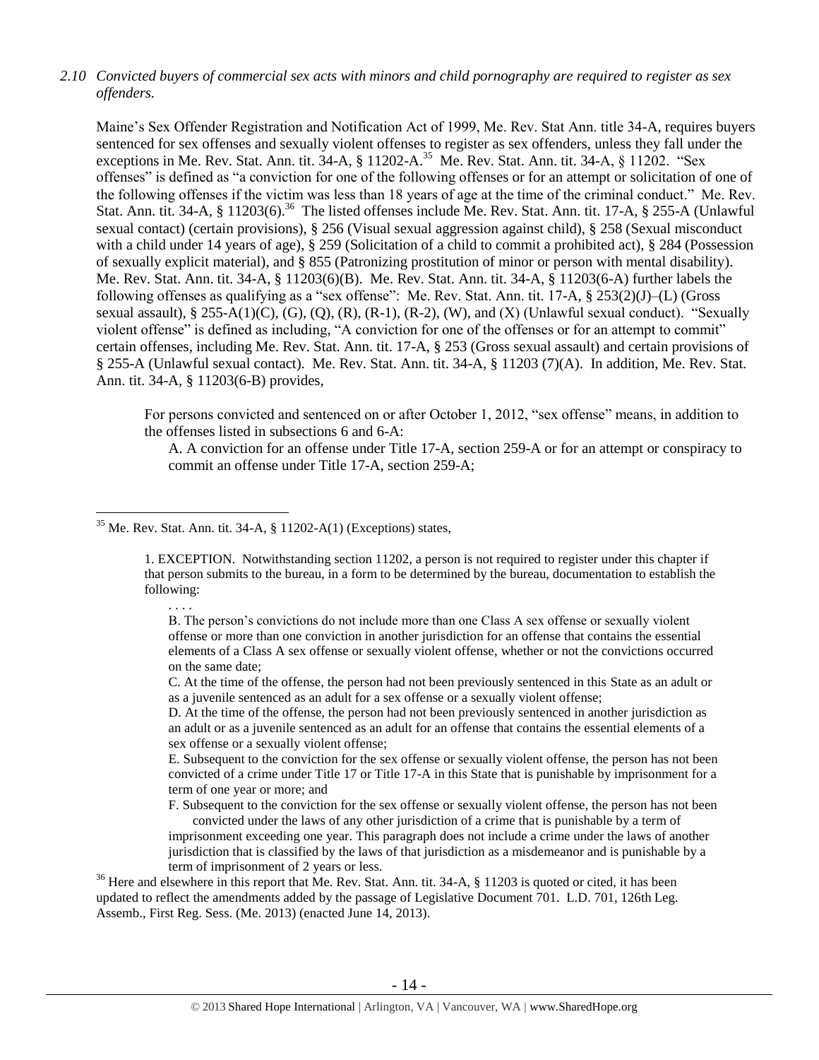*2.10 Convicted buyers of commercial sex acts with minors and child pornography are required to register as sex offenders.*

Maine's Sex Offender Registration and Notification Act of 1999, Me. Rev. Stat Ann. title 34-A, requires buyers sentenced for sex offenses and sexually violent offenses to register as sex offenders, unless they fall under the exceptions in Me. Rev. Stat. Ann. tit. 34-A, § 11202-A.[35] Me. Rev. Stat. Ann. tit. 34-A, § 11202. "Sex offenses" is defined as "a conviction for one of the following offenses or for an attempt or solicitation of one of the following offenses if the victim was less than 18 years of age at the time of the criminal conduct." Me. Rev. Stat. Ann. tit. 34-A, § 11203(6).[36] The listed offenses include Me. Rev. Stat. Ann. tit. 17-A, § 255-A (Unlawful sexual contact) (certain provisions), § 256 (Visual sexual aggression against child), § 258 (Sexual misconduct with a child under 14 years of age), § 259 (Solicitation of a child to commit a prohibited act), § 284 (Possession of sexually explicit material), and § 855 (Patronizing prostitution of minor or person with mental disability). Me. Rev. Stat. Ann. tit. 34-A, § 11203(6)(B). Me. Rev. Stat. Ann. tit. 34-A, § 11203(6-A) further labels the following offenses as qualifying as a "sex offense": Me. Rev. Stat. Ann. tit. 17-A, § 253(2)(J)–(L) (Gross sexual assault), § 255-A(1)(C), (G), (Q), (R), (R-1), (R-2), (W), and (X) (Unlawful sexual conduct). "Sexually violent offense" is defined as including, "A conviction for one of the offenses or for an attempt to commit" certain offenses, including Me. Rev. Stat. Ann. tit. 17-A, § 253 (Gross sexual assault) and certain provisions of § 255-A (Unlawful sexual contact). Me. Rev. Stat. Ann. tit. 34-A, § 11203 (7)(A). In addition, Me. Rev. Stat. Ann. tit. 34-A, § 11203(6-B) provides,

> For persons convicted and sentenced on or after October 1, 2012, "sex offense" means, in addition to the offenses listed in subsections 6 and 6-A:
>
> A. A conviction for an offense under Title 17-A, section 259-A or for an attempt or conspiracy to commit an offense under Title 17-A, section 259-A;

---

[35] Me. Rev. Stat. Ann. tit. 34-A, § 11202-A(1) (Exceptions) states,

> 1. EXCEPTION. Notwithstanding section 11202, a person is not required to register under this chapter if that person submits to the bureau, in a form to be determined by the bureau, documentation to establish the following:
>
> . . . .
>
> B. The person's convictions do not include more than one Class A sex offense or sexually violent offense or more than one conviction in another jurisdiction for an offense that contains the essential elements of a Class A sex offense or sexually violent offense, whether or not the convictions occurred on the same date;
>
> C. At the time of the offense, the person had not been previously sentenced in this State as an adult or as a juvenile sentenced as an adult for a sex offense or a sexually violent offense;
>
> D. At the time of the offense, the person had not been previously sentenced in another jurisdiction as an adult or as a juvenile sentenced as an adult for an offense that contains the essential elements of a sex offense or a sexually violent offense;
>
> E. Subsequent to the conviction for the sex offense or sexually violent offense, the person has not been convicted of a crime under Title 17 or Title 17-A in this State that is punishable by imprisonment for a term of one year or more; and
>
> F. Subsequent to the conviction for the sex offense or sexually violent offense, the person has not been convicted under the laws of any other jurisdiction of a crime that is punishable by a term of imprisonment exceeding one year. This paragraph does not include a crime under the laws of another jurisdiction that is classified by the laws of that jurisdiction as a misdemeanor and is punishable by a term of imprisonment of 2 years or less.

[36] Here and elsewhere in this report that Me. Rev. Stat. Ann. tit. 34-A, § 11203 is quoted or cited, it has been updated to reflect the amendments added by the passage of Legislative Document 701. L.D. 701, 126th Leg. Assemb., First Reg. Sess. (Me. 2013) (enacted June 14, 2013).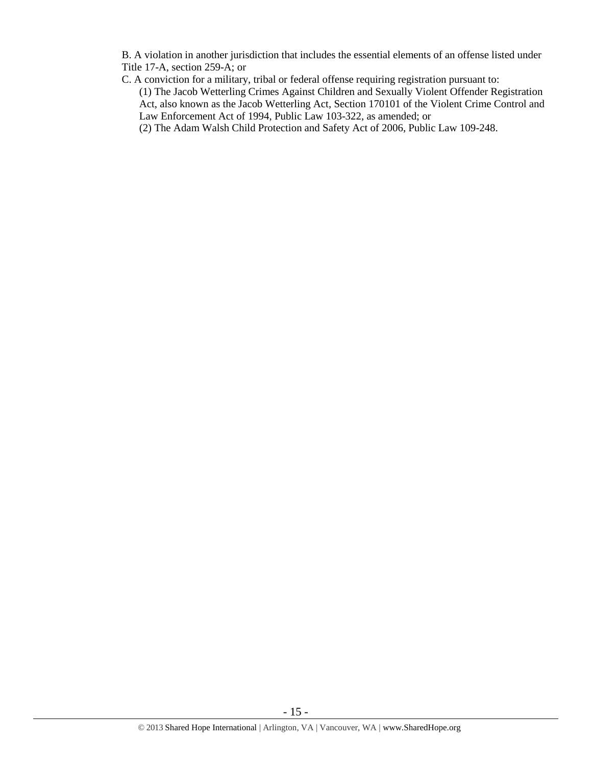B. A violation in another jurisdiction that includes the essential elements of an offense listed under Title 17-A, section 259-A; or

C. A conviction for a military, tribal or federal offense requiring registration pursuant to:

(1) The Jacob Wetterling Crimes Against Children and Sexually Violent Offender Registration Act, also known as the Jacob Wetterling Act, Section 170101 of the Violent Crime Control and Law Enforcement Act of 1994, Public Law 103-322, as amended; or

(2) The Adam Walsh Child Protection and Safety Act of 2006, Public Law 109-248.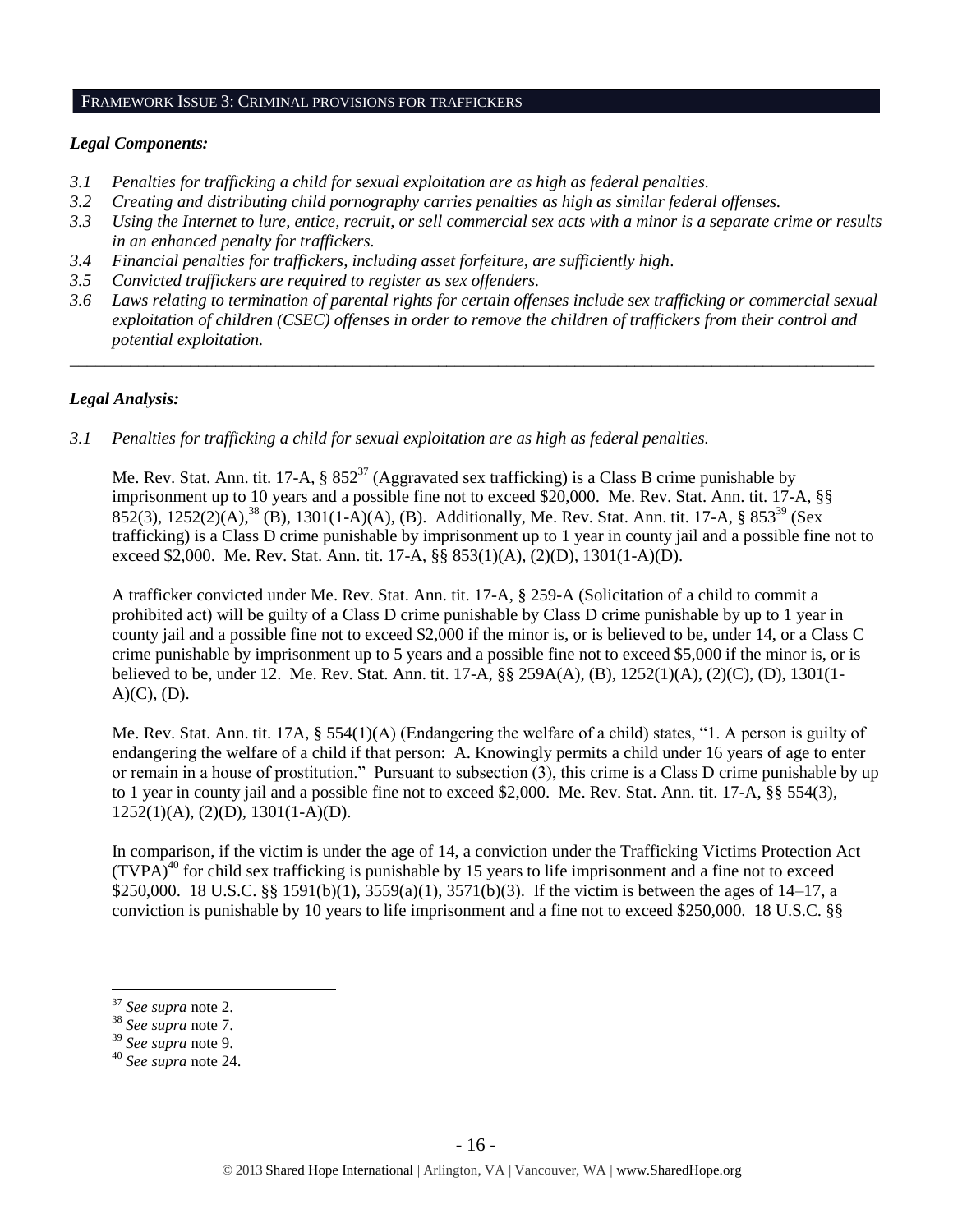## FRAMEWORK ISSUE 3: CRIMINAL PROVISIONS FOR TRAFFICKERS

### *Legal Components:*

- *3.1 Penalties for trafficking a child for sexual exploitation are as high as federal penalties.*
- *3.2 Creating and distributing child pornography carries penalties as high as similar federal offenses.*
- *3.3 Using the Internet to lure, entice, recruit, or sell commercial sex acts with a minor is a separate crime or results in an enhanced penalty for traffickers.*
- *3.4 Financial penalties for traffickers, including asset forfeiture, are sufficiently high.*
- *3.5 Convicted traffickers are required to register as sex offenders.*
- *3.6 Laws relating to termination of parental rights for certain offenses include sex trafficking or commercial sexual exploitation of children (CSEC) offenses in order to remove the children of traffickers from their control and potential exploitation.*

---

### *Legal Analysis:*

*3.1 Penalties for trafficking a child for sexual exploitation are as high as federal penalties.*

Me. Rev. Stat. Ann. tit. 17-A, § 852[37] (Aggravated sex trafficking) is a Class B crime punishable by imprisonment up to 10 years and a possible fine not to exceed $20,000. Me. Rev. Stat. Ann. tit. 17-A, §§ 852(3), 1252(2)(A),[38] (B), 1301(1-A)(A), (B). Additionally, Me. Rev. Stat. Ann. tit. 17-A, § 853[39] (Sex trafficking) is a Class D crime punishable by imprisonment up to 1 year in county jail and a possible fine not to exceed $2,000. Me. Rev. Stat. Ann. tit. 17-A, §§ 853(1)(A), (2)(D), 1301(1-A)(D).

A trafficker convicted under Me. Rev. Stat. Ann. tit. 17-A, § 259-A (Solicitation of a child to commit a prohibited act) will be guilty of a Class D crime punishable by Class D crime punishable by up to 1 year in county jail and a possible fine not to exceed $2,000 if the minor is, or is believed to be, under 14, or a Class C crime punishable by imprisonment up to 5 years and a possible fine not to exceed $5,000 if the minor is, or is believed to be, under 12. Me. Rev. Stat. Ann. tit. 17-A, §§ 259A(A), (B), 1252(1)(A), (2)(C), (D), 1301(1-A)(C), (D).

Me. Rev. Stat. Ann. tit. 17A, § 554(1)(A) (Endangering the welfare of a child) states, "1. A person is guilty of endangering the welfare of a child if that person: A. Knowingly permits a child under 16 years of age to enter or remain in a house of prostitution." Pursuant to subsection (3), this crime is a Class D crime punishable by up to 1 year in county jail and a possible fine not to exceed $2,000. Me. Rev. Stat. Ann. tit. 17-A, §§ 554(3), 1252(1)(A), (2)(D), 1301(1-A)(D).

In comparison, if the victim is under the age of 14, a conviction under the Trafficking Victims Protection Act (TVPA)[40] for child sex trafficking is punishable by 15 years to life imprisonment and a fine not to exceed $250,000. 18 U.S.C. §§ 1591(b)(1), 3559(a)(1), 3571(b)(3). If the victim is between the ages of 14–17, a conviction is punishable by 10 years to life imprisonment and a fine not to exceed $250,000. 18 U.S.C. §§

---

[37] *See supra* note 2.
[38] *See supra* note 7.
[39] *See supra* note 9.
[40] *See supra* note 24.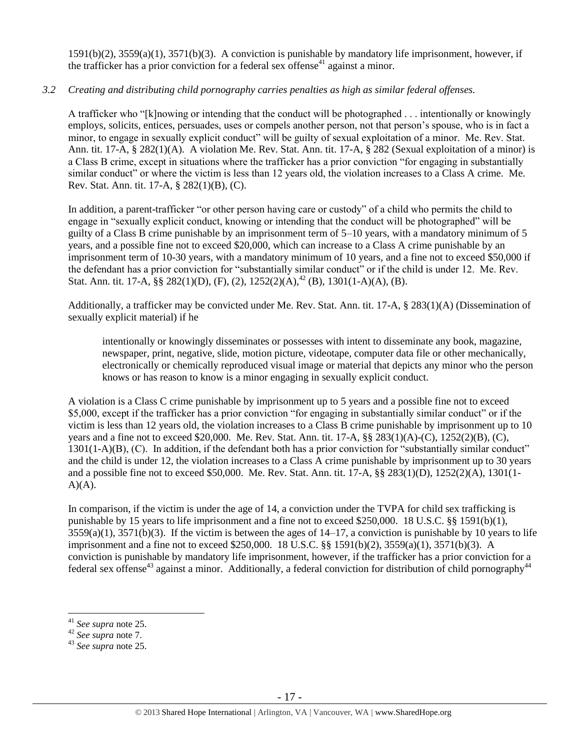1591(b)(2), 3559(a)(1), 3571(b)(3). A conviction is punishable by mandatory life imprisonment, however, if the trafficker has a prior conviction for a federal sex offense[41] against a minor.

*3.2 Creating and distributing child pornography carries penalties as high as similar federal offenses.*

A trafficker who "[k]nowing or intending that the conduct will be photographed . . . intentionally or knowingly employs, solicits, entices, persuades, uses or compels another person, not that person's spouse, who is in fact a minor, to engage in sexually explicit conduct" will be guilty of sexual exploitation of a minor. Me. Rev. Stat. Ann. tit. 17-A, § 282(1)(A). A violation Me. Rev. Stat. Ann. tit. 17-A, § 282 (Sexual exploitation of a minor) is a Class B crime, except in situations where the trafficker has a prior conviction "for engaging in substantially similar conduct" or where the victim is less than 12 years old, the violation increases to a Class A crime. Me. Rev. Stat. Ann. tit. 17-A, § 282(1)(B), (C).

In addition, a parent-trafficker "or other person having care or custody" of a child who permits the child to engage in "sexually explicit conduct, knowing or intending that the conduct will be photographed" will be guilty of a Class B crime punishable by an imprisonment term of 5–10 years, with a mandatory minimum of 5 years, and a possible fine not to exceed $20,000, which can increase to a Class A crime punishable by an imprisonment term of 10-30 years, with a mandatory minimum of 10 years, and a fine not to exceed $50,000 if the defendant has a prior conviction for "substantially similar conduct" or if the child is under 12. Me. Rev. Stat. Ann. tit. 17-A, §§ 282(1)(D), (F), (2), 1252(2)(A),[42] (B), 1301(1-A)(A), (B).

Additionally, a trafficker may be convicted under Me. Rev. Stat. Ann. tit. 17-A, § 283(1)(A) (Dissemination of sexually explicit material) if he

> intentionally or knowingly disseminates or possesses with intent to disseminate any book, magazine, newspaper, print, negative, slide, motion picture, videotape, computer data file or other mechanically, electronically or chemically reproduced visual image or material that depicts any minor who the person knows or has reason to know is a minor engaging in sexually explicit conduct.

A violation is a Class C crime punishable by imprisonment up to 5 years and a possible fine not to exceed $5,000, except if the trafficker has a prior conviction "for engaging in substantially similar conduct" or if the victim is less than 12 years old, the violation increases to a Class B crime punishable by imprisonment up to 10 years and a fine not to exceed $20,000. Me. Rev. Stat. Ann. tit. 17-A, §§ 283(1)(A)-(C), 1252(2)(B), (C), 1301(1-A)(B), (C). In addition, if the defendant both has a prior conviction for "substantially similar conduct" and the child is under 12, the violation increases to a Class A crime punishable by imprisonment up to 30 years and a possible fine not to exceed $50,000. Me. Rev. Stat. Ann. tit. 17-A, §§ 283(1)(D), 1252(2)(A), 1301(1-A)(A).

In comparison, if the victim is under the age of 14, a conviction under the TVPA for child sex trafficking is punishable by 15 years to life imprisonment and a fine not to exceed $250,000. 18 U.S.C. §§ 1591(b)(1), 3559(a)(1), 3571(b)(3). If the victim is between the ages of 14–17, a conviction is punishable by 10 years to life imprisonment and a fine not to exceed $250,000. 18 U.S.C. §§ 1591(b)(2), 3559(a)(1), 3571(b)(3). A conviction is punishable by mandatory life imprisonment, however, if the trafficker has a prior conviction for a federal sex offense[43] against a minor. Additionally, a federal conviction for distribution of child pornography[44]

---

[41] *See supra* note 25.

[42] *See supra* note 7.

[43] *See supra* note 25.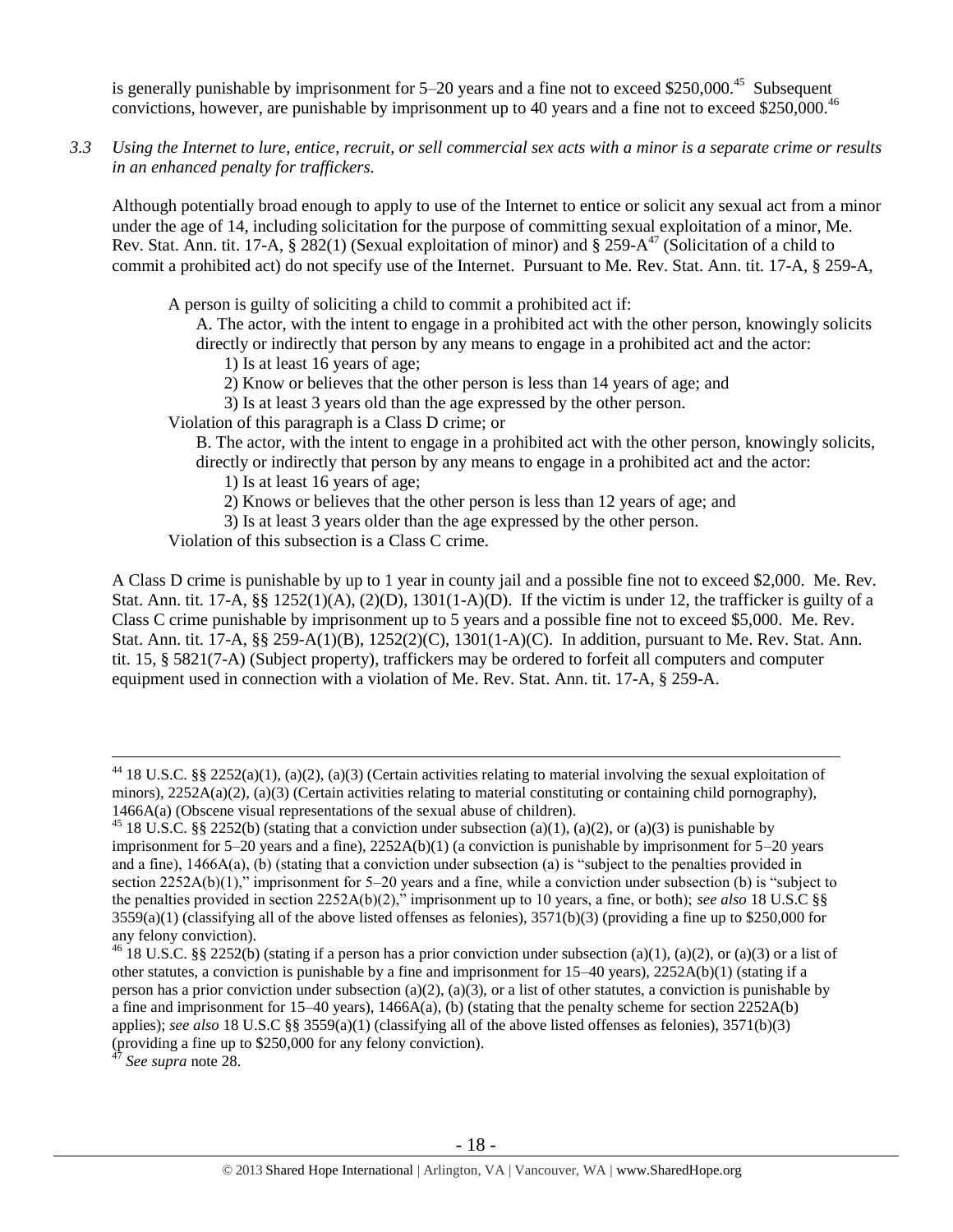is generally punishable by imprisonment for 5–20 years and a fine not to exceed $250,000.[45] Subsequent convictions, however, are punishable by imprisonment up to 40 years and a fine not to exceed $250,000.[46]

*3.3 Using the Internet to lure, entice, recruit, or sell commercial sex acts with a minor is a separate crime or results in an enhanced penalty for traffickers.*

Although potentially broad enough to apply to use of the Internet to entice or solicit any sexual act from a minor under the age of 14, including solicitation for the purpose of committing sexual exploitation of a minor, Me. Rev. Stat. Ann. tit. 17-A, § 282(1) (Sexual exploitation of minor) and § 259-A[47] (Solicitation of a child to commit a prohibited act) do not specify use of the Internet. Pursuant to Me. Rev. Stat. Ann. tit. 17-A, § 259-A,

> A person is guilty of soliciting a child to commit a prohibited act if:
>
> A. The actor, with the intent to engage in a prohibited act with the other person, knowingly solicits directly or indirectly that person by any means to engage in a prohibited act and the actor:
>
> 1) Is at least 16 years of age;
>
> 2) Know or believes that the other person is less than 14 years of age; and
>
> 3) Is at least 3 years old than the age expressed by the other person.
>
> Violation of this paragraph is a Class D crime; or
>
> B. The actor, with the intent to engage in a prohibited act with the other person, knowingly solicits, directly or indirectly that person by any means to engage in a prohibited act and the actor:
>
> 1) Is at least 16 years of age;
>
> 2) Knows or believes that the other person is less than 12 years of age; and
>
> 3) Is at least 3 years older than the age expressed by the other person.
>
> Violation of this subsection is a Class C crime.

A Class D crime is punishable by up to 1 year in county jail and a possible fine not to exceed $2,000. Me. Rev. Stat. Ann. tit. 17-A, §§ 1252(1)(A), (2)(D), 1301(1-A)(D). If the victim is under 12, the trafficker is guilty of a Class C crime punishable by imprisonment up to 5 years and a possible fine not to exceed $5,000. Me. Rev. Stat. Ann. tit. 17-A, §§ 259-A(1)(B), 1252(2)(C), 1301(1-A)(C). In addition, pursuant to Me. Rev. Stat. Ann. tit. 15, § 5821(7-A) (Subject property), traffickers may be ordered to forfeit all computers and computer equipment used in connection with a violation of Me. Rev. Stat. Ann. tit. 17-A, § 259-A.

---

[44] 18 U.S.C. §§ 2252(a)(1), (a)(2), (a)(3) (Certain activities relating to material involving the sexual exploitation of minors), 2252A(a)(2), (a)(3) (Certain activities relating to material constituting or containing child pornography), 1466A(a) (Obscene visual representations of the sexual abuse of children).

[45] 18 U.S.C. §§ 2252(b) (stating that a conviction under subsection (a)(1), (a)(2), or (a)(3) is punishable by imprisonment for 5–20 years and a fine), 2252A(b)(1) (a conviction is punishable by imprisonment for 5–20 years and a fine), 1466A(a), (b) (stating that a conviction under subsection (a) is "subject to the penalties provided in section 2252A(b)(1)," imprisonment for 5–20 years and a fine, while a conviction under subsection (b) is "subject to the penalties provided in section 2252A(b)(2)," imprisonment up to 10 years, a fine, or both); *see also* 18 U.S.C §§ 3559(a)(1) (classifying all of the above listed offenses as felonies), 3571(b)(3) (providing a fine up to $250,000 for any felony conviction).

[46] 18 U.S.C. §§ 2252(b) (stating if a person has a prior conviction under subsection (a)(1), (a)(2), or (a)(3) or a list of other statutes, a conviction is punishable by a fine and imprisonment for 15–40 years), 2252A(b)(1) (stating if a person has a prior conviction under subsection (a)(2), (a)(3), or a list of other statutes, a conviction is punishable by a fine and imprisonment for 15–40 years), 1466A(a), (b) (stating that the penalty scheme for section 2252A(b) applies); *see also* 18 U.S.C §§ 3559(a)(1) (classifying all of the above listed offenses as felonies), 3571(b)(3) (providing a fine up to $250,000 for any felony conviction).

[47] *See supra* note 28.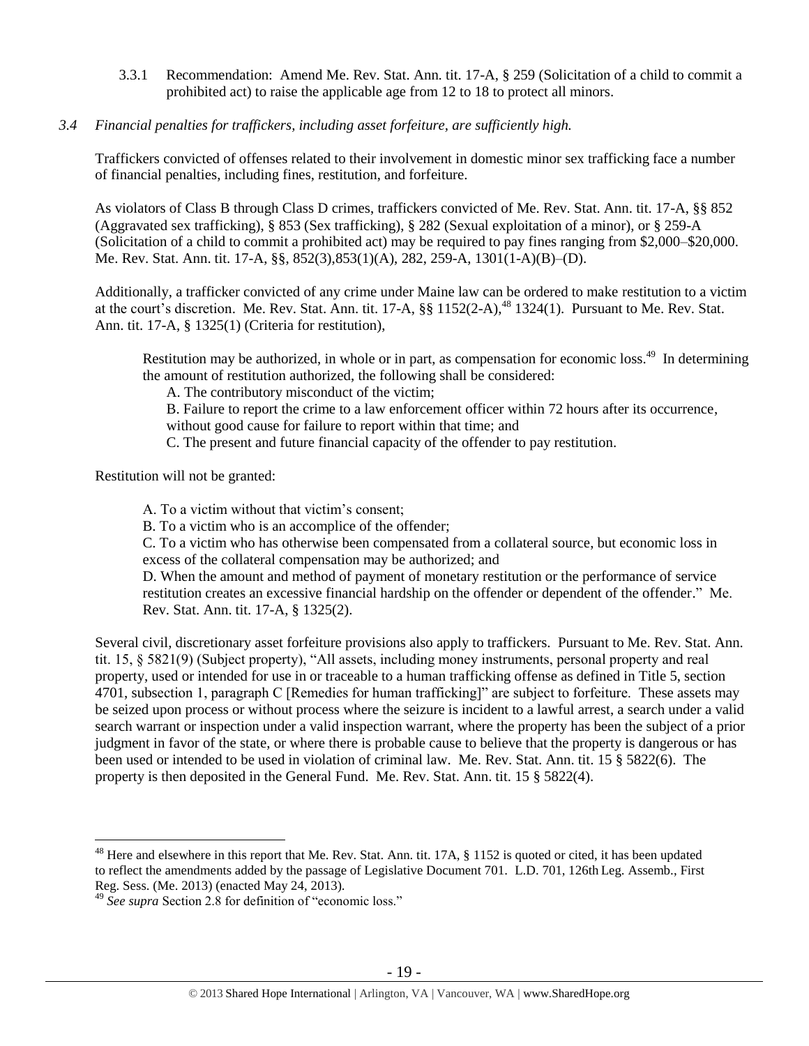3.3.1 Recommendation: Amend Me. Rev. Stat. Ann. tit. 17-A, § 259 (Solicitation of a child to commit a prohibited act) to raise the applicable age from 12 to 18 to protect all minors.

*3.4 Financial penalties for traffickers, including asset forfeiture, are sufficiently high.*

Traffickers convicted of offenses related to their involvement in domestic minor sex trafficking face a number of financial penalties, including fines, restitution, and forfeiture.

As violators of Class B through Class D crimes, traffickers convicted of Me. Rev. Stat. Ann. tit. 17-A, §§ 852 (Aggravated sex trafficking), § 853 (Sex trafficking), § 282 (Sexual exploitation of a minor), or § 259-A (Solicitation of a child to commit a prohibited act) may be required to pay fines ranging from $2,000–$20,000. Me. Rev. Stat. Ann. tit. 17-A, §§, 852(3),853(1)(A), 282, 259-A, 1301(1-A)(B)–(D).

Additionally, a trafficker convicted of any crime under Maine law can be ordered to make restitution to a victim at the court's discretion. Me. Rev. Stat. Ann. tit. 17-A, §§ 1152(2-A),[48] 1324(1). Pursuant to Me. Rev. Stat. Ann. tit. 17-A, § 1325(1) (Criteria for restitution),

> Restitution may be authorized, in whole or in part, as compensation for economic loss.[49] In determining the amount of restitution authorized, the following shall be considered:
>
> A. The contributory misconduct of the victim;
>
> B. Failure to report the crime to a law enforcement officer within 72 hours after its occurrence, without good cause for failure to report within that time; and
>
> C. The present and future financial capacity of the offender to pay restitution.

Restitution will not be granted:

> A. To a victim without that victim's consent;
>
> B. To a victim who is an accomplice of the offender;
>
> C. To a victim who has otherwise been compensated from a collateral source, but economic loss in excess of the collateral compensation may be authorized; and
>
> D. When the amount and method of payment of monetary restitution or the performance of service restitution creates an excessive financial hardship on the offender or dependent of the offender." Me. Rev. Stat. Ann. tit. 17-A, § 1325(2).

Several civil, discretionary asset forfeiture provisions also apply to traffickers. Pursuant to Me. Rev. Stat. Ann. tit. 15, § 5821(9) (Subject property), "All assets, including money instruments, personal property and real property, used or intended for use in or traceable to a human trafficking offense as defined in Title 5, section 4701, subsection 1, paragraph C [Remedies for human trafficking]" are subject to forfeiture. These assets may be seized upon process or without process where the seizure is incident to a lawful arrest, a search under a valid search warrant or inspection under a valid inspection warrant, where the property has been the subject of a prior judgment in favor of the state, or where there is probable cause to believe that the property is dangerous or has been used or intended to be used in violation of criminal law. Me. Rev. Stat. Ann. tit. 15 § 5822(6). The property is then deposited in the General Fund. Me. Rev. Stat. Ann. tit. 15 § 5822(4).

---

[48] Here and elsewhere in this report that Me. Rev. Stat. Ann. tit. 17A, § 1152 is quoted or cited, it has been updated to reflect the amendments added by the passage of Legislative Document 701. L.D. 701, 126th Leg. Assemb., First Reg. Sess. (Me. 2013) (enacted May 24, 2013).

[49] *See supra* Section 2.8 for definition of "economic loss."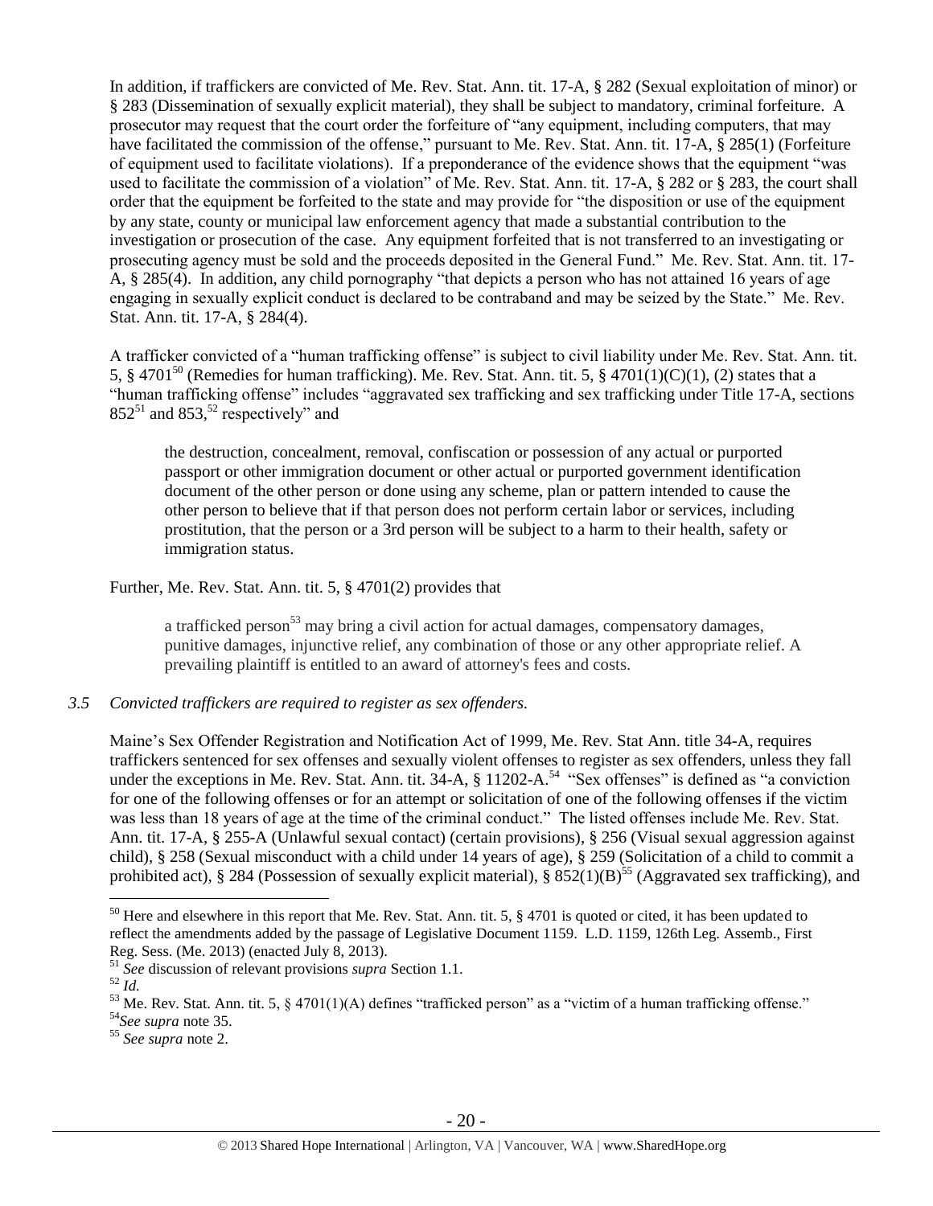In addition, if traffickers are convicted of Me. Rev. Stat. Ann. tit. 17-A, § 282 (Sexual exploitation of minor) or § 283 (Dissemination of sexually explicit material), they shall be subject to mandatory, criminal forfeiture. A prosecutor may request that the court order the forfeiture of "any equipment, including computers, that may have facilitated the commission of the offense," pursuant to Me. Rev. Stat. Ann. tit. 17-A, § 285(1) (Forfeiture of equipment used to facilitate violations). If a preponderance of the evidence shows that the equipment "was used to facilitate the commission of a violation" of Me. Rev. Stat. Ann. tit. 17-A, § 282 or § 283, the court shall order that the equipment be forfeited to the state and may provide for "the disposition or use of the equipment by any state, county or municipal law enforcement agency that made a substantial contribution to the investigation or prosecution of the case. Any equipment forfeited that is not transferred to an investigating or prosecuting agency must be sold and the proceeds deposited in the General Fund." Me. Rev. Stat. Ann. tit. 17-A, § 285(4). In addition, any child pornography "that depicts a person who has not attained 16 years of age engaging in sexually explicit conduct is declared to be contraband and may be seized by the State." Me. Rev. Stat. Ann. tit. 17-A, § 284(4).

A trafficker convicted of a "human trafficking offense" is subject to civil liability under Me. Rev. Stat. Ann. tit. 5, § 4701[50] (Remedies for human trafficking). Me. Rev. Stat. Ann. tit. 5, § 4701(1)(C)(1), (2) states that a "human trafficking offense" includes "aggravated sex trafficking and sex trafficking under Title 17-A, sections 852[51] and 853,[52] respectively" and

> the destruction, concealment, removal, confiscation or possession of any actual or purported passport or other immigration document or other actual or purported government identification document of the other person or done using any scheme, plan or pattern intended to cause the other person to believe that if that person does not perform certain labor or services, including prostitution, that the person or a 3rd person will be subject to a harm to their health, safety or immigration status.

Further, Me. Rev. Stat. Ann. tit. 5, § 4701(2) provides that

> a trafficked person[53] may bring a civil action for actual damages, compensatory damages, punitive damages, injunctive relief, any combination of those or any other appropriate relief. A prevailing plaintiff is entitled to an award of attorney's fees and costs.

*3.5 Convicted traffickers are required to register as sex offenders.*

Maine's Sex Offender Registration and Notification Act of 1999, Me. Rev Stat Ann. title 34-A, requires traffickers sentenced for sex offenses and sexually violent offenses to register as sex offenders, unless they fall under the exceptions in Me. Rev. Stat. Ann. tit. 34-A, § 11202-A.[54] "Sex offenses" is defined as "a conviction for one of the following offenses or for an attempt or solicitation of one of the following offenses if the victim was less than 18 years of age at the time of the criminal conduct." The listed offenses include Me. Rev. Stat. Ann. tit. 17-A, § 255-A (Unlawful sexual contact) (certain provisions), § 256 (Visual sexual aggression against child), § 258 (Sexual misconduct with a child under 14 years of age), § 259 (Solicitation of a child to commit a prohibited act), § 284 (Possession of sexually explicit material), § 852(1)(B)[55] (Aggravated sex trafficking), and

---

[50] Here and elsewhere in this report that Me. Rev. Stat. Ann. tit. 5, § 4701 is quoted or cited, it has been updated to reflect the amendments added by the passage of Legislative Document 1159. L.D. 1159, 126th Leg. Assemb., First Reg. Sess. (Me. 2013) (enacted July 8, 2013).

[51] *See* discussion of relevant provisions *supra* Section 1.1.

[52] *Id.*

[53] Me. Rev. Stat. Ann. tit. 5, § 4701(1)(A) defines "trafficked person" as a "victim of a human trafficking offense."

[54] *See supra* note 35.

[55] *See supra* note 2.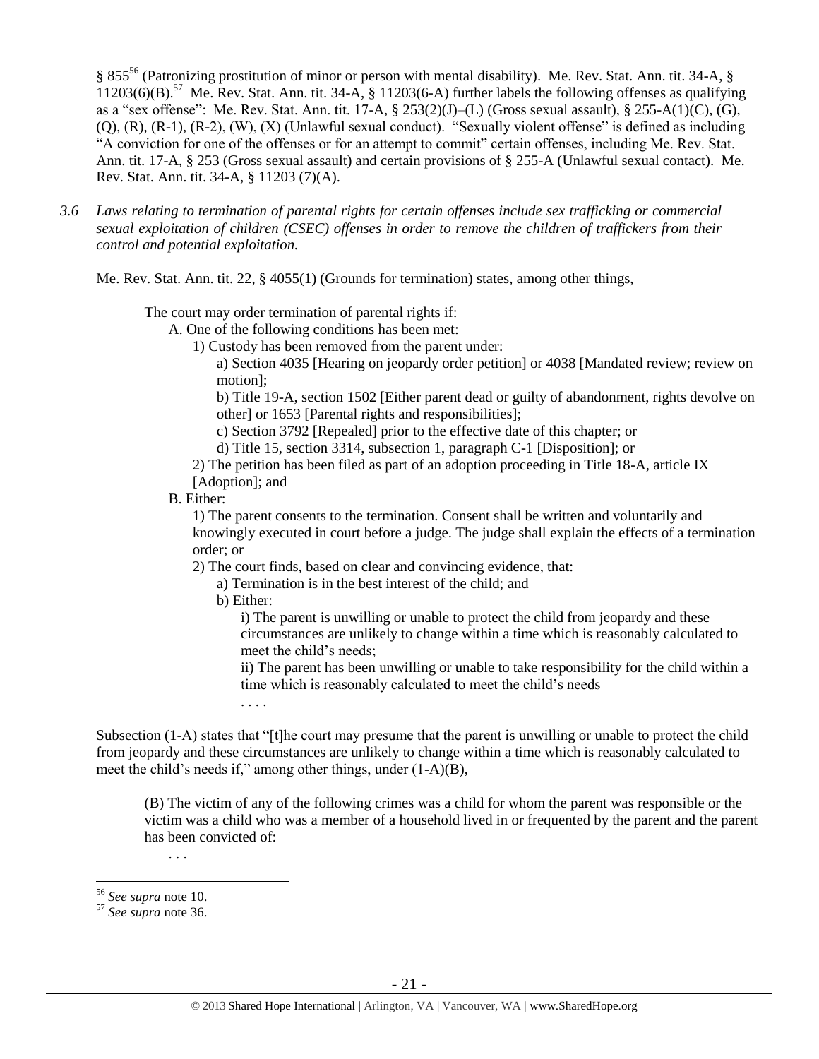§ 855[56] (Patronizing prostitution of minor or person with mental disability). Me. Rev. Stat. Ann. tit. 34-A, § 11203(6)(B).[57] Me. Rev. Stat. Ann. tit. 34-A, § 11203(6-A) further labels the following offenses as qualifying as a "sex offense": Me. Rev. Stat. Ann. tit. 17-A, § 253(2)(J)–(L) (Gross sexual assault), § 255-A(1)(C), (G), (Q), (R), (R-1), (R-2), (W), (X) (Unlawful sexual conduct). "Sexually violent offense" is defined as including "A conviction for one of the offenses or for an attempt to commit" certain offenses, including Me. Rev. Stat. Ann. tit. 17-A, § 253 (Gross sexual assault) and certain provisions of § 255-A (Unlawful sexual contact). Me. Rev. Stat. Ann. tit. 34-A, § 11203 (7)(A).

*3.6 Laws relating to termination of parental rights for certain offenses include sex trafficking or commercial sexual exploitation of children (CSEC) offenses in order to remove the children of traffickers from their control and potential exploitation.*

Me. Rev. Stat. Ann. tit. 22, § 4055(1) (Grounds for termination) states, among other things,

> The court may order termination of parental rights if:
>
> A. One of the following conditions has been met:
>
> 1) Custody has been removed from the parent under:
>
> a) Section 4035 [Hearing on jeopardy order petition] or 4038 [Mandated review; review on motion];
>
> b) Title 19-A, section 1502 [Either parent dead or guilty of abandonment, rights devolve on other] or 1653 [Parental rights and responsibilities];
>
> c) Section 3792 [Repealed] prior to the effective date of this chapter; or
>
> d) Title 15, section 3314, subsection 1, paragraph C-1 [Disposition]; or
>
> 2) The petition has been filed as part of an adoption proceeding in Title 18-A, article IX [Adoption]; and
>
> B. Either:
>
> 1) The parent consents to the termination. Consent shall be written and voluntarily and knowingly executed in court before a judge. The judge shall explain the effects of a termination order; or
>
> 2) The court finds, based on clear and convincing evidence, that:
>
> a) Termination is in the best interest of the child; and
>
> b) Either:
>
> i) The parent is unwilling or unable to protect the child from jeopardy and these circumstances are unlikely to change within a time which is reasonably calculated to meet the child's needs;
>
> ii) The parent has been unwilling or unable to take responsibility for the child within a time which is reasonably calculated to meet the child's needs
>
> . . . .

Subsection (1-A) states that "[t]he court may presume that the parent is unwilling or unable to protect the child from jeopardy and these circumstances are unlikely to change within a time which is reasonably calculated to meet the child's needs if," among other things, under (1-A)(B),

> (B) The victim of any of the following crimes was a child for whom the parent was responsible or the victim was a child who was a member of a household lived in or frequented by the parent and the parent has been convicted of:
>
> . . .

[56] *See supra* note 10.

[57] *See supra* note 36.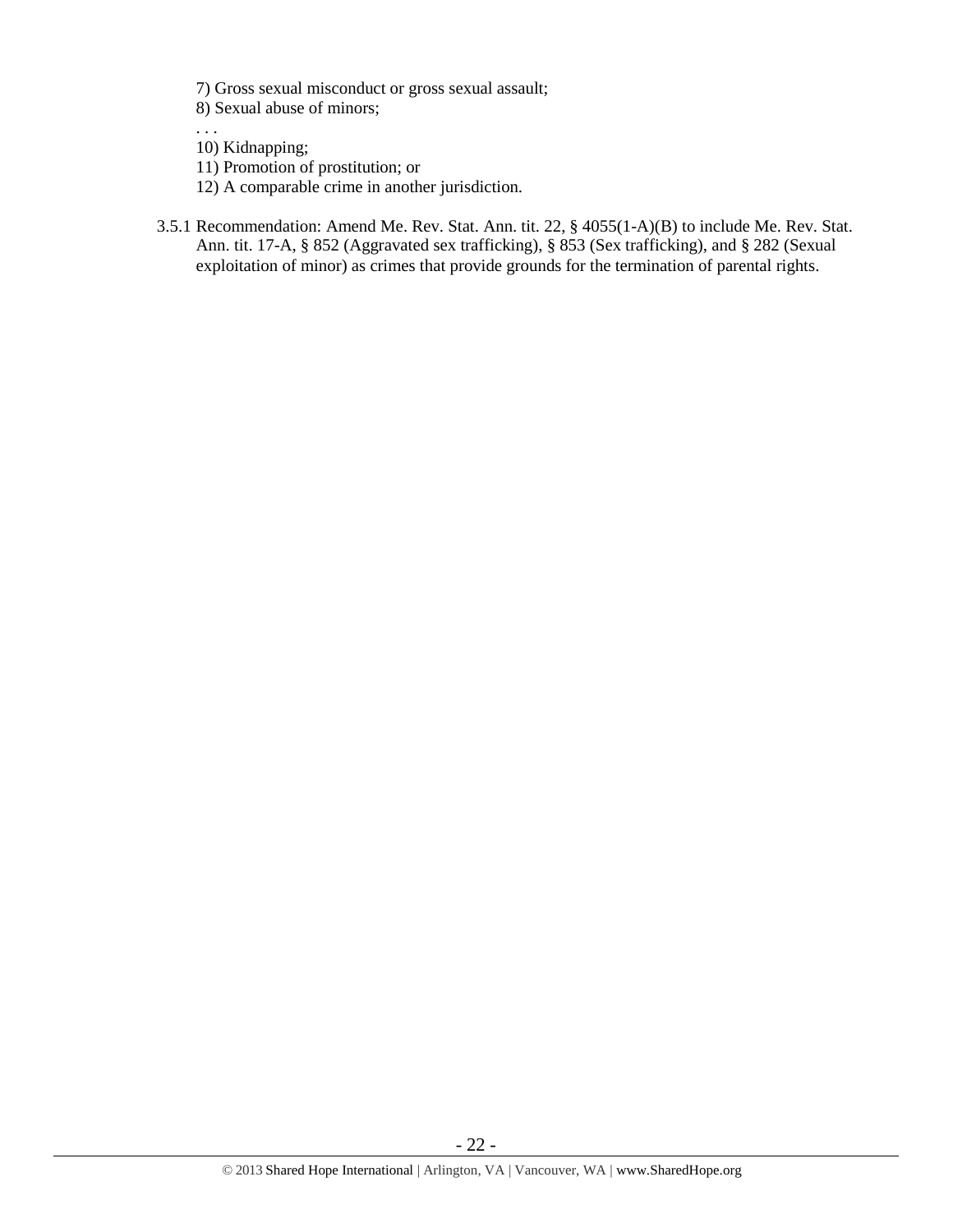7) Gross sexual misconduct or gross sexual assault;
8) Sexual abuse of minors;
. . .
10) Kidnapping;
11) Promotion of prostitution; or
12) A comparable crime in another jurisdiction.

3.5.1 Recommendation: Amend Me. Rev. Stat. Ann. tit. 22, § 4055(1-A)(B) to include Me. Rev. Stat. Ann. tit. 17-A, § 852 (Aggravated sex trafficking), § 853 (Sex trafficking), and § 282 (Sexual exploitation of minor) as crimes that provide grounds for the termination of parental rights.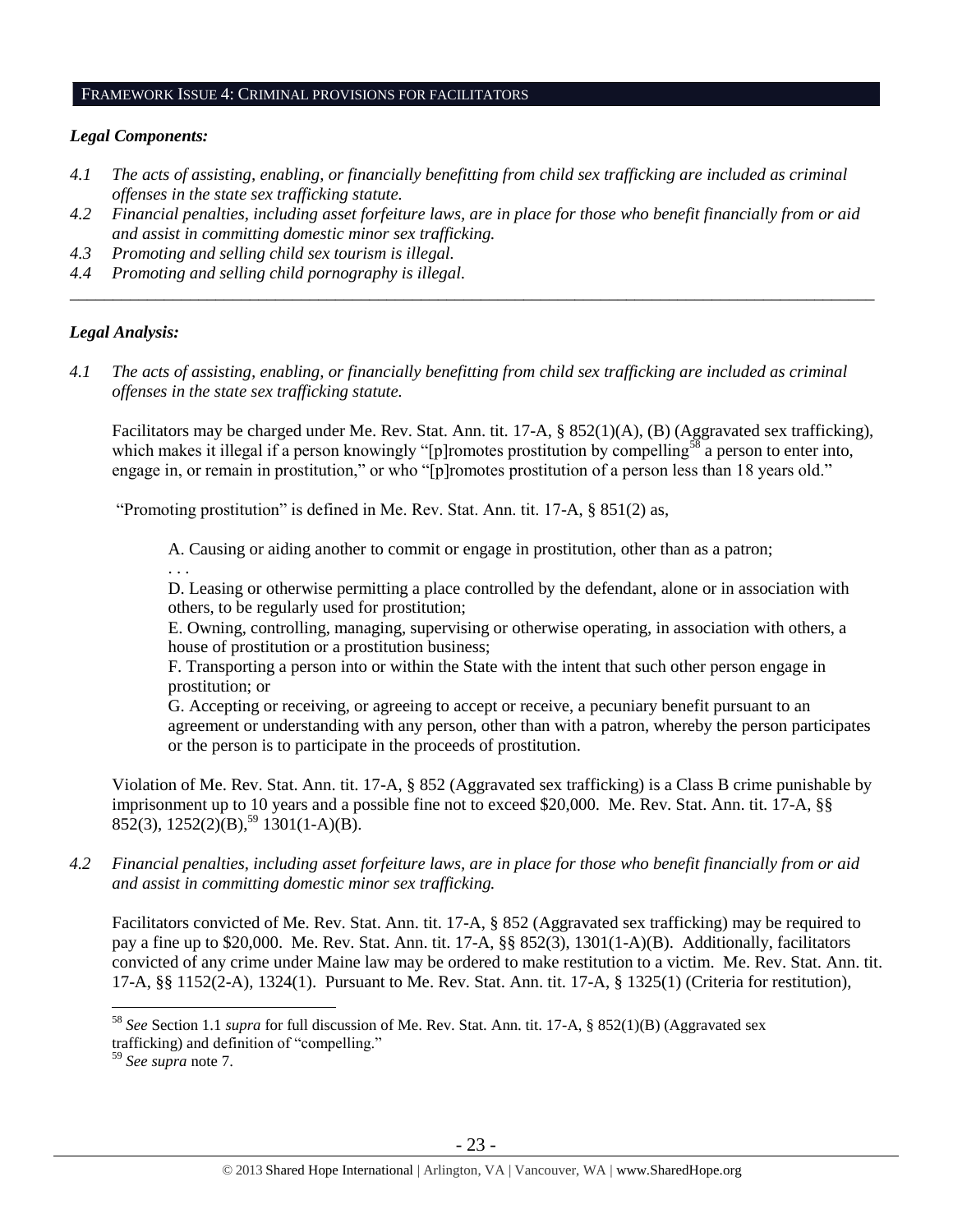## FRAMEWORK ISSUE 4: CRIMINAL PROVISIONS FOR FACILITATORS

### *Legal Components:*

*4.1 The acts of assisting, enabling, or financially benefitting from child sex trafficking are included as criminal offenses in the state sex trafficking statute.*
*4.2 Financial penalties, including asset forfeiture laws, are in place for those who benefit financially from or aid and assist in committing domestic minor sex trafficking.*
*4.3 Promoting and selling child sex tourism is illegal.*
*4.4 Promoting and selling child pornography is illegal.*

---

### *Legal Analysis:*

*4.1 The acts of assisting, enabling, or financially benefitting from child sex trafficking are included as criminal offenses in the state sex trafficking statute.*

Facilitators may be charged under Me. Rev. Stat. Ann. tit. 17-A, § 852(1)(A), (B) (Aggravated sex trafficking), which makes it illegal if a person knowingly "[p]romotes prostitution by compelling[58] a person to enter into, engage in, or remain in prostitution," or who "[p]romotes prostitution of a person less than 18 years old."

"Promoting prostitution" is defined in Me. Rev. Stat. Ann. tit. 17-A, § 851(2) as,

> A. Causing or aiding another to commit or engage in prostitution, other than as a patron;
> . . .
> D. Leasing or otherwise permitting a place controlled by the defendant, alone or in association with others, to be regularly used for prostitution;
> E. Owning, controlling, managing, supervising or otherwise operating, in association with others, a house of prostitution or a prostitution business;
> F. Transporting a person into or within the State with the intent that such other person engage in prostitution; or
> G. Accepting or receiving, or agreeing to accept or receive, a pecuniary benefit pursuant to an agreement or understanding with any person, other than with a patron, whereby the person participates or the person is to participate in the proceeds of prostitution.

Violation of Me. Rev. Stat. Ann. tit. 17-A, § 852 (Aggravated sex trafficking) is a Class B crime punishable by imprisonment up to 10 years and a possible fine not to exceed $20,000. Me. Rev. Stat. Ann. tit. 17-A, §§ 852(3), 1252(2)(B),[59] 1301(1-A)(B).

*4.2 Financial penalties, including asset forfeiture laws, are in place for those who benefit financially from or aid and assist in committing domestic minor sex trafficking.*

Facilitators convicted of Me. Rev. Stat. Ann. tit. 17-A, § 852 (Aggravated sex trafficking) may be required to pay a fine up to $20,000. Me. Rev. Stat. Ann. tit. 17-A, §§ 852(3), 1301(1-A)(B). Additionally, facilitators convicted of any crime under Maine law may be ordered to make restitution to a victim. Me. Rev. Stat. Ann. tit. 17-A, §§ 1152(2-A), 1324(1). Pursuant to Me. Rev. Stat. Ann. tit. 17-A, § 1325(1) (Criteria for restitution),

---

[58] *See* Section 1.1 *supra* for full discussion of Me. Rev. Stat. Ann. tit. 17-A, § 852(1)(B) (Aggravated sex trafficking) and definition of "compelling."

[59] *See supra* note 7.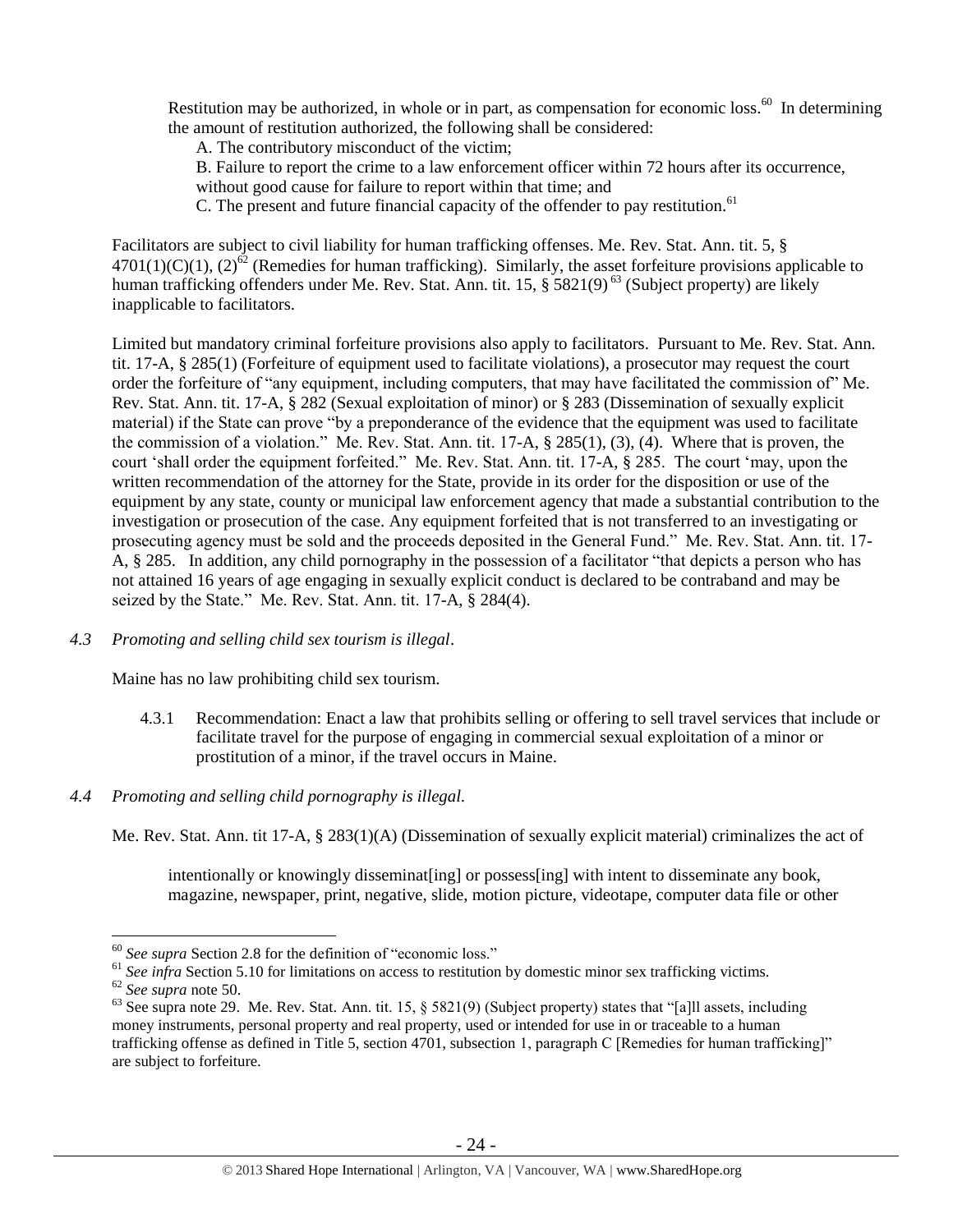Restitution may be authorized, in whole or in part, as compensation for economic loss.[60] In determining the amount of restitution authorized, the following shall be considered:

A. The contributory misconduct of the victim;

B. Failure to report the crime to a law enforcement officer within 72 hours after its occurrence, without good cause for failure to report within that time; and

C. The present and future financial capacity of the offender to pay restitution.[61]

Facilitators are subject to civil liability for human trafficking offenses. Me. Rev. Stat. Ann. tit. 5, § 4701(1)(C)(1), (2)[62] (Remedies for human trafficking). Similarly, the asset forfeiture provisions applicable to human trafficking offenders under Me. Rev. Stat. Ann. tit. 15, § 5821(9)[63] (Subject property) are likely inapplicable to facilitators.

Limited but mandatory criminal forfeiture provisions also apply to facilitators. Pursuant to Me. Rev. Stat. Ann. tit. 17-A, § 285(1) (Forfeiture of equipment used to facilitate violations), a prosecutor may request the court order the forfeiture of "any equipment, including computers, that may have facilitated the commission of" Me. Rev. Stat. Ann. tit. 17-A, § 282 (Sexual exploitation of minor) or § 283 (Dissemination of sexually explicit material) if the State can prove "by a preponderance of the evidence that the equipment was used to facilitate the commission of a violation." Me. Rev. Stat. Ann. tit. 17-A, § 285(1), (3), (4). Where that is proven, the court 'shall order the equipment forfeited." Me. Rev. Stat. Ann. tit. 17-A, § 285. The court 'may, upon the written recommendation of the attorney for the State, provide in its order for the disposition or use of the equipment by any state, county or municipal law enforcement agency that made a substantial contribution to the investigation or prosecution of the case. Any equipment forfeited that is not transferred to an investigating or prosecuting agency must be sold and the proceeds deposited in the General Fund." Me. Rev. Stat. Ann. tit. 17-A, § 285. In addition, any child pornography in the possession of a facilitator "that depicts a person who has not attained 16 years of age engaging in sexually explicit conduct is declared to be contraband and may be seized by the State." Me. Rev. Stat. Ann. tit. 17-A, § 284(4).

*4.3 Promoting and selling child sex tourism is illegal*.

Maine has no law prohibiting child sex tourism.

4.3.1 Recommendation: Enact a law that prohibits selling or offering to sell travel services that include or facilitate travel for the purpose of engaging in commercial sexual exploitation of a minor or prostitution of a minor, if the travel occurs in Maine.

*4.4 Promoting and selling child pornography is illegal.*

Me. Rev. Stat. Ann. tit 17-A, § 283(1)(A) (Dissemination of sexually explicit material) criminalizes the act of

> intentionally or knowingly disseminat[ing] or possess[ing] with intent to disseminate any book, magazine, newspaper, print, negative, slide, motion picture, videotape, computer data file or other

---

[60] *See supra* Section 2.8 for the definition of "economic loss."

[61] *See infra* Section 5.10 for limitations on access to restitution by domestic minor sex trafficking victims.

[62] *See supra* note 50.

[63] See supra note 29. Me. Rev. Stat. Ann. tit. 15, § 5821(9) (Subject property) states that "[a]ll assets, including money instruments, personal property and real property, used or intended for use in or traceable to a human trafficking offense as defined in Title 5, section 4701, subsection 1, paragraph C [Remedies for human trafficking]" are subject to forfeiture.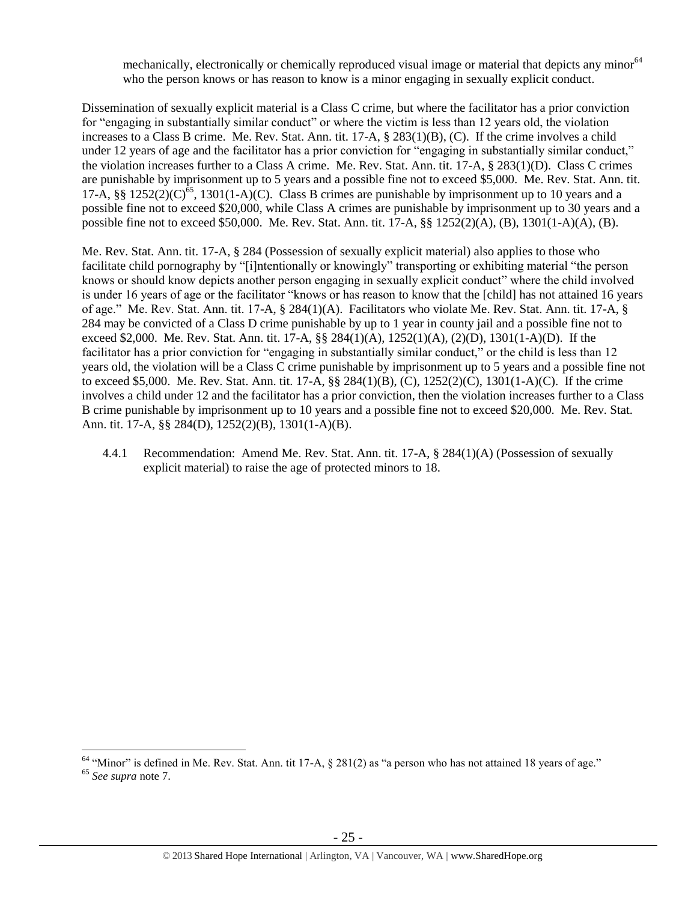mechanically, electronically or chemically reproduced visual image or material that depicts any minor[64] who the person knows or has reason to know is a minor engaging in sexually explicit conduct.

Dissemination of sexually explicit material is a Class C crime, but where the facilitator has a prior conviction for "engaging in substantially similar conduct" or where the victim is less than 12 years old, the violation increases to a Class B crime. Me. Rev. Stat. Ann. tit. 17-A, § 283(1)(B), (C). If the crime involves a child under 12 years of age and the facilitator has a prior conviction for "engaging in substantially similar conduct," the violation increases further to a Class A crime. Me. Rev. Stat. Ann. tit. 17-A, § 283(1)(D). Class C crimes are punishable by imprisonment up to 5 years and a possible fine not to exceed $5,000. Me. Rev. Stat. Ann. tit. 17-A, §§ 1252(2)(C)[65], 1301(1-A)(C). Class B crimes are punishable by imprisonment up to 10 years and a possible fine not to exceed $20,000, while Class A crimes are punishable by imprisonment up to 30 years and a possible fine not to exceed $50,000. Me. Rev. Stat. Ann. tit. 17-A, §§ 1252(2)(A), (B), 1301(1-A)(A), (B).

Me. Rev. Stat. Ann. tit. 17-A, § 284 (Possession of sexually explicit material) also applies to those who facilitate child pornography by "[i]ntentionally or knowingly" transporting or exhibiting material "the person knows or should know depicts another person engaging in sexually explicit conduct" where the child involved is under 16 years of age or the facilitator "knows or has reason to know that the [child] has not attained 16 years of age." Me. Rev. Stat. Ann. tit. 17-A, § 284(1)(A). Facilitators who violate Me. Rev. Stat. Ann. tit. 17-A, § 284 may be convicted of a Class D crime punishable by up to 1 year in county jail and a possible fine not to exceed $2,000. Me. Rev. Stat. Ann. tit. 17-A, §§ 284(1)(A), 1252(1)(A), (2)(D), 1301(1-A)(D). If the facilitator has a prior conviction for "engaging in substantially similar conduct," or the child is less than 12 years old, the violation will be a Class C crime punishable by imprisonment up to 5 years and a possible fine not to exceed $5,000. Me. Rev. Stat. Ann. tit. 17-A, §§ 284(1)(B), (C), 1252(2)(C), 1301(1-A)(C). If the crime involves a child under 12 and the facilitator has a prior conviction, then the violation increases further to a Class B crime punishable by imprisonment up to 10 years and a possible fine not to exceed $20,000. Me. Rev. Stat. Ann. tit. 17-A, §§ 284(D), 1252(2)(B), 1301(1-A)(B).

4.4.1 Recommendation: Amend Me. Rev. Stat. Ann. tit. 17-A, § 284(1)(A) (Possession of sexually explicit material) to raise the age of protected minors to 18.

---

[64] "Minor" is defined in Me. Rev. Stat. Ann. tit 17-A, § 281(2) as "a person who has not attained 18 years of age."

[65] *See supra* note 7.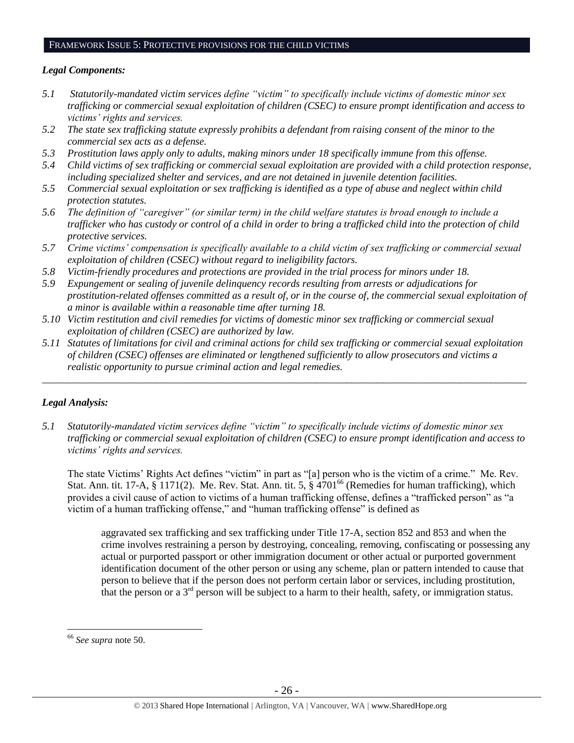## FRAMEWORK ISSUE 5: PROTECTIVE PROVISIONS FOR THE CHILD VICTIMS

### *Legal Components:*

*5.1 Statutorily-mandated victim services define "victim" to specifically include victims of domestic minor sex trafficking or commercial sexual exploitation of children (CSEC) to ensure prompt identification and access to victims' rights and services.*

*5.2 The state sex trafficking statute expressly prohibits a defendant from raising consent of the minor to the commercial sex acts as a defense.*

*5.3 Prostitution laws apply only to adults, making minors under 18 specifically immune from this offense.*

*5.4 Child victims of sex trafficking or commercial sexual exploitation are provided with a child protection response, including specialized shelter and services, and are not detained in juvenile detention facilities.*

*5.5 Commercial sexual exploitation or sex trafficking is identified as a type of abuse and neglect within child protection statutes.*

*5.6 The definition of "caregiver" (or similar term) in the child welfare statutes is broad enough to include a trafficker who has custody or control of a child in order to bring a trafficked child into the protection of child protective services.*

*5.7 Crime victims' compensation is specifically available to a child victim of sex trafficking or commercial sexual exploitation of children (CSEC) without regard to ineligibility factors.*

*5.8 Victim-friendly procedures and protections are provided in the trial process for minors under 18.*

*5.9 Expungement or sealing of juvenile delinquency records resulting from arrests or adjudications for prostitution-related offenses committed as a result of, or in the course of, the commercial sexual exploitation of a minor is available within a reasonable time after turning 18.*

*5.10 Victim restitution and civil remedies for victims of domestic minor sex trafficking or commercial sexual exploitation of children (CSEC) are authorized by law.*

*5.11 Statutes of limitations for civil and criminal actions for child sex trafficking or commercial sexual exploitation of children (CSEC) offenses are eliminated or lengthened sufficiently to allow prosecutors and victims a realistic opportunity to pursue criminal action and legal remedies.*

---

### *Legal Analysis:*

*5.1 Statutorily-mandated victim services define "victim" to specifically include victims of domestic minor sex trafficking or commercial sexual exploitation of children (CSEC) to ensure prompt identification and access to victims' rights and services.*

The state Victims' Rights Act defines "victim" in part as "[a] person who is the victim of a crime." Me. Rev. Stat. Ann. tit. 17-A, § 1171(2). Me. Rev. Stat. Ann. tit. 5, § 4701[66] (Remedies for human trafficking), which provides a civil cause of action to victims of a human trafficking offense, defines a "trafficked person" as "a victim of a human trafficking offense," and "human trafficking offense" is defined as

> aggravated sex trafficking and sex trafficking under Title 17-A, section 852 and 853 and when the crime involves restraining a person by destroying, concealing, removing, confiscating or possessing any actual or purported passport or other immigration document or other actual or purported government identification document of the other person or using any scheme, plan or pattern intended to cause that person to believe that if the person does not perform certain labor or services, including prostitution, that the person or a 3rd person will be subject to a harm to their health, safety, or immigration status.

---

[66] *See supra* note 50.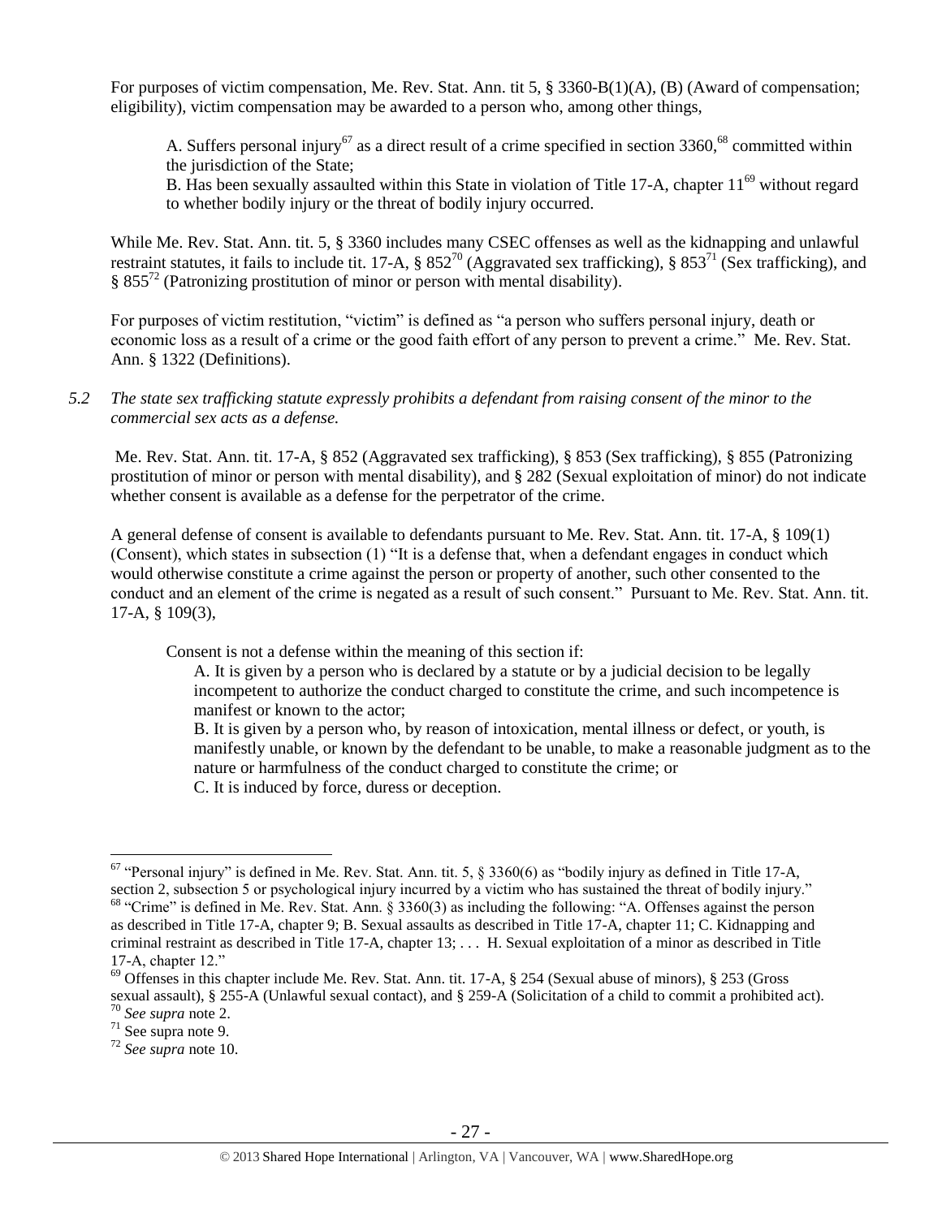For purposes of victim compensation, Me. Rev. Stat. Ann. tit 5, § 3360-B(1)(A), (B) (Award of compensation; eligibility), victim compensation may be awarded to a person who, among other things,

> A. Suffers personal injury[67] as a direct result of a crime specified in section 3360,[68] committed within the jurisdiction of the State;
> B. Has been sexually assaulted within this State in violation of Title 17-A, chapter 11[69] without regard to whether bodily injury or the threat of bodily injury occurred.

While Me. Rev. Stat. Ann. tit. 5, § 3360 includes many CSEC offenses as well as the kidnapping and unlawful restraint statutes, it fails to include tit. 17-A, § 852[70] (Aggravated sex trafficking), § 853[71] (Sex trafficking), and § 855[72] (Patronizing prostitution of minor or person with mental disability).

For purposes of victim restitution, "victim" is defined as "a person who suffers personal injury, death or economic loss as a result of a crime or the good faith effort of any person to prevent a crime." Me. Rev. Stat. Ann. § 1322 (Definitions).

*5.2 The state sex trafficking statute expressly prohibits a defendant from raising consent of the minor to the commercial sex acts as a defense.*

Me. Rev. Stat. Ann. tit. 17-A, § 852 (Aggravated sex trafficking), § 853 (Sex trafficking), § 855 (Patronizing prostitution of minor or person with mental disability), and § 282 (Sexual exploitation of minor) do not indicate whether consent is available as a defense for the perpetrator of the crime.

A general defense of consent is available to defendants pursuant to Me. Rev. Stat. Ann. tit. 17-A, § 109(1) (Consent), which states in subsection (1) "It is a defense that, when a defendant engages in conduct which would otherwise constitute a crime against the person or property of another, such other consented to the conduct and an element of the crime is negated as a result of such consent." Pursuant to Me. Rev. Stat. Ann. tit. 17-A, § 109(3),

> Consent is not a defense within the meaning of this section if:
> A. It is given by a person who is declared by a statute or by a judicial decision to be legally incompetent to authorize the conduct charged to constitute the crime, and such incompetence is manifest or known to the actor;
> B. It is given by a person who, by reason of intoxication, mental illness or defect, or youth, is manifestly unable, or known by the defendant to be unable, to make a reasonable judgment as to the nature or harmfulness of the conduct charged to constitute the crime; or
> C. It is induced by force, duress or deception.

---

[67] "Personal injury" is defined in Me. Rev. Stat. Ann. tit. 5, § 3360(6) as "bodily injury as defined in Title 17-A, section 2, subsection 5 or psychological injury incurred by a victim who has sustained the threat of bodily injury."
[68] "Crime" is defined in Me. Rev. Stat. Ann. § 3360(3) as including the following: "A. Offenses against the person as described in Title 17-A, chapter 9; B. Sexual assaults as described in Title 17-A, chapter 11; C. Kidnapping and criminal restraint as described in Title 17-A, chapter 13; . . . H. Sexual exploitation of a minor as described in Title 17-A, chapter 12."
[69] Offenses in this chapter include Me. Rev. Stat. Ann. tit. 17-A, § 254 (Sexual abuse of minors), § 253 (Gross sexual assault), § 255-A (Unlawful sexual contact), and § 259-A (Solicitation of a child to commit a prohibited act).
[70] *See supra* note 2.
[71] See supra note 9.
[72] *See supra* note 10.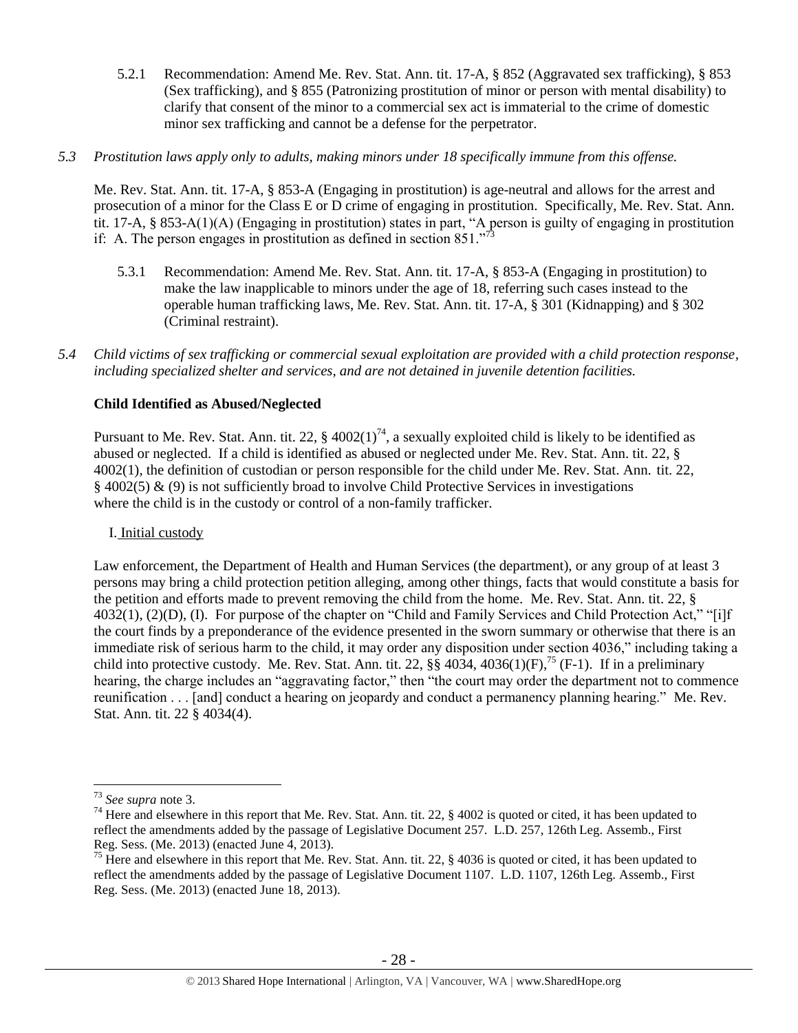5.2.1 Recommendation: Amend Me. Rev. Stat. Ann. tit. 17-A, § 852 (Aggravated sex trafficking), § 853 (Sex trafficking), and § 855 (Patronizing prostitution of minor or person with mental disability) to clarify that consent of the minor to a commercial sex act is immaterial to the crime of domestic minor sex trafficking and cannot be a defense for the perpetrator.

*5.3 Prostitution laws apply only to adults, making minors under 18 specifically immune from this offense.*

Me. Rev. Stat. Ann. tit. 17-A, § 853-A (Engaging in prostitution) is age-neutral and allows for the arrest and prosecution of a minor for the Class E or D crime of engaging in prostitution. Specifically, Me. Rev. Stat. Ann. tit. 17-A, § 853-A(1)(A) (Engaging in prostitution) states in part, "A person is guilty of engaging in prostitution if: A. The person engages in prostitution as defined in section 851."[73]

5.3.1 Recommendation: Amend Me. Rev. Stat. Ann. tit. 17-A, § 853-A (Engaging in prostitution) to make the law inapplicable to minors under the age of 18, referring such cases instead to the operable human trafficking laws, Me. Rev. Stat. Ann. tit. 17-A, § 301 (Kidnapping) and § 302 (Criminal restraint).

*5.4 Child victims of sex trafficking or commercial sexual exploitation are provided with a child protection response, including specialized shelter and services, and are not detained in juvenile detention facilities.*

**Child Identified as Abused/Neglected**

Pursuant to Me. Rev. Stat. Ann. tit. 22, § 4002(1)[74], a sexually exploited child is likely to be identified as abused or neglected. If a child is identified as abused or neglected under Me. Rev. Stat. Ann. tit. 22, § 4002(1), the definition of custodian or person responsible for the child under Me. Rev. Stat. Ann. tit. 22, § 4002(5) & (9) is not sufficiently broad to involve Child Protective Services in investigations where the child is in the custody or control of a non-family trafficker.

I. Initial custody

Law enforcement, the Department of Health and Human Services (the department), or any group of at least 3 persons may bring a child protection petition alleging, among other things, facts that would constitute a basis for the petition and efforts made to prevent removing the child from the home. Me. Rev. Stat. Ann. tit. 22, § 4032(1), (2)(D), (I). For purpose of the chapter on "Child and Family Services and Child Protection Act," "[i]f the court finds by a preponderance of the evidence presented in the sworn summary or otherwise that there is an immediate risk of serious harm to the child, it may order any disposition under section 4036," including taking a child into protective custody. Me. Rev. Stat. Ann. tit. 22, §§ 4034, 4036(1)(F),[75] (F-1). If in a preliminary hearing, the charge includes an "aggravating factor," then "the court may order the department not to commence reunification . . . [and] conduct a hearing on jeopardy and conduct a permanency planning hearing." Me. Rev. Stat. Ann. tit. 22 § 4034(4).

---

[73] *See supra* note 3.

[74] Here and elsewhere in this report that Me. Rev. Stat. Ann. tit. 22, § 4002 is quoted or cited, it has been updated to reflect the amendments added by the passage of Legislative Document 257. L.D. 257, 126th Leg. Assemb., First Reg. Sess. (Me. 2013) (enacted June 4, 2013).

[75] Here and elsewhere in this report that Me. Rev. Stat. Ann. tit. 22, § 4036 is quoted or cited, it has been updated to reflect the amendments added by the passage of Legislative Document 1107. L.D. 1107, 126th Leg. Assemb., First Reg. Sess. (Me. 2013) (enacted June 18, 2013).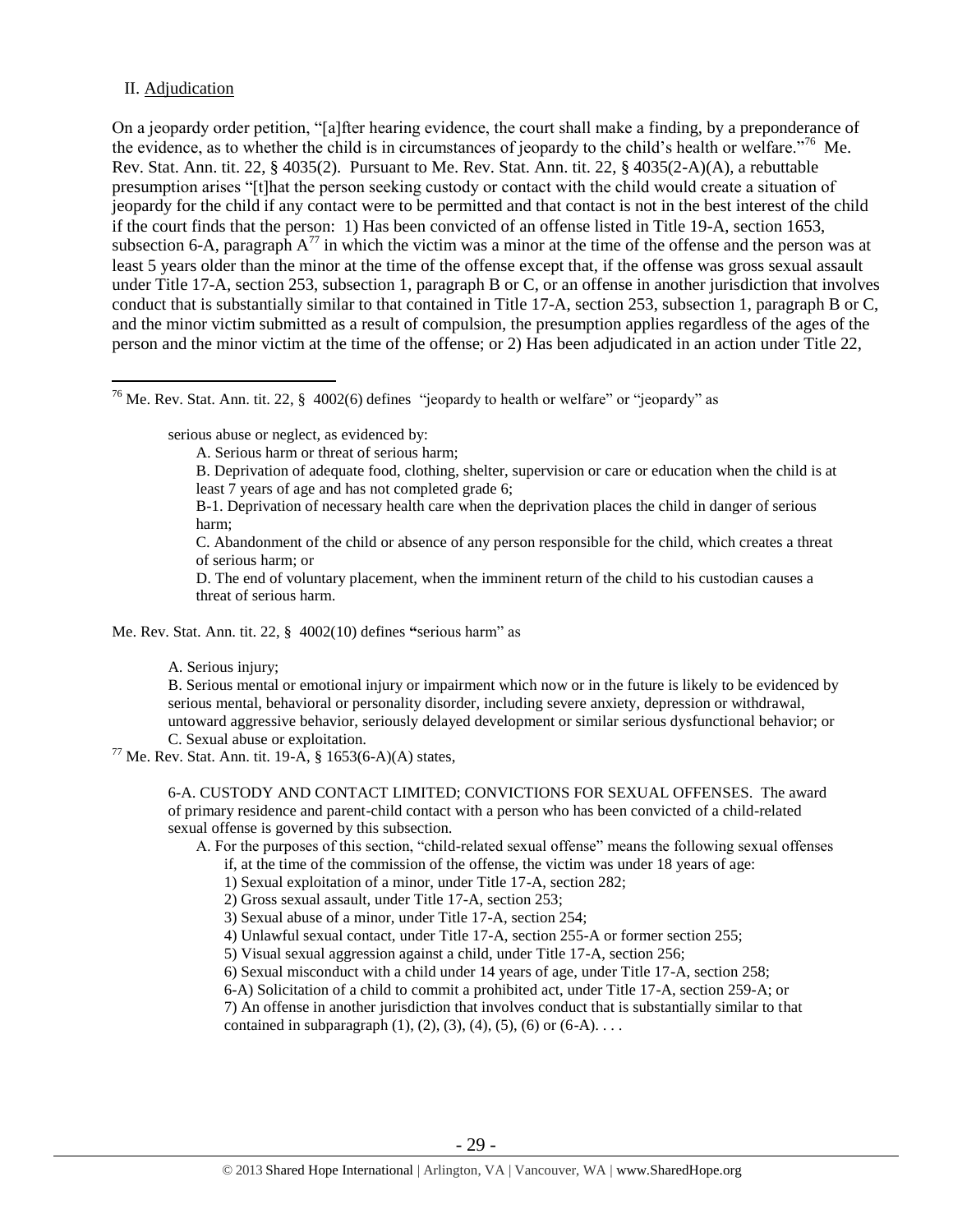## II. Adjudication

On a jeopardy order petition, "[a]fter hearing evidence, the court shall make a finding, by a preponderance of the evidence, as to whether the child is in circumstances of jeopardy to the child's health or welfare."[76] Me. Rev. Stat. Ann. tit. 22, § 4035(2). Pursuant to Me. Rev. Stat. Ann. tit. 22, § 4035(2-A)(A), a rebuttable presumption arises "[t]hat the person seeking custody or contact with the child would create a situation of jeopardy for the child if any contact were to be permitted and that contact is not in the best interest of the child if the court finds that the person: 1) Has been convicted of an offense listed in Title 19-A, section 1653, subsection 6-A, paragraph A[77] in which the victim was a minor at the time of the offense and the person was at least 5 years older than the minor at the time of the offense except that, if the offense was gross sexual assault under Title 17-A, section 253, subsection 1, paragraph B or C, or an offense in another jurisdiction that involves conduct that is substantially similar to that contained in Title 17-A, section 253, subsection 1, paragraph B or C, and the minor victim submitted as a result of compulsion, the presumption applies regardless of the ages of the person and the minor victim at the time of the offense; or 2) Has been adjudicated in an action under Title 22,

---

[76] Me. Rev. Stat. Ann. tit. 22, § 4002(6) defines "jeopardy to health or welfare" or "jeopardy" as

> serious abuse or neglect, as evidenced by:
>
> A. Serious harm or threat of serious harm;
>
> B. Deprivation of adequate food, clothing, shelter, supervision or care or education when the child is at least 7 years of age and has not completed grade 6;
>
> B-1. Deprivation of necessary health care when the deprivation places the child in danger of serious harm;
>
> C. Abandonment of the child or absence of any person responsible for the child, which creates a threat of serious harm; or
>
> D. The end of voluntary placement, when the imminent return of the child to his custodian causes a threat of serious harm.

Me. Rev. Stat. Ann. tit. 22, § 4002(10) defines **"**serious harm" as

> A. Serious injury;
>
> B. Serious mental or emotional injury or impairment which now or in the future is likely to be evidenced by serious mental, behavioral or personality disorder, including severe anxiety, depression or withdrawal, untoward aggressive behavior, seriously delayed development or similar serious dysfunctional behavior; or
>
> C. Sexual abuse or exploitation.

[77] Me. Rev. Stat. Ann. tit. 19-A, § 1653(6-A)(A) states,

> 6-A. CUSTODY AND CONTACT LIMITED; CONVICTIONS FOR SEXUAL OFFENSES. The award of primary residence and parent-child contact with a person who has been convicted of a child-related sexual offense is governed by this subsection.
>
> A. For the purposes of this section, "child-related sexual offense" means the following sexual offenses if, at the time of the commission of the offense, the victim was under 18 years of age:
>
> 1) Sexual exploitation of a minor, under Title 17-A, section 282;
>
> 2) Gross sexual assault, under Title 17-A, section 253;
>
> 3) Sexual abuse of a minor, under Title 17-A, section 254;
>
> 4) Unlawful sexual contact, under Title 17-A, section 255-A or former section 255;
>
> 5) Visual sexual aggression against a child, under Title 17-A, section 256;
>
> 6) Sexual misconduct with a child under 14 years of age, under Title 17-A, section 258;
>
> 6-A) Solicitation of a child to commit a prohibited act, under Title 17-A, section 259-A; or
>
> 7) An offense in another jurisdiction that involves conduct that is substantially similar to that contained in subparagraph (1), (2), (3), (4), (5), (6) or (6-A). . . .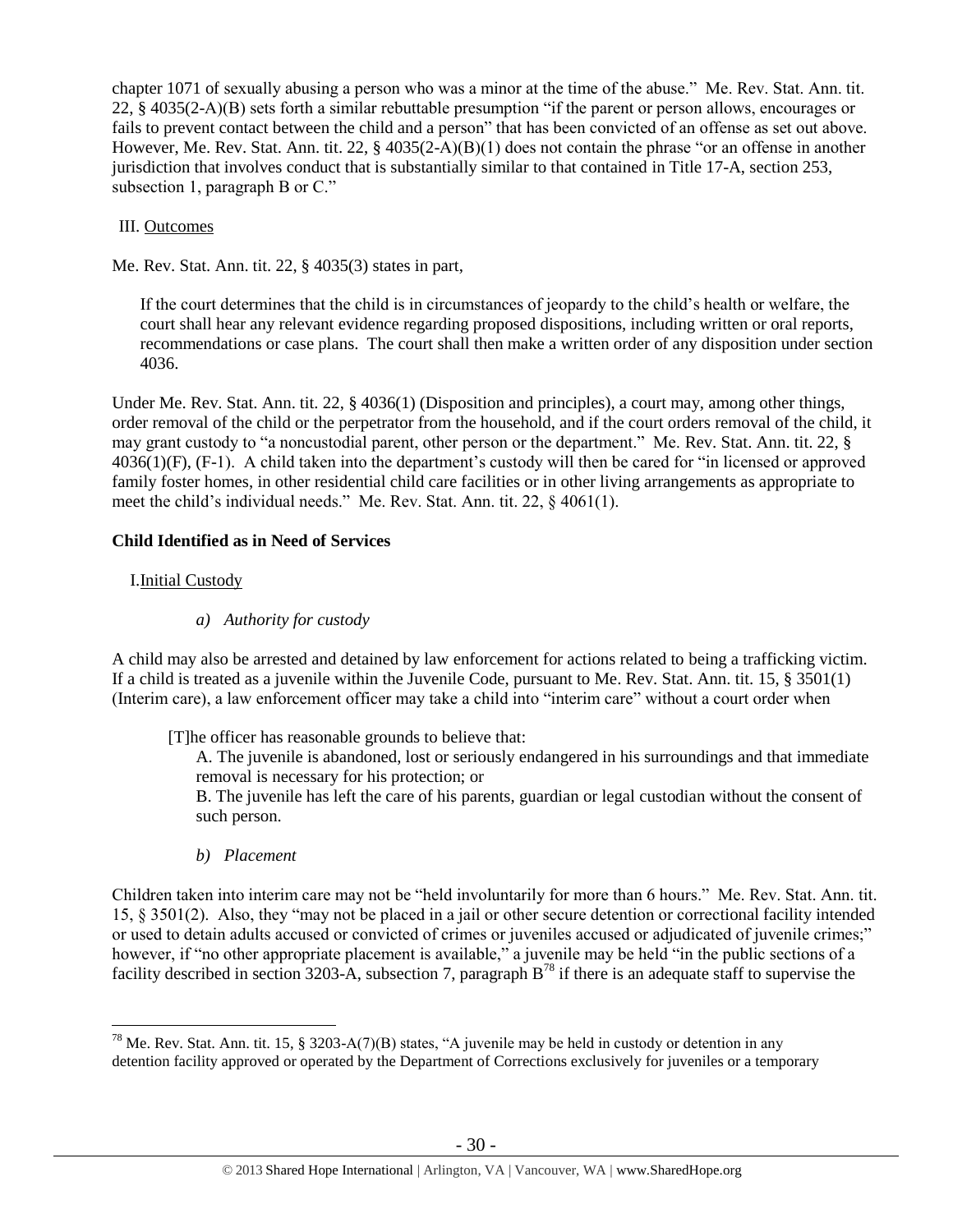chapter 1071 of sexually abusing a person who was a minor at the time of the abuse." Me. Rev. Stat. Ann. tit. 22, § 4035(2-A)(B) sets forth a similar rebuttable presumption "if the parent or person allows, encourages or fails to prevent contact between the child and a person" that has been convicted of an offense as set out above. However, Me. Rev. Stat. Ann. tit. 22, § 4035(2-A)(B)(1) does not contain the phrase "or an offense in another jurisdiction that involves conduct that is substantially similar to that contained in Title 17-A, section 253, subsection 1, paragraph B or C."

III. Outcomes

Me. Rev. Stat. Ann. tit. 22, § 4035(3) states in part,

> If the court determines that the child is in circumstances of jeopardy to the child's health or welfare, the court shall hear any relevant evidence regarding proposed dispositions, including written or oral reports, recommendations or case plans. The court shall then make a written order of any disposition under section 4036.

Under Me. Rev. Stat. Ann. tit. 22, § 4036(1) (Disposition and principles), a court may, among other things, order removal of the child or the perpetrator from the household, and if the court orders removal of the child, it may grant custody to "a noncustodial parent, other person or the department." Me. Rev. Stat. Ann. tit. 22, § 4036(1)(F), (F-1). A child taken into the department's custody will then be cared for "in licensed or approved family foster homes, in other residential child care facilities or in other living arrangements as appropriate to meet the child's individual needs." Me. Rev. Stat. Ann. tit. 22, § 4061(1).

## Child Identified as in Need of Services

I. Initial Custody

*a) Authority for custody*

A child may also be arrested and detained by law enforcement for actions related to being a trafficking victim. If a child is treated as a juvenile within the Juvenile Code, pursuant to Me. Rev. Stat. Ann. tit. 15, § 3501(1) (Interim care), a law enforcement officer may take a child into "interim care" without a court order when

> [T]he officer has reasonable grounds to believe that:
>
> A. The juvenile is abandoned, lost or seriously endangered in his surroundings and that immediate removal is necessary for his protection; or
>
> B. The juvenile has left the care of his parents, guardian or legal custodian without the consent of such person.

*b) Placement*

Children taken into interim care may not be "held involuntarily for more than 6 hours." Me. Rev. Stat. Ann. tit. 15, § 3501(2). Also, they "may not be placed in a jail or other secure detention or correctional facility intended or used to detain adults accused or convicted of crimes or juveniles accused or adjudicated of juvenile crimes;" however, if "no other appropriate placement is available," a juvenile may be held "in the public sections of a facility described in section 3203-A, subsection 7, paragraph B[78] if there is an adequate staff to supervise the

---

[78] Me. Rev. Stat. Ann. tit. 15, § 3203-A(7)(B) states, "A juvenile may be held in custody or detention in any detention facility approved or operated by the Department of Corrections exclusively for juveniles or a temporary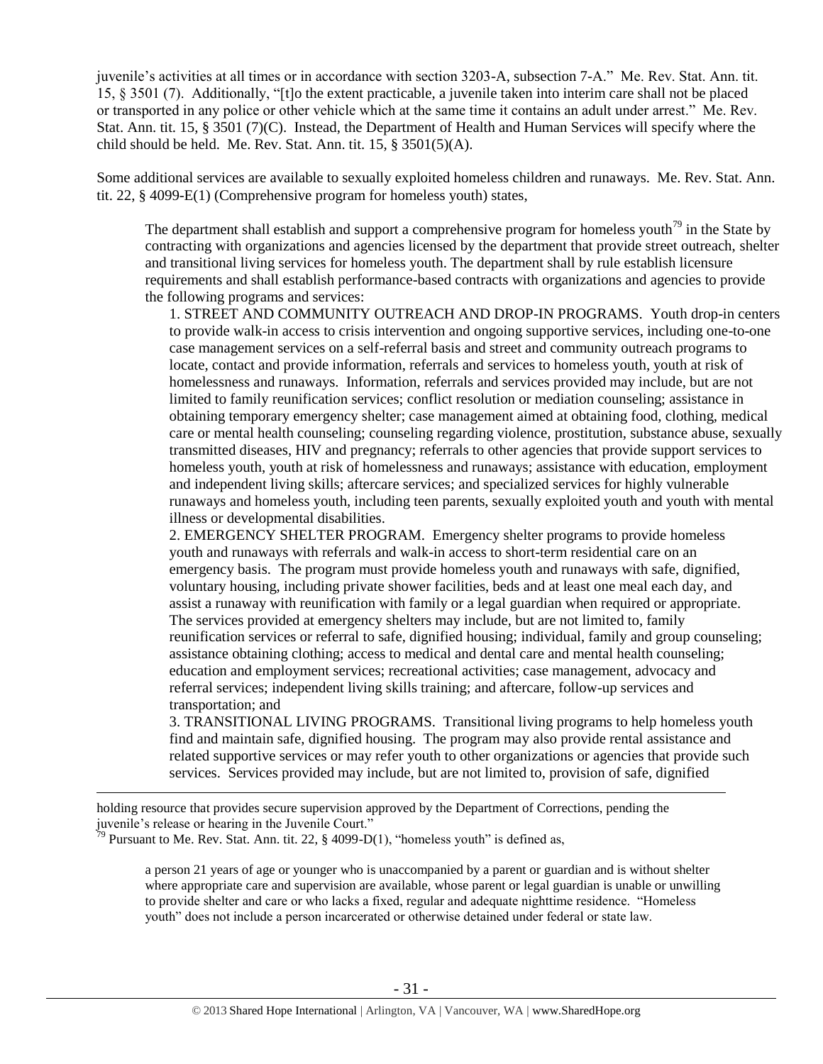juvenile's activities at all times or in accordance with section 3203-A, subsection 7-A." Me. Rev. Stat. Ann. tit. 15, § 3501 (7). Additionally, "[t]o the extent practicable, a juvenile taken into interim care shall not be placed or transported in any police or other vehicle which at the same time it contains an adult under arrest." Me. Rev. Stat. Ann. tit. 15, § 3501 (7)(C). Instead, the Department of Health and Human Services will specify where the child should be held. Me. Rev. Stat. Ann. tit. 15, § 3501(5)(A).

Some additional services are available to sexually exploited homeless children and runaways. Me. Rev. Stat. Ann. tit. 22, § 4099-E(1) (Comprehensive program for homeless youth) states,

> The department shall establish and support a comprehensive program for homeless youth[79] in the State by contracting with organizations and agencies licensed by the department that provide street outreach, shelter and transitional living services for homeless youth. The department shall by rule establish licensure requirements and shall establish performance-based contracts with organizations and agencies to provide the following programs and services:
>
> 1. STREET AND COMMUNITY OUTREACH AND DROP-IN PROGRAMS. Youth drop-in centers to provide walk-in access to crisis intervention and ongoing supportive services, including one-to-one case management services on a self-referral basis and street and community outreach programs to locate, contact and provide information, referrals and services to homeless youth, youth at risk of homelessness and runaways. Information, referrals and services provided may include, but are not limited to family reunification services; conflict resolution or mediation counseling; assistance in obtaining temporary emergency shelter; case management aimed at obtaining food, clothing, medical care or mental health counseling; counseling regarding violence, prostitution, substance abuse, sexually transmitted diseases, HIV and pregnancy; referrals to other agencies that provide support services to homeless youth, youth at risk of homelessness and runaways; assistance with education, employment and independent living skills; aftercare services; and specialized services for highly vulnerable runaways and homeless youth, including teen parents, sexually exploited youth and youth with mental illness or developmental disabilities.
> 2. EMERGENCY SHELTER PROGRAM. Emergency shelter programs to provide homeless youth and runaways with referrals and walk-in access to short-term residential care on an emergency basis. The program must provide homeless youth and runaways with safe, dignified, voluntary housing, including private shower facilities, beds and at least one meal each day, and assist a runaway with reunification with family or a legal guardian when required or appropriate. The services provided at emergency shelters may include, but are not limited to, family reunification services or referral to safe, dignified housing; individual, family and group counseling; assistance obtaining clothing; access to medical and dental care and mental health counseling; education and employment services; recreational activities; case management, advocacy and referral services; independent living skills training; and aftercare, follow-up services and transportation; and
> 3. TRANSITIONAL LIVING PROGRAMS. Transitional living programs to help homeless youth find and maintain safe, dignified housing. The program may also provide rental assistance and related supportive services or may refer youth to other organizations or agencies that provide such services. Services provided may include, but are not limited to, provision of safe, dignified

---

holding resource that provides secure supervision approved by the Department of Corrections, pending the juvenile's release or hearing in the Juvenile Court."

[79] Pursuant to Me. Rev. Stat. Ann. tit. 22, § 4099-D(1), "homeless youth" is defined as,

> a person 21 years of age or younger who is unaccompanied by a parent or guardian and is without shelter where appropriate care and supervision are available, whose parent or legal guardian is unable or unwilling to provide shelter and care or who lacks a fixed, regular and adequate nighttime residence. "Homeless youth" does not include a person incarcerated or otherwise detained under federal or state law.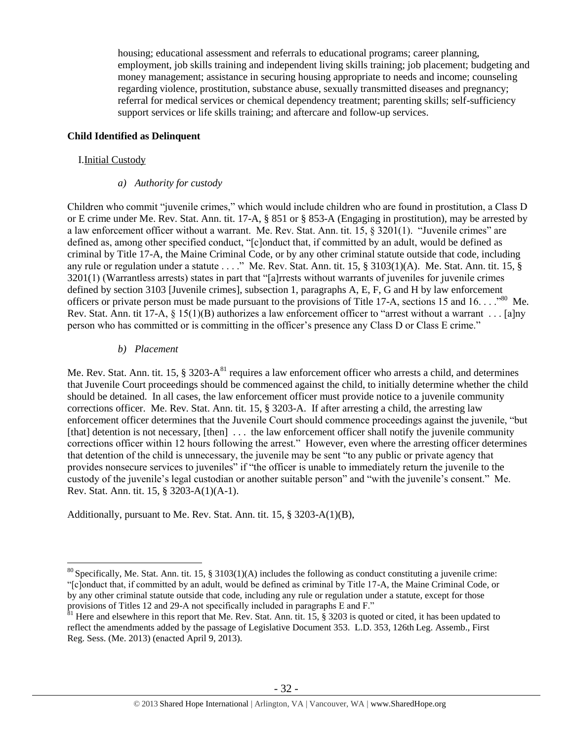housing; educational assessment and referrals to educational programs; career planning, employment, job skills training and independent living skills training; job placement; budgeting and money management; assistance in securing housing appropriate to needs and income; counseling regarding violence, prostitution, substance abuse, sexually transmitted diseases and pregnancy; referral for medical services or chemical dependency treatment; parenting skills; self-sufficiency support services or life skills training; and aftercare and follow-up services.

**Child Identified as Delinquent**

I. Initial Custody

*a) Authority for custody*

Children who commit "juvenile crimes," which would include children who are found in prostitution, a Class D or E crime under Me. Rev. Stat. Ann. tit. 17-A, § 851 or § 853-A (Engaging in prostitution), may be arrested by a law enforcement officer without a warrant. Me. Rev. Stat. Ann. tit. 15, § 3201(1). "Juvenile crimes" are defined as, among other specified conduct, "[c]onduct that, if committed by an adult, would be defined as criminal by Title 17-A, the Maine Criminal Code, or by any other criminal statute outside that code, including any rule or regulation under a statute . . . ." Me. Rev. Stat. Ann. tit. 15, § 3103(1)(A). Me. Stat. Ann. tit. 15, § 3201(1) (Warrantless arrests) states in part that "[a]rrests without warrants of juveniles for juvenile crimes defined by section 3103 [Juvenile crimes], subsection 1, paragraphs A, E, F, G and H by law enforcement officers or private person must be made pursuant to the provisions of Title 17-A, sections 15 and 16. . . ."[80] Me. Rev. Stat. Ann. tit 17-A, § 15(1)(B) authorizes a law enforcement officer to "arrest without a warrant . . . [a]ny person who has committed or is committing in the officer's presence any Class D or Class E crime."

*b) Placement*

Me. Rev. Stat. Ann. tit. 15, § 3203-A[81] requires a law enforcement officer who arrests a child, and determines that Juvenile Court proceedings should be commenced against the child, to initially determine whether the child should be detained. In all cases, the law enforcement officer must provide notice to a juvenile community corrections officer. Me. Rev. Stat. Ann. tit. 15, § 3203-A. If after arresting a child, the arresting law enforcement officer determines that the Juvenile Court should commence proceedings against the juvenile, "but [that] detention is not necessary, [then] . . . the law enforcement officer shall notify the juvenile community corrections officer within 12 hours following the arrest." However, even where the arresting officer determines that detention of the child is unnecessary, the juvenile may be sent "to any public or private agency that provides nonsecure services to juveniles" if "the officer is unable to immediately return the juvenile to the custody of the juvenile's legal custodian or another suitable person" and "with the juvenile's consent." Me. Rev. Stat. Ann. tit. 15, § 3203-A(1)(A-1).

Additionally, pursuant to Me. Rev. Stat. Ann. tit. 15, § 3203-A(1)(B),

---

[80] Specifically, Me. Stat. Ann. tit. 15, § 3103(1)(A) includes the following as conduct constituting a juvenile crime: "[c]onduct that, if committed by an adult, would be defined as criminal by Title 17-A, the Maine Criminal Code, or by any other criminal statute outside that code, including any rule or regulation under a statute, except for those provisions of Titles 12 and 29-A not specifically included in paragraphs E and F."

[81] Here and elsewhere in this report that Me. Rev. Stat. Ann. tit. 15, § 3203 is quoted or cited, it has been updated to reflect the amendments added by the passage of Legislative Document 353. L.D. 353, 126th Leg. Assemb., First Reg. Sess. (Me. 2013) (enacted April 9, 2013).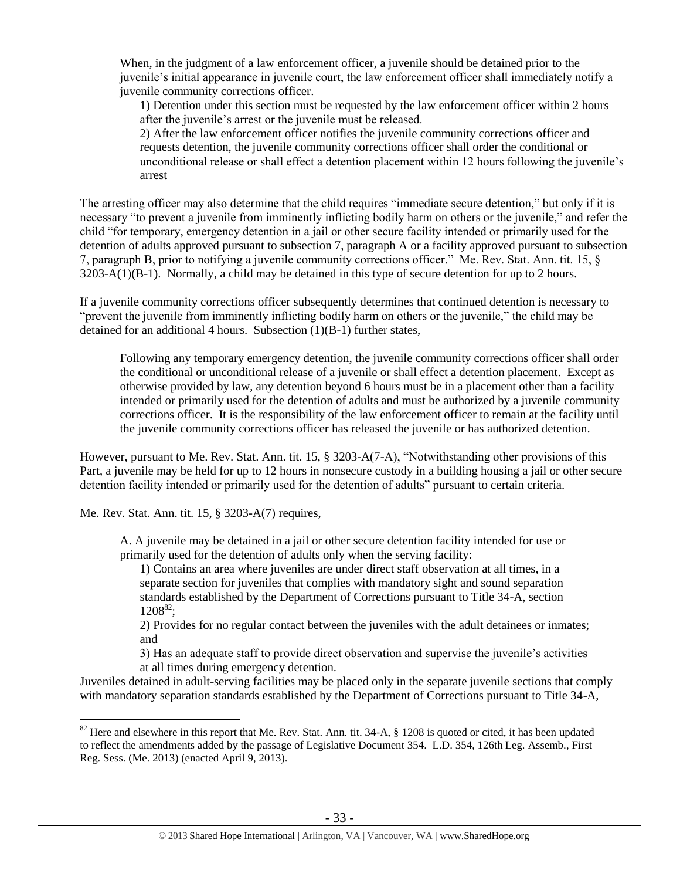> When, in the judgment of a law enforcement officer, a juvenile should be detained prior to the juvenile's initial appearance in juvenile court, the law enforcement officer shall immediately notify a juvenile community corrections officer.
>
> 1) Detention under this section must be requested by the law enforcement officer within 2 hours after the juvenile's arrest or the juvenile must be released.
>
> 2) After the law enforcement officer notifies the juvenile community corrections officer and requests detention, the juvenile community corrections officer shall order the conditional or unconditional release or shall effect a detention placement within 12 hours following the juvenile's arrest

The arresting officer may also determine that the child requires "immediate secure detention," but only if it is necessary "to prevent a juvenile from imminently inflicting bodily harm on others or the juvenile," and refer the child "for temporary, emergency detention in a jail or other secure facility intended or primarily used for the detention of adults approved pursuant to subsection 7, paragraph A or a facility approved pursuant to subsection 7, paragraph B, prior to notifying a juvenile community corrections officer." Me. Rev. Stat. Ann. tit. 15, § 3203-A(1)(B-1). Normally, a child may be detained in this type of secure detention for up to 2 hours.

If a juvenile community corrections officer subsequently determines that continued detention is necessary to "prevent the juvenile from imminently inflicting bodily harm on others or the juvenile," the child may be detained for an additional 4 hours. Subsection (1)(B-1) further states,

> Following any temporary emergency detention, the juvenile community corrections officer shall order the conditional or unconditional release of a juvenile or shall effect a detention placement. Except as otherwise provided by law, any detention beyond 6 hours must be in a placement other than a facility intended or primarily used for the detention of adults and must be authorized by a juvenile community corrections officer. It is the responsibility of the law enforcement officer to remain at the facility until the juvenile community corrections officer has released the juvenile or has authorized detention.

However, pursuant to Me. Rev. Stat. Ann. tit. 15, § 3203-A(7-A), "Notwithstanding other provisions of this Part, a juvenile may be held for up to 12 hours in nonsecure custody in a building housing a jail or other secure detention facility intended or primarily used for the detention of adults" pursuant to certain criteria.

Me. Rev. Stat. Ann. tit. 15, § 3203-A(7) requires,

> A. A juvenile may be detained in a jail or other secure detention facility intended for use or primarily used for the detention of adults only when the serving facility:
>
> 1) Contains an area where juveniles are under direct staff observation at all times, in a separate section for juveniles that complies with mandatory sight and sound separation standards established by the Department of Corrections pursuant to Title 34-A, section 1208[82];
>
> 2) Provides for no regular contact between the juveniles with the adult detainees or inmates; and
>
> 3) Has an adequate staff to provide direct observation and supervise the juvenile's activities at all times during emergency detention.
>
> Juveniles detained in adult-serving facilities may be placed only in the separate juvenile sections that comply with mandatory separation standards established by the Department of Corrections pursuant to Title 34-A,

[82] Here and elsewhere in this report that Me. Rev. Stat. Ann. tit. 34-A, § 1208 is quoted or cited, it has been updated to reflect the amendments added by the passage of Legislative Document 354. L.D. 354, 126th Leg. Assemb., First Reg. Sess. (Me. 2013) (enacted April 9, 2013).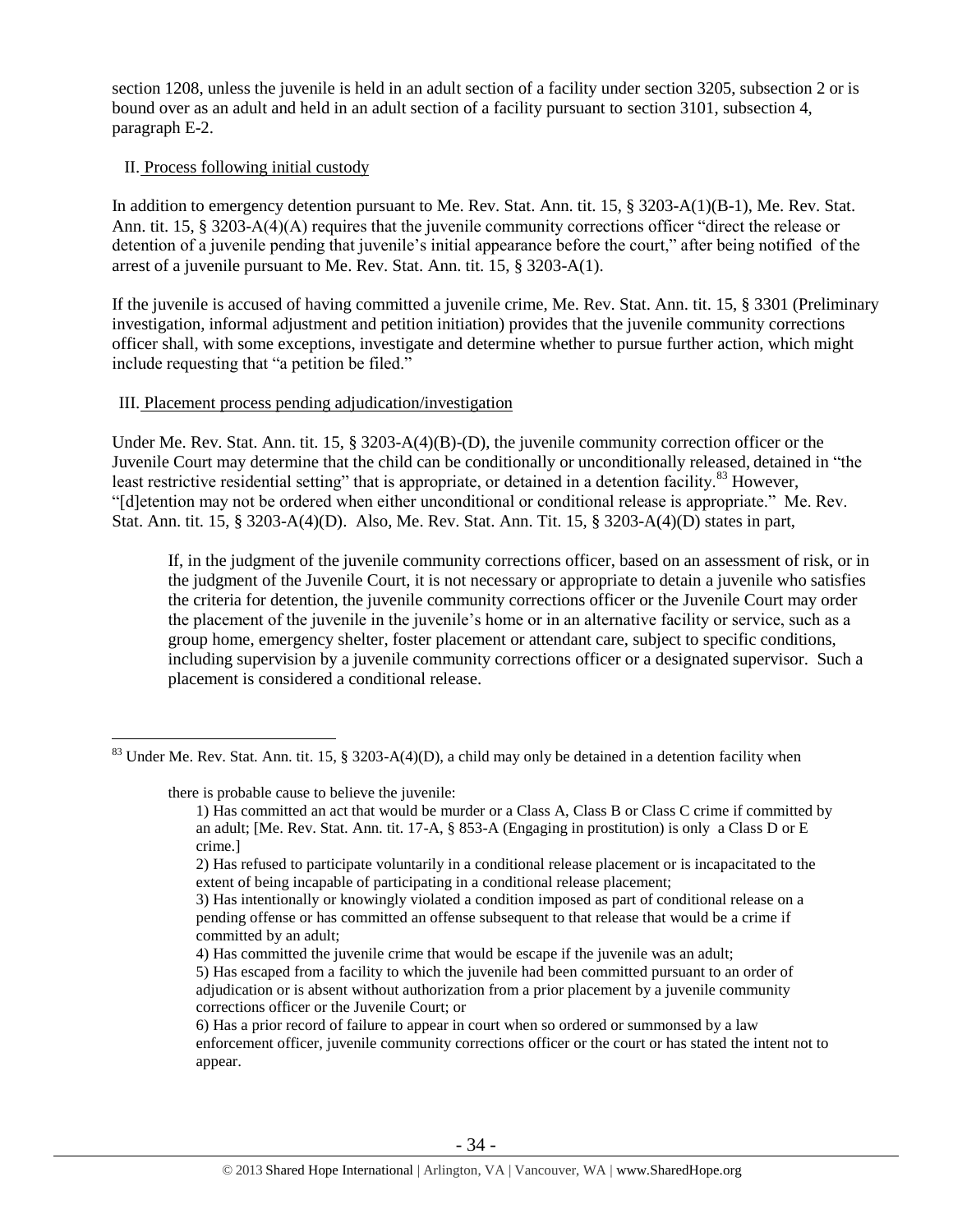section 1208, unless the juvenile is held in an adult section of a facility under section 3205, subsection 2 or is bound over as an adult and held in an adult section of a facility pursuant to section 3101, subsection 4, paragraph E-2.

II. Process following initial custody

In addition to emergency detention pursuant to Me. Rev. Stat. Ann. tit. 15, § 3203-A(1)(B-1), Me. Rev. Stat. Ann. tit. 15, § 3203-A(4)(A) requires that the juvenile community corrections officer "direct the release or detention of a juvenile pending that juvenile's initial appearance before the court," after being notified of the arrest of a juvenile pursuant to Me. Rev. Stat. Ann. tit. 15, § 3203-A(1).

If the juvenile is accused of having committed a juvenile crime, Me. Rev. Stat. Ann. tit. 15, § 3301 (Preliminary investigation, informal adjustment and petition initiation) provides that the juvenile community corrections officer shall, with some exceptions, investigate and determine whether to pursue further action, which might include requesting that "a petition be filed."

III. Placement process pending adjudication/investigation

Under Me. Rev. Stat. Ann. tit. 15, § 3203-A(4)(B)-(D), the juvenile community correction officer or the Juvenile Court may determine that the child can be conditionally or unconditionally released, detained in "the least restrictive residential setting" that is appropriate, or detained in a detention facility.[83] However, "[d]etention may not be ordered when either unconditional or conditional release is appropriate." Me. Rev. Stat. Ann. tit. 15, § 3203-A(4)(D). Also, Me. Rev. Stat. Ann. Tit. 15, § 3203-A(4)(D) states in part,

> If, in the judgment of the juvenile community corrections officer, based on an assessment of risk, or in the judgment of the Juvenile Court, it is not necessary or appropriate to detain a juvenile who satisfies the criteria for detention, the juvenile community corrections officer or the Juvenile Court may order the placement of the juvenile in the juvenile's home or in an alternative facility or service, such as a group home, emergency shelter, foster placement or attendant care, subject to specific conditions, including supervision by a juvenile community corrections officer or a designated supervisor. Such a placement is considered a conditional release.

---

[83] Under Me. Rev. Stat. Ann. tit. 15, § 3203-A(4)(D), a child may only be detained in a detention facility when

> there is probable cause to believe the juvenile:
>
> 1) Has committed an act that would be murder or a Class A, Class B or Class C crime if committed by an adult; [Me. Rev. Stat. Ann. tit. 17-A, § 853-A (Engaging in prostitution) is only a Class D or E crime.]
>
> 2) Has refused to participate voluntarily in a conditional release placement or is incapacitated to the extent of being incapable of participating in a conditional release placement;
>
> 3) Has intentionally or knowingly violated a condition imposed as part of conditional release on a pending offense or has committed an offense subsequent to that release that would be a crime if committed by an adult;
>
> 4) Has committed the juvenile crime that would be escape if the juvenile was an adult;
>
> 5) Has escaped from a facility to which the juvenile had been committed pursuant to an order of adjudication or is absent without authorization from a prior placement by a juvenile community corrections officer or the Juvenile Court; or
>
> 6) Has a prior record of failure to appear in court when so ordered or summonsed by a law enforcement officer, juvenile community corrections officer or the court or has stated the intent not to appear.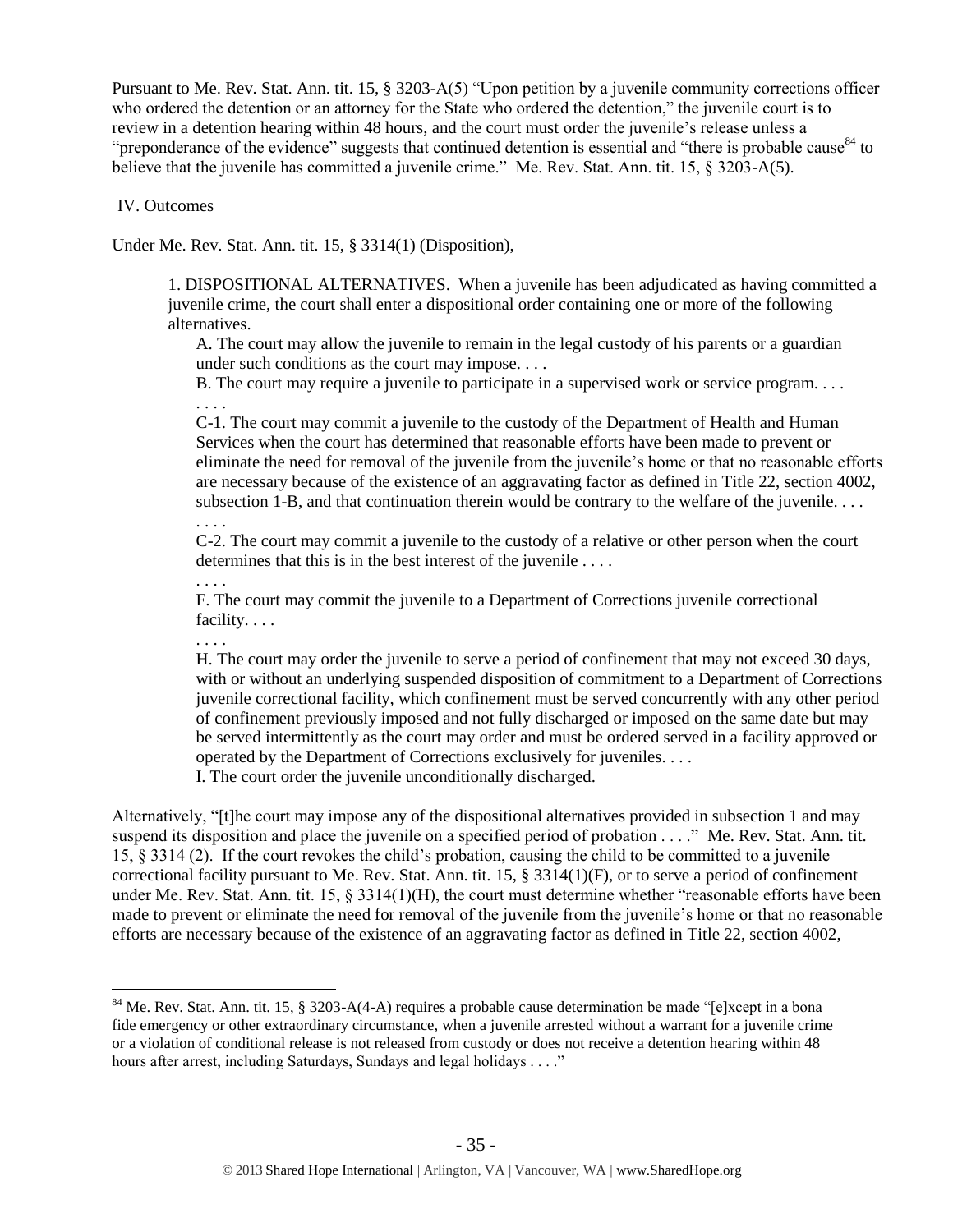Pursuant to Me. Rev. Stat. Ann. tit. 15, § 3203-A(5) "Upon petition by a juvenile community corrections officer who ordered the detention or an attorney for the State who ordered the detention," the juvenile court is to review in a detention hearing within 48 hours, and the court must order the juvenile's release unless a "preponderance of the evidence" suggests that continued detention is essential and "there is probable cause[84] to believe that the juvenile has committed a juvenile crime." Me. Rev. Stat. Ann. tit. 15, § 3203-A(5).

IV. Outcomes

Under Me. Rev. Stat. Ann. tit. 15, § 3314(1) (Disposition),

> 1. DISPOSITIONAL ALTERNATIVES. When a juvenile has been adjudicated as having committed a juvenile crime, the court shall enter a dispositional order containing one or more of the following alternatives.
>
> A. The court may allow the juvenile to remain in the legal custody of his parents or a guardian under such conditions as the court may impose. . . .
>
> B. The court may require a juvenile to participate in a supervised work or service program. . . .
>
> . . . .
>
> C-1. The court may commit a juvenile to the custody of the Department of Health and Human Services when the court has determined that reasonable efforts have been made to prevent or eliminate the need for removal of the juvenile from the juvenile's home or that no reasonable efforts are necessary because of the existence of an aggravating factor as defined in Title 22, section 4002, subsection 1-B, and that continuation therein would be contrary to the welfare of the juvenile. . . .
>
> . . . .
>
> C-2. The court may commit a juvenile to the custody of a relative or other person when the court determines that this is in the best interest of the juvenile . . . .
>
> . . . .
>
> F. The court may commit the juvenile to a Department of Corrections juvenile correctional facility. . . .
>
> . . . .
>
> H. The court may order the juvenile to serve a period of confinement that may not exceed 30 days, with or without an underlying suspended disposition of commitment to a Department of Corrections juvenile correctional facility, which confinement must be served concurrently with any other period of confinement previously imposed and not fully discharged or imposed on the same date but may be served intermittently as the court may order and must be ordered served in a facility approved or operated by the Department of Corrections exclusively for juveniles. . . .
>
> I. The court order the juvenile unconditionally discharged.

Alternatively, "[t]he court may impose any of the dispositional alternatives provided in subsection 1 and may suspend its disposition and place the juvenile on a specified period of probation . . . ." Me. Rev. Stat. Ann. tit. 15, § 3314 (2). If the court revokes the child's probation, causing the child to be committed to a juvenile correctional facility pursuant to Me. Rev. Stat. Ann. tit. 15, § 3314(1)(F), or to serve a period of confinement under Me. Rev. Stat. Ann. tit. 15, § 3314(1)(H), the court must determine whether "reasonable efforts have been made to prevent or eliminate the need for removal of the juvenile from the juvenile's home or that no reasonable efforts are necessary because of the existence of an aggravating factor as defined in Title 22, section 4002,

---

[84] Me. Rev. Stat. Ann. tit. 15, § 3203-A(4-A) requires a probable cause determination be made "[e]xcept in a bona fide emergency or other extraordinary circumstance, when a juvenile arrested without a warrant for a juvenile crime or a violation of conditional release is not released from custody or does not receive a detention hearing within 48 hours after arrest, including Saturdays, Sundays and legal holidays . . . ."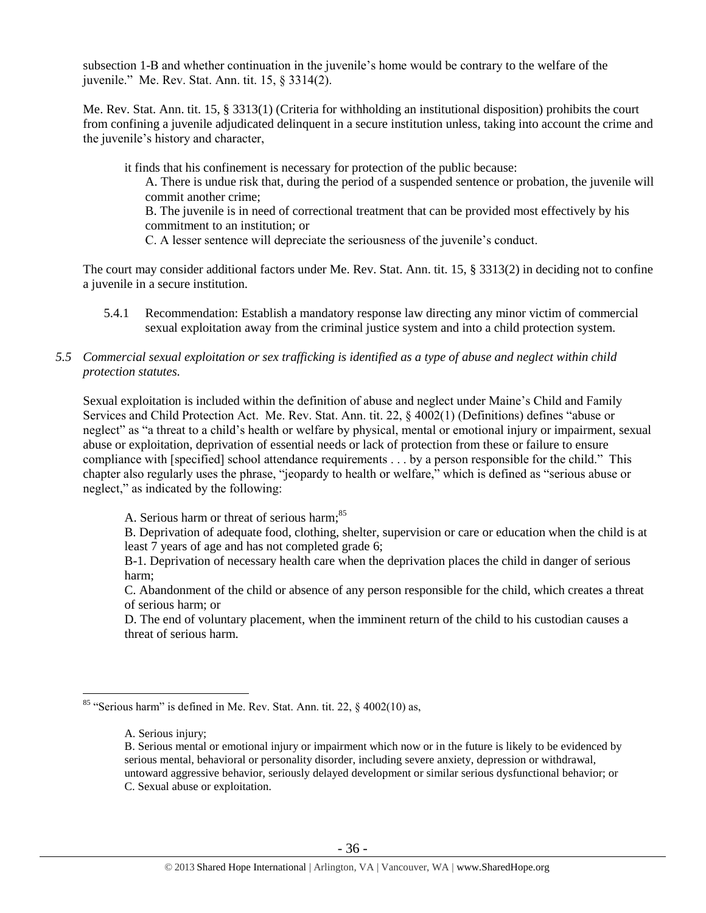subsection 1-B and whether continuation in the juvenile's home would be contrary to the welfare of the juvenile." Me. Rev. Stat. Ann. tit. 15, § 3314(2).

Me. Rev. Stat. Ann. tit. 15, § 3313(1) (Criteria for withholding an institutional disposition) prohibits the court from confining a juvenile adjudicated delinquent in a secure institution unless, taking into account the crime and the juvenile's history and character,

> it finds that his confinement is necessary for protection of the public because:
>
> A. There is undue risk that, during the period of a suspended sentence or probation, the juvenile will commit another crime;
>
> B. The juvenile is in need of correctional treatment that can be provided most effectively by his commitment to an institution; or
>
> C. A lesser sentence will depreciate the seriousness of the juvenile's conduct.

The court may consider additional factors under Me. Rev. Stat. Ann. tit. 15, § 3313(2) in deciding not to confine a juvenile in a secure institution.

5.4.1 Recommendation: Establish a mandatory response law directing any minor victim of commercial sexual exploitation away from the criminal justice system and into a child protection system.

*5.5 Commercial sexual exploitation or sex trafficking is identified as a type of abuse and neglect within child protection statutes.*

Sexual exploitation is included within the definition of abuse and neglect under Maine's Child and Family Services and Child Protection Act. Me. Rev. Stat. Ann. tit. 22, § 4002(1) (Definitions) defines "abuse or neglect" as "a threat to a child's health or welfare by physical, mental or emotional injury or impairment, sexual abuse or exploitation, deprivation of essential needs or lack of protection from these or failure to ensure compliance with [specified] school attendance requirements . . . by a person responsible for the child." This chapter also regularly uses the phrase, "jeopardy to health or welfare," which is defined as "serious abuse or neglect," as indicated by the following:

> A. Serious harm or threat of serious harm;[85]
>
> B. Deprivation of adequate food, clothing, shelter, supervision or care or education when the child is at least 7 years of age and has not completed grade 6;
>
> B-1. Deprivation of necessary health care when the deprivation places the child in danger of serious harm;
>
> C. Abandonment of the child or absence of any person responsible for the child, which creates a threat of serious harm; or
>
> D. The end of voluntary placement, when the imminent return of the child to his custodian causes a threat of serious harm.

---

[85] "Serious harm" is defined in Me. Rev. Stat. Ann. tit. 22, § 4002(10) as,

> A. Serious injury;
>
> B. Serious mental or emotional injury or impairment which now or in the future is likely to be evidenced by serious mental, behavioral or personality disorder, including severe anxiety, depression or withdrawal, untoward aggressive behavior, seriously delayed development or similar serious dysfunctional behavior; or
>
> C. Sexual abuse or exploitation.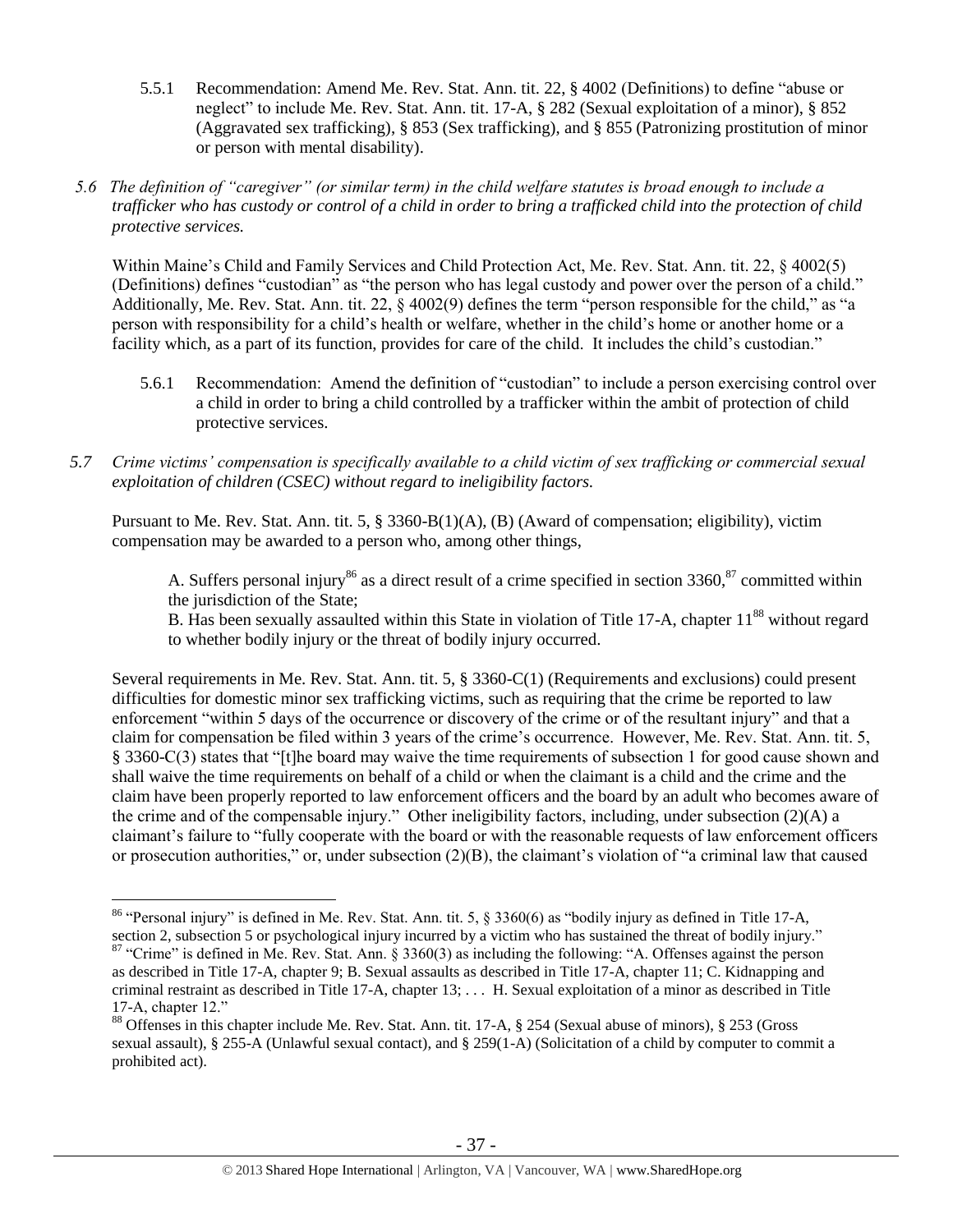5.5.1 Recommendation: Amend Me. Rev. Stat. Ann. tit. 22, § 4002 (Definitions) to define "abuse or neglect" to include Me. Rev. Stat. Ann. tit. 17-A, § 282 (Sexual exploitation of a minor), § 852 (Aggravated sex trafficking), § 853 (Sex trafficking), and § 855 (Patronizing prostitution of minor or person with mental disability).

*5.6 The definition of "caregiver" (or similar term) in the child welfare statutes is broad enough to include a trafficker who has custody or control of a child in order to bring a trafficked child into the protection of child protective services.*

Within Maine's Child and Family Services and Child Protection Act, Me. Rev. Stat. Ann. tit. 22, § 4002(5) (Definitions) defines "custodian" as "the person who has legal custody and power over the person of a child." Additionally, Me. Rev. Stat. Ann. tit. 22, § 4002(9) defines the term "person responsible for the child," as "a person with responsibility for a child's health or welfare, whether in the child's home or another home or a facility which, as a part of its function, provides for care of the child. It includes the child's custodian."

5.6.1 Recommendation: Amend the definition of "custodian" to include a person exercising control over a child in order to bring a child controlled by a trafficker within the ambit of protection of child protective services.

*5.7 Crime victims' compensation is specifically available to a child victim of sex trafficking or commercial sexual exploitation of children (CSEC) without regard to ineligibility factors.*

Pursuant to Me. Rev. Stat. Ann. tit. 5, § 3360-B(1)(A), (B) (Award of compensation; eligibility), victim compensation may be awarded to a person who, among other things,

> A. Suffers personal injury[86] as a direct result of a crime specified in section 3360,[87] committed within the jurisdiction of the State;
>
> B. Has been sexually assaulted within this State in violation of Title 17-A, chapter 11[88] without regard to whether bodily injury or the threat of bodily injury occurred.

Several requirements in Me. Rev. Stat. Ann. tit. 5, § 3360-C(1) (Requirements and exclusions) could present difficulties for domestic minor sex trafficking victims, such as requiring that the crime be reported to law enforcement "within 5 days of the occurrence or discovery of the crime or of the resultant injury" and that a claim for compensation be filed within 3 years of the crime's occurrence. However, Me. Rev. Stat. Ann. tit. 5, § 3360-C(3) states that "[t]he board may waive the time requirements of subsection 1 for good cause shown and shall waive the time requirements on behalf of a child or when the claimant is a child and the crime and the claim have been properly reported to law enforcement officers and the board by an adult who becomes aware of the crime and of the compensable injury." Other ineligibility factors, including, under subsection (2)(A) a claimant's failure to "fully cooperate with the board or with the reasonable requests of law enforcement officers or prosecution authorities," or, under subsection (2)(B), the claimant's violation of "a criminal law that caused

---

[86] "Personal injury" is defined in Me. Rev. Stat. Ann. tit. 5, § 3360(6) as "bodily injury as defined in Title 17-A, section 2, subsection 5 or psychological injury incurred by a victim who has sustained the threat of bodily injury."

[87] "Crime" is defined in Me. Rev. Stat. Ann. § 3360(3) as including the following: "A. Offenses against the person as described in Title 17-A, chapter 9; B. Sexual assaults as described in Title 17-A, chapter 11; C. Kidnapping and criminal restraint as described in Title 17-A, chapter 13; . . . H. Sexual exploitation of a minor as described in Title 17-A, chapter 12."

[88] Offenses in this chapter include Me. Rev. Stat. Ann. tit. 17-A, § 254 (Sexual abuse of minors), § 253 (Gross sexual assault), § 255-A (Unlawful sexual contact), and § 259(1-A) (Solicitation of a child by computer to commit a prohibited act).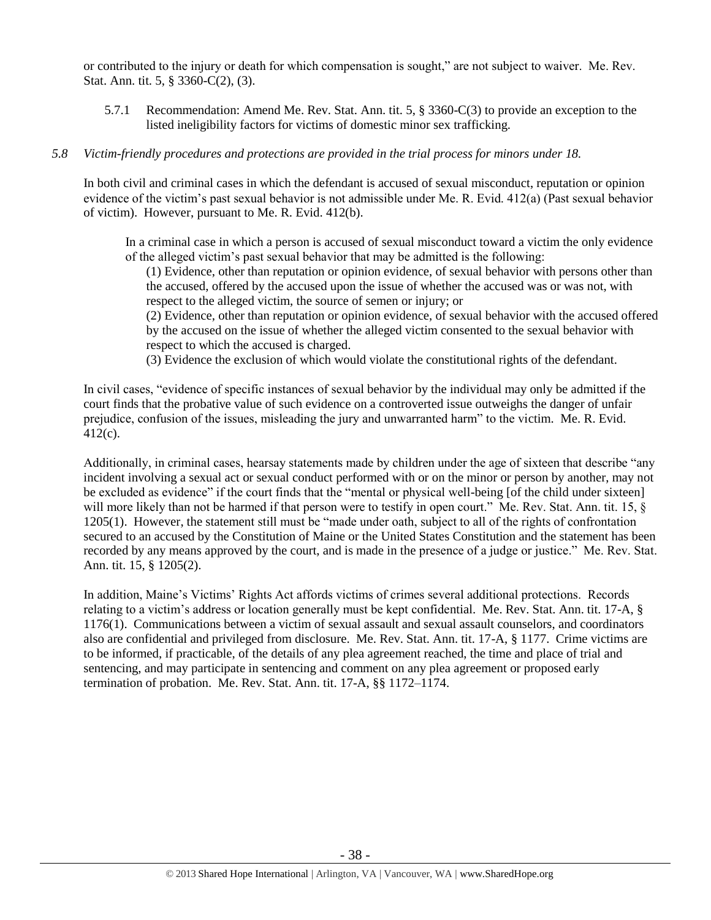or contributed to the injury or death for which compensation is sought," are not subject to waiver. Me. Rev. Stat. Ann. tit. 5, § 3360-C(2), (3).

5.7.1 Recommendation: Amend Me. Rev. Stat. Ann. tit. 5, § 3360-C(3) to provide an exception to the listed ineligibility factors for victims of domestic minor sex trafficking.

*5.8 Victim-friendly procedures and protections are provided in the trial process for minors under 18.*

In both civil and criminal cases in which the defendant is accused of sexual misconduct, reputation or opinion evidence of the victim's past sexual behavior is not admissible under Me. R. Evid. 412(a) (Past sexual behavior of victim). However, pursuant to Me. R. Evid. 412(b).

> In a criminal case in which a person is accused of sexual misconduct toward a victim the only evidence of the alleged victim's past sexual behavior that may be admitted is the following:
>
> (1) Evidence, other than reputation or opinion evidence, of sexual behavior with persons other than the accused, offered by the accused upon the issue of whether the accused was or was not, with respect to the alleged victim, the source of semen or injury; or
>
> (2) Evidence, other than reputation or opinion evidence, of sexual behavior with the accused offered by the accused on the issue of whether the alleged victim consented to the sexual behavior with respect to which the accused is charged.
>
> (3) Evidence the exclusion of which would violate the constitutional rights of the defendant.

In civil cases, "evidence of specific instances of sexual behavior by the individual may only be admitted if the court finds that the probative value of such evidence on a controverted issue outweighs the danger of unfair prejudice, confusion of the issues, misleading the jury and unwarranted harm" to the victim. Me. R. Evid. 412(c).

Additionally, in criminal cases, hearsay statements made by children under the age of sixteen that describe "any incident involving a sexual act or sexual conduct performed with or on the minor or person by another, may not be excluded as evidence" if the court finds that the "mental or physical well-being [of the child under sixteen] will more likely than not be harmed if that person were to testify in open court." Me. Rev. Stat. Ann. tit. 15, § 1205(1). However, the statement still must be "made under oath, subject to all of the rights of confrontation secured to an accused by the Constitution of Maine or the United States Constitution and the statement has been recorded by any means approved by the court, and is made in the presence of a judge or justice." Me. Rev. Stat. Ann. tit. 15, § 1205(2).

In addition, Maine's Victims' Rights Act affords victims of crimes several additional protections. Records relating to a victim's address or location generally must be kept confidential. Me. Rev. Stat. Ann. tit. 17-A, § 1176(1). Communications between a victim of sexual assault and sexual assault counselors, and coordinators also are confidential and privileged from disclosure. Me. Rev. Stat. Ann. tit. 17-A, § 1177. Crime victims are to be informed, if practicable, of the details of any plea agreement reached, the time and place of trial and sentencing, and may participate in sentencing and comment on any plea agreement or proposed early termination of probation. Me. Rev. Stat. Ann. tit. 17-A, §§ 1172–1174.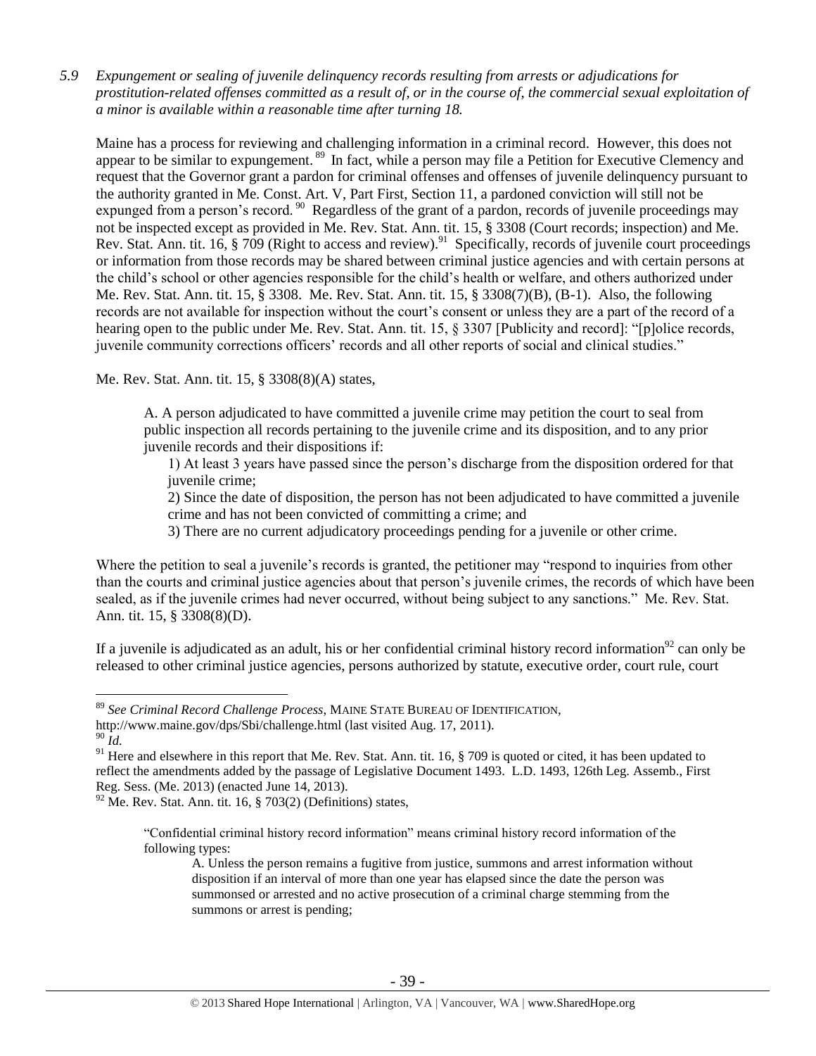*5.9 Expungement or sealing of juvenile delinquency records resulting from arrests or adjudications for prostitution-related offenses committed as a result of, or in the course of, the commercial sexual exploitation of a minor is available within a reasonable time after turning 18.*

Maine has a process for reviewing and challenging information in a criminal record. However, this does not appear to be similar to expungement.[89] In fact, while a person may file a Petition for Executive Clemency and request that the Governor grant a pardon for criminal offenses and offenses of juvenile delinquency pursuant to the authority granted in Me. Const. Art. V, Part First, Section 11, a pardoned conviction will still not be expunged from a person's record.[90] Regardless of the grant of a pardon, records of juvenile proceedings may not be inspected except as provided in Me. Rev. Stat. Ann. tit. 15, § 3308 (Court records; inspection) and Me. Rev. Stat. Ann. tit. 16, § 709 (Right to access and review).[91] Specifically, records of juvenile court proceedings or information from those records may be shared between criminal justice agencies and with certain persons at the child's school or other agencies responsible for the child's health or welfare, and others authorized under Me. Rev. Stat. Ann. tit. 15, § 3308. Me. Rev. Stat. Ann. tit. 15, § 3308(7)(B), (B-1). Also, the following records are not available for inspection without the court's consent or unless they are a part of the record of a hearing open to the public under Me. Rev. Stat. Ann. tit. 15, § 3307 [Publicity and record]: "[p]olice records, juvenile community corrections officers' records and all other reports of social and clinical studies."

Me. Rev. Stat. Ann. tit. 15, § 3308(8)(A) states,

> A. A person adjudicated to have committed a juvenile crime may petition the court to seal from public inspection all records pertaining to the juvenile crime and its disposition, and to any prior juvenile records and their dispositions if:
>
> 1) At least 3 years have passed since the person's discharge from the disposition ordered for that juvenile crime;
>
> 2) Since the date of disposition, the person has not been adjudicated to have committed a juvenile crime and has not been convicted of committing a crime; and
>
> 3) There are no current adjudicatory proceedings pending for a juvenile or other crime.

Where the petition to seal a juvenile's records is granted, the petitioner may "respond to inquiries from other than the courts and criminal justice agencies about that person's juvenile crimes, the records of which have been sealed, as if the juvenile crimes had never occurred, without being subject to any sanctions." Me. Rev. Stat. Ann. tit. 15, § 3308(8)(D).

If a juvenile is adjudicated as an adult, his or her confidential criminal history record information[92] can only be released to other criminal justice agencies, persons authorized by statute, executive order, court rule, court

---

[89] *See Criminal Record Challenge Process*, MAINE STATE BUREAU OF IDENTIFICATION, http://www.maine.gov/dps/Sbi/challenge.html (last visited Aug. 17, 2011).

[90] *Id.*

[91] Here and elsewhere in this report that Me. Rev. Stat. Ann. tit. 16, § 709 is quoted or cited, it has been updated to reflect the amendments added by the passage of Legislative Document 1493. L.D. 1493, 126th Leg. Assemb., First Reg. Sess. (Me. 2013) (enacted June 14, 2013).

[92] Me. Rev. Stat. Ann. tit. 16, § 703(2) (Definitions) states,

> "Confidential criminal history record information" means criminal history record information of the following types:
>
> > A. Unless the person remains a fugitive from justice, summons and arrest information without disposition if an interval of more than one year has elapsed since the date the person was summonsed or arrested and no active prosecution of a criminal charge stemming from the summons or arrest is pending;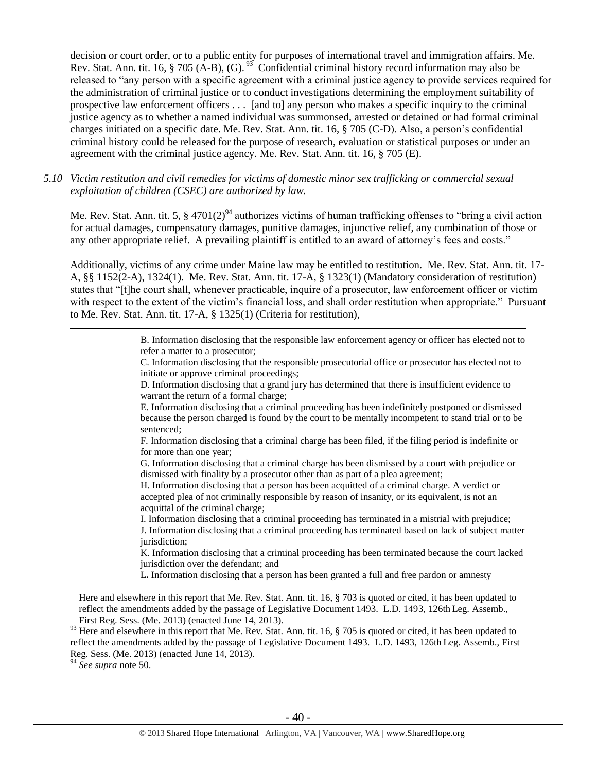decision or court order, or to a public entity for purposes of international travel and immigration affairs. Me. Rev. Stat. Ann. tit. 16, § 705 (A-B), (G).[93] Confidential criminal history record information may also be released to "any person with a specific agreement with a criminal justice agency to provide services required for the administration of criminal justice or to conduct investigations determining the employment suitability of prospective law enforcement officers . . . [and to] any person who makes a specific inquiry to the criminal justice agency as to whether a named individual was summonsed, arrested or detained or had formal criminal charges initiated on a specific date. Me. Rev. Stat. Ann. tit. 16, § 705 (C-D). Also, a person's confidential criminal history could be released for the purpose of research, evaluation or statistical purposes or under an agreement with the criminal justice agency. Me. Rev. Stat. Ann. tit. 16, § 705 (E).

*5.10 Victim restitution and civil remedies for victims of domestic minor sex trafficking or commercial sexual exploitation of children (CSEC) are authorized by law.*

Me. Rev. Stat. Ann. tit. 5, § 4701(2)[94] authorizes victims of human trafficking offenses to "bring a civil action for actual damages, compensatory damages, punitive damages, injunctive relief, any combination of those or any other appropriate relief. A prevailing plaintiff is entitled to an award of attorney's fees and costs."

Additionally, victims of any crime under Maine law may be entitled to restitution. Me. Rev. Stat. Ann. tit. 17-A, §§ 1152(2-A), 1324(1). Me. Rev. Stat. Ann. tit. 17-A, § 1323(1) (Mandatory consideration of restitution) states that "[t]he court shall, whenever practicable, inquire of a prosecutor, law enforcement officer or victim with respect to the extent of the victim's financial loss, and shall order restitution when appropriate." Pursuant to Me. Rev. Stat. Ann. tit. 17-A, § 1325(1) (Criteria for restitution),

---

> B. Information disclosing that the responsible law enforcement agency or officer has elected not to refer a matter to a prosecutor;
>
> C. Information disclosing that the responsible prosecutorial office or prosecutor has elected not to initiate or approve criminal proceedings;
>
> D. Information disclosing that a grand jury has determined that there is insufficient evidence to warrant the return of a formal charge;
>
> E. Information disclosing that a criminal proceeding has been indefinitely postponed or dismissed because the person charged is found by the court to be mentally incompetent to stand trial or to be sentenced;
>
> F. Information disclosing that a criminal charge has been filed, if the filing period is indefinite or for more than one year;
>
> G. Information disclosing that a criminal charge has been dismissed by a court with prejudice or dismissed with finality by a prosecutor other than as part of a plea agreement;
>
> H. Information disclosing that a person has been acquitted of a criminal charge. A verdict or accepted plea of not criminally responsible by reason of insanity, or its equivalent, is not an acquittal of the criminal charge;
>
> I. Information disclosing that a criminal proceeding has terminated in a mistrial with prejudice;
>
> J. Information disclosing that a criminal proceeding has terminated based on lack of subject matter jurisdiction;
>
> K. Information disclosing that a criminal proceeding has been terminated because the court lacked jurisdiction over the defendant; and
>
> L**.** Information disclosing that a person has been granted a full and free pardon or amnesty

Here and elsewhere in this report that Me. Rev. Stat. Ann. tit. 16, § 703 is quoted or cited, it has been updated to reflect the amendments added by the passage of Legislative Document 1493. L.D. 1493, 126th Leg. Assemb., First Reg. Sess. (Me. 2013) (enacted June 14, 2013).

[93] Here and elsewhere in this report that Me. Rev. Stat. Ann. tit. 16, § 705 is quoted or cited, it has been updated to reflect the amendments added by the passage of Legislative Document 1493. L.D. 1493, 126th Leg. Assemb., First Reg. Sess. (Me. 2013) (enacted June 14, 2013).

[94] *See supra* note 50.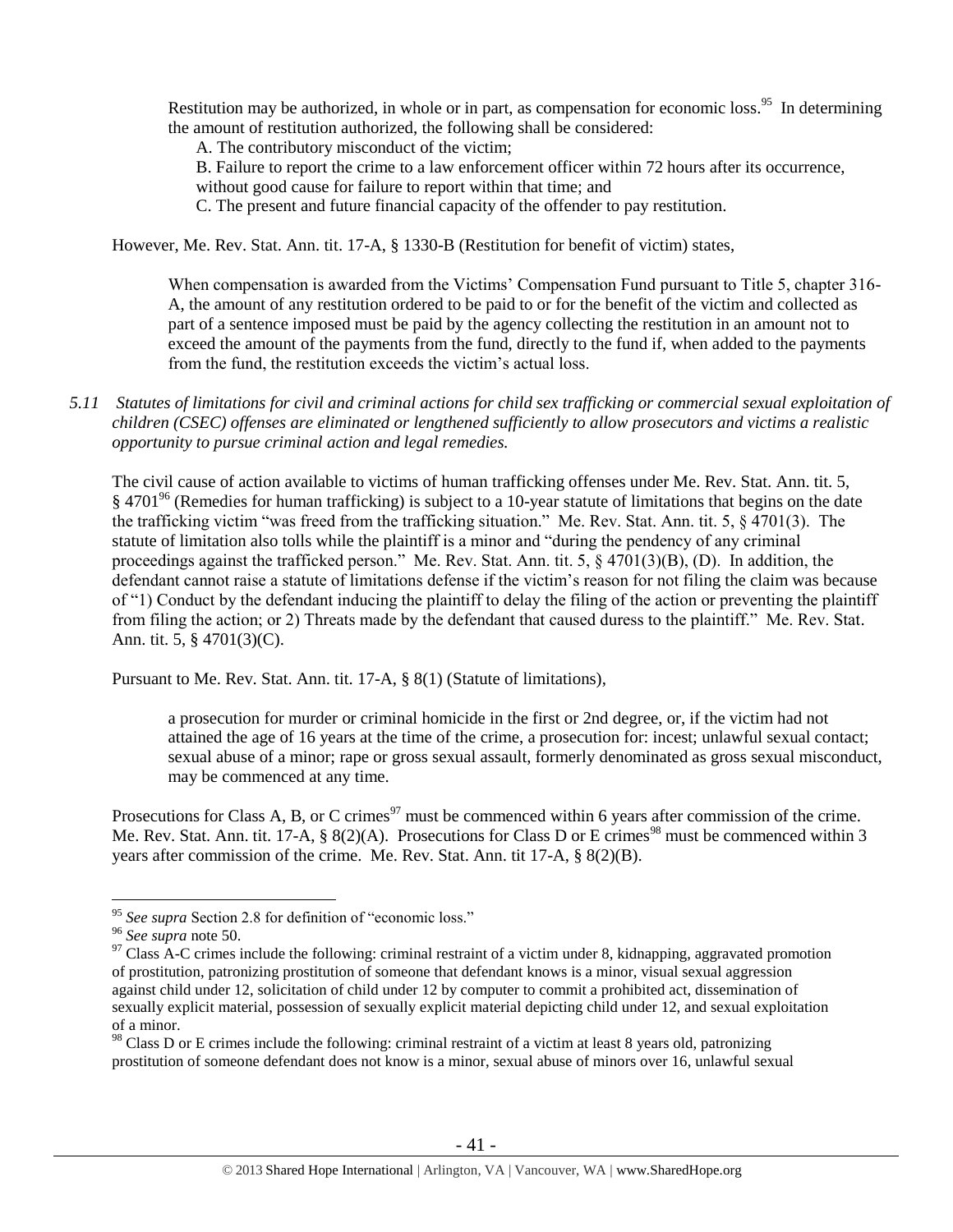Restitution may be authorized, in whole or in part, as compensation for economic loss.[95] In determining the amount of restitution authorized, the following shall be considered:

> A. The contributory misconduct of the victim;
>
> B. Failure to report the crime to a law enforcement officer within 72 hours after its occurrence, without good cause for failure to report within that time; and
>
> C. The present and future financial capacity of the offender to pay restitution.

However, Me. Rev. Stat. Ann. tit. 17-A, § 1330-B (Restitution for benefit of victim) states,

> When compensation is awarded from the Victims' Compensation Fund pursuant to Title 5, chapter 316-A, the amount of any restitution ordered to be paid to or for the benefit of the victim and collected as part of a sentence imposed must be paid by the agency collecting the restitution in an amount not to exceed the amount of the payments from the fund, directly to the fund if, when added to the payments from the fund, the restitution exceeds the victim's actual loss.

*5.11 Statutes of limitations for civil and criminal actions for child sex trafficking or commercial sexual exploitation of children (CSEC) offenses are eliminated or lengthened sufficiently to allow prosecutors and victims a realistic opportunity to pursue criminal action and legal remedies.*

The civil cause of action available to victims of human trafficking offenses under Me. Rev. Stat. Ann. tit. 5, § 4701[96] (Remedies for human trafficking) is subject to a 10-year statute of limitations that begins on the date the trafficking victim "was freed from the trafficking situation." Me. Rev. Stat. Ann. tit. 5, § 4701(3). The statute of limitation also tolls while the plaintiff is a minor and "during the pendency of any criminal proceedings against the trafficked person." Me. Rev. Stat. Ann. tit. 5, § 4701(3)(B), (D). In addition, the defendant cannot raise a statute of limitations defense if the victim's reason for not filing the claim was because of "1) Conduct by the defendant inducing the plaintiff to delay the filing of the action or preventing the plaintiff from filing the action; or 2) Threats made by the defendant that caused duress to the plaintiff." Me. Rev. Stat. Ann. tit. 5, § 4701(3)(C).

Pursuant to Me. Rev. Stat. Ann. tit. 17-A, § 8(1) (Statute of limitations),

> a prosecution for murder or criminal homicide in the first or 2nd degree, or, if the victim had not attained the age of 16 years at the time of the crime, a prosecution for: incest; unlawful sexual contact; sexual abuse of a minor; rape or gross sexual assault, formerly denominated as gross sexual misconduct, may be commenced at any time.

Prosecutions for Class A, B, or C crimes[97] must be commenced within 6 years after commission of the crime. Me. Rev. Stat. Ann. tit. 17-A, § 8(2)(A). Prosecutions for Class D or E crimes[98] must be commenced within 3 years after commission of the crime. Me. Rev. Stat. Ann. tit 17-A, § 8(2)(B).

---

[95] *See supra* Section 2.8 for definition of "economic loss."

[96] *See supra* note 50.

[97] Class A-C crimes include the following: criminal restraint of a victim under 8, kidnapping, aggravated promotion of prostitution, patronizing prostitution of someone that defendant knows is a minor, visual sexual aggression against child under 12, solicitation of child under 12 by computer to commit a prohibited act, dissemination of sexually explicit material, possession of sexually explicit material depicting child under 12, and sexual exploitation of a minor.

[98] Class D or E crimes include the following: criminal restraint of a victim at least 8 years old, patronizing prostitution of someone defendant does not know is a minor, sexual abuse of minors over 16, unlawful sexual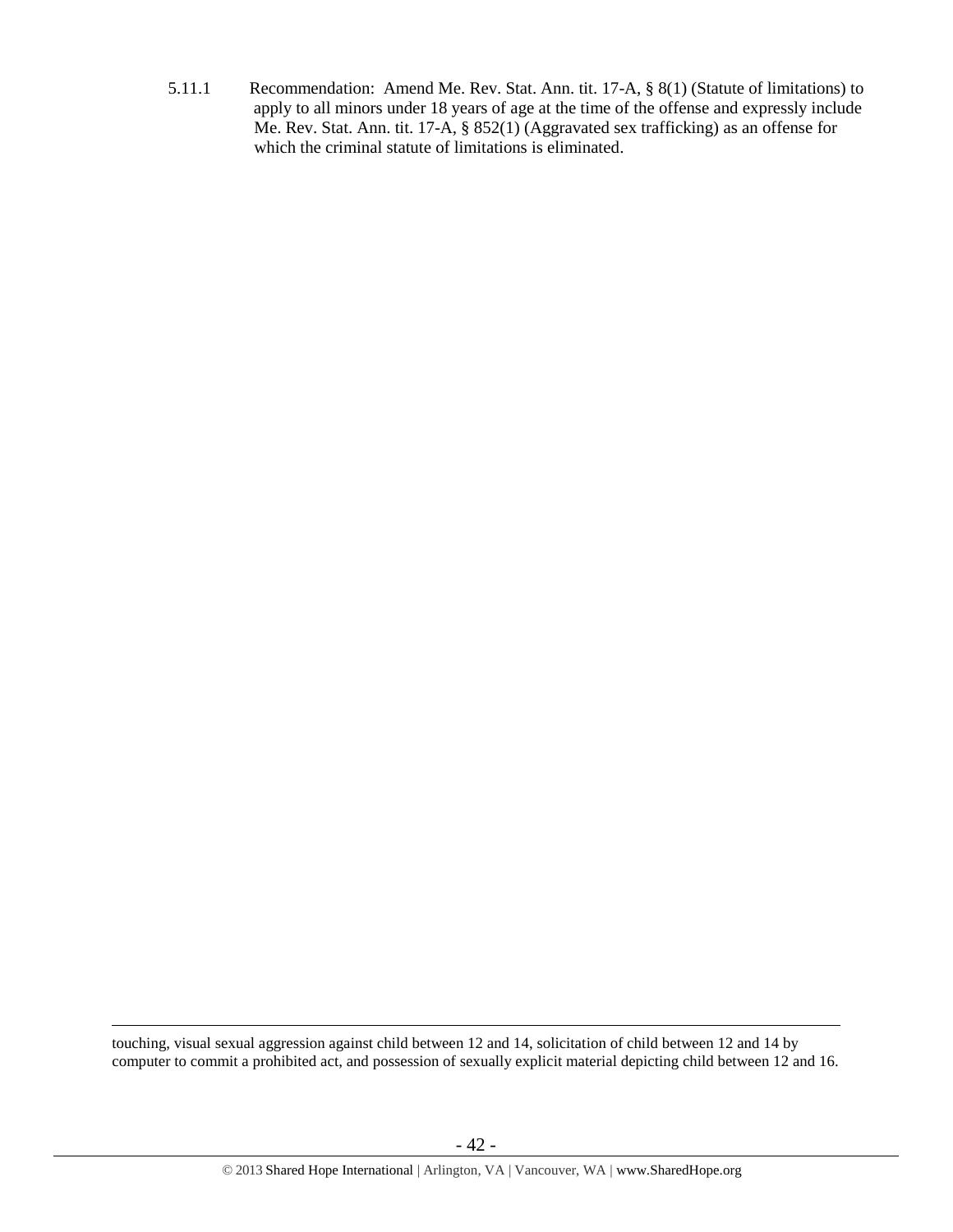5.11.1 Recommendation: Amend Me. Rev. Stat. Ann. tit. 17-A, § 8(1) (Statute of limitations) to apply to all minors under 18 years of age at the time of the offense and expressly include Me. Rev. Stat. Ann. tit. 17-A, § 852(1) (Aggravated sex trafficking) as an offense for which the criminal statute of limitations is eliminated.

---

touching, visual sexual aggression against child between 12 and 14, solicitation of child between 12 and 14 by computer to commit a prohibited act, and possession of sexually explicit material depicting child between 12 and 16.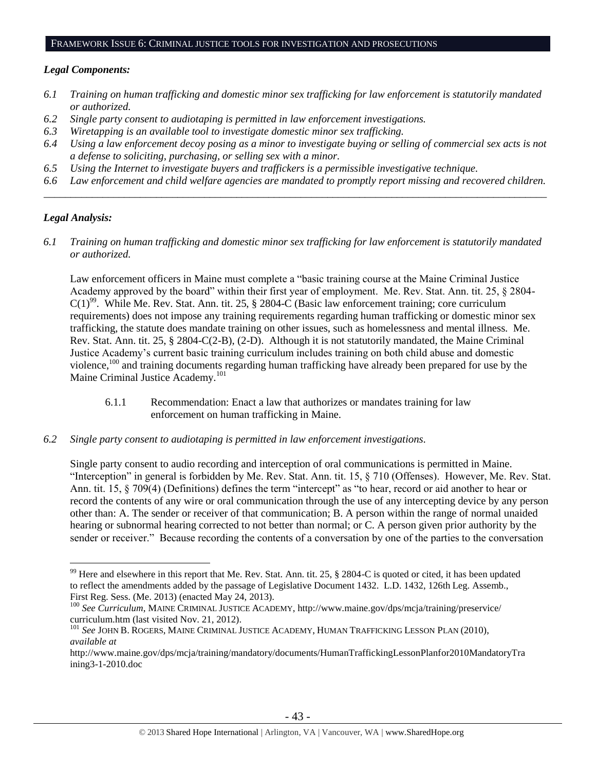## FRAMEWORK ISSUE 6: CRIMINAL JUSTICE TOOLS FOR INVESTIGATION AND PROSECUTIONS

***Legal Components:***

- *6.1 Training on human trafficking and domestic minor sex trafficking for law enforcement is statutorily mandated or authorized.*
- *6.2 Single party consent to audiotaping is permitted in law enforcement investigations.*
- *6.3 Wiretapping is an available tool to investigate domestic minor sex trafficking.*
- *6.4 Using a law enforcement decoy posing as a minor to investigate buying or selling of commercial sex acts is not a defense to soliciting, purchasing, or selling sex with a minor.*
- *6.5 Using the Internet to investigate buyers and traffickers is a permissible investigative technique.*
- *6.6 Law enforcement and child welfare agencies are mandated to promptly report missing and recovered children.*

---

***Legal Analysis:***

*6.1 Training on human trafficking and domestic minor sex trafficking for law enforcement is statutorily mandated or authorized.*

Law enforcement officers in Maine must complete a "basic training course at the Maine Criminal Justice Academy approved by the board" within their first year of employment. Me. Rev. Stat. Ann. tit. 25, § 2804-C(1)[99]. While Me. Rev. Stat. Ann. tit. 25, § 2804-C (Basic law enforcement training; core curriculum requirements) does not impose any training requirements regarding human trafficking or domestic minor sex trafficking, the statute does mandate training on other issues, such as homelessness and mental illness. Me. Rev. Stat. Ann. tit. 25, § 2804-C(2-B), (2-D). Although it is not statutorily mandated, the Maine Criminal Justice Academy's current basic training curriculum includes training on both child abuse and domestic violence,[100] and training documents regarding human trafficking have already been prepared for use by the Maine Criminal Justice Academy.[101]

> 6.1.1 Recommendation: Enact a law that authorizes or mandates training for law enforcement on human trafficking in Maine.

*6.2 Single party consent to audiotaping is permitted in law enforcement investigations.*

Single party consent to audio recording and interception of oral communications is permitted in Maine. "Interception" in general is forbidden by Me. Rev. Stat. Ann. tit. 15, § 710 (Offenses). However, Me. Rev. Stat. Ann. tit. 15, § 709(4) (Definitions) defines the term "intercept" as "to hear, record or aid another to hear or record the contents of any wire or oral communication through the use of any intercepting device by any person other than: A. The sender or receiver of that communication; B. A person within the range of normal unaided hearing or subnormal hearing corrected to not better than normal; or C. A person given prior authority by the sender or receiver." Because recording the contents of a conversation by one of the parties to the conversation

---

[99] Here and elsewhere in this report that Me. Rev. Stat. Ann. tit. 25, § 2804-C is quoted or cited, it has been updated to reflect the amendments added by the passage of Legislative Document 1432. L.D. 1432, 126th Leg. Assemb., First Reg. Sess. (Me. 2013) (enacted May 24, 2013).

[100] *See Curriculum*, MAINE CRIMINAL JUSTICE ACADEMY, http://www.maine.gov/dps/mcja/training/preservice/curriculum.htm (last visited Nov. 21, 2012).

[101] *See* JOHN B. ROGERS, MAINE CRIMINAL JUSTICE ACADEMY, HUMAN TRAFFICKING LESSON PLAN (2010), *available at* http://www.maine.gov/dps/mcja/training/mandatory/documents/HumanTraffickingLessonPlanfor2010MandatoryTraining3-1-2010.doc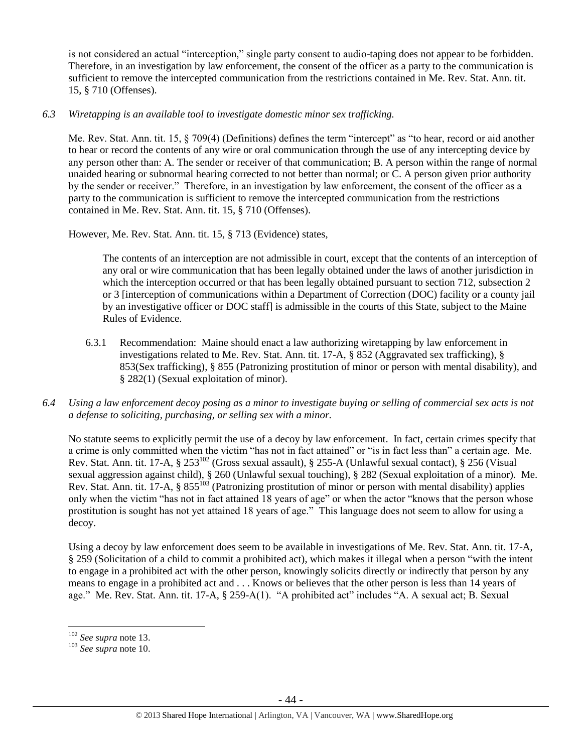is not considered an actual "interception," single party consent to audio-taping does not appear to be forbidden. Therefore, in an investigation by law enforcement, the consent of the officer as a party to the communication is sufficient to remove the intercepted communication from the restrictions contained in Me. Rev. Stat. Ann. tit. 15, § 710 (Offenses).

*6.3 Wiretapping is an available tool to investigate domestic minor sex trafficking.*

Me. Rev. Stat. Ann. tit. 15, § 709(4) (Definitions) defines the term "intercept" as "to hear, record or aid another to hear or record the contents of any wire or oral communication through the use of any intercepting device by any person other than: A. The sender or receiver of that communication; B. A person within the range of normal unaided hearing or subnormal hearing corrected to not better than normal; or C. A person given prior authority by the sender or receiver." Therefore, in an investigation by law enforcement, the consent of the officer as a party to the communication is sufficient to remove the intercepted communication from the restrictions contained in Me. Rev. Stat. Ann. tit. 15, § 710 (Offenses).

However, Me. Rev. Stat. Ann. tit. 15, § 713 (Evidence) states,

> The contents of an interception are not admissible in court, except that the contents of an interception of any oral or wire communication that has been legally obtained under the laws of another jurisdiction in which the interception occurred or that has been legally obtained pursuant to section 712, subsection 2 or 3 [interception of communications within a Department of Correction (DOC) facility or a county jail by an investigative officer or DOC staff] is admissible in the courts of this State, subject to the Maine Rules of Evidence.

6.3.1 Recommendation: Maine should enact a law authorizing wiretapping by law enforcement in investigations related to Me. Rev. Stat. Ann. tit. 17-A, § 852 (Aggravated sex trafficking), § 853(Sex trafficking), § 855 (Patronizing prostitution of minor or person with mental disability), and § 282(1) (Sexual exploitation of minor).

*6.4 Using a law enforcement decoy posing as a minor to investigate buying or selling of commercial sex acts is not a defense to soliciting, purchasing, or selling sex with a minor.*

No statute seems to explicitly permit the use of a decoy by law enforcement. In fact, certain crimes specify that a crime is only committed when the victim "has not in fact attained" or "is in fact less than" a certain age. Me. Rev. Stat. Ann. tit. 17-A, § 253[102] (Gross sexual assault), § 255-A (Unlawful sexual contact), § 256 (Visual sexual aggression against child), § 260 (Unlawful sexual touching), § 282 (Sexual exploitation of a minor). Me. Rev. Stat. Ann. tit. 17-A, § 855[103] (Patronizing prostitution of minor or person with mental disability) applies only when the victim "has not in fact attained 18 years of age" or when the actor "knows that the person whose prostitution is sought has not yet attained 18 years of age." This language does not seem to allow for using a decoy.

Using a decoy by law enforcement does seem to be available in investigations of Me. Rev. Stat. Ann. tit. 17-A, § 259 (Solicitation of a child to commit a prohibited act), which makes it illegal when a person "with the intent to engage in a prohibited act with the other person, knowingly solicits directly or indirectly that person by any means to engage in a prohibited act and . . . Knows or believes that the other person is less than 14 years of age." Me. Rev. Stat. Ann. tit. 17-A, § 259-A(1). "A prohibited act" includes "A. A sexual act; B. Sexual

---

[102] *See supra* note 13.

[103] *See supra* note 10.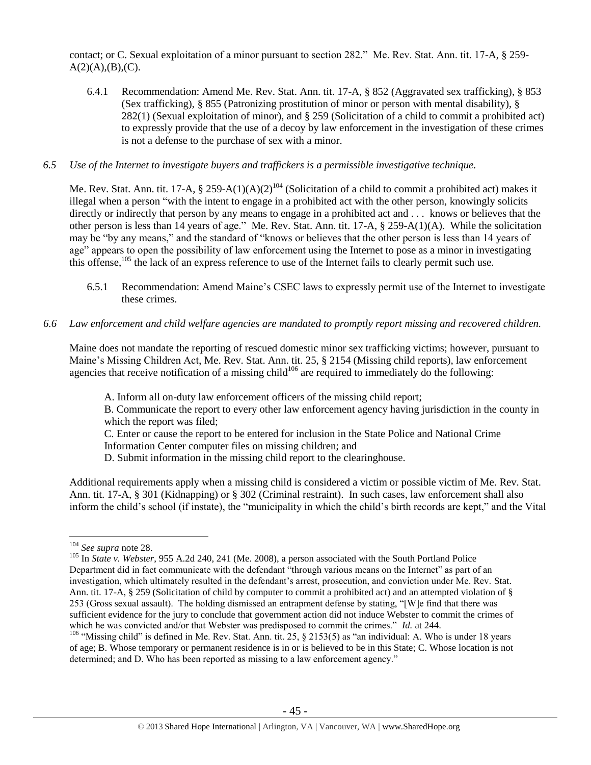contact; or C. Sexual exploitation of a minor pursuant to section 282." Me. Rev. Stat. Ann. tit. 17-A, § 259-A(2)(A),(B),(C).

6.4.1 Recommendation: Amend Me. Rev. Stat. Ann. tit. 17-A, § 852 (Aggravated sex trafficking), § 853 (Sex trafficking), § 855 (Patronizing prostitution of minor or person with mental disability), § 282(1) (Sexual exploitation of minor), and § 259 (Solicitation of a child to commit a prohibited act) to expressly provide that the use of a decoy by law enforcement in the investigation of these crimes is not a defense to the purchase of sex with a minor.

*6.5 Use of the Internet to investigate buyers and traffickers is a permissible investigative technique.*

Me. Rev. Stat. Ann. tit. 17-A, § 259-A(1)(A)(2)[104] (Solicitation of a child to commit a prohibited act) makes it illegal when a person "with the intent to engage in a prohibited act with the other person, knowingly solicits directly or indirectly that person by any means to engage in a prohibited act and . . . knows or believes that the other person is less than 14 years of age." Me. Rev. Stat. Ann. tit. 17-A, § 259-A(1)(A). While the solicitation may be "by any means," and the standard of "knows or believes that the other person is less than 14 years of age" appears to open the possibility of law enforcement using the Internet to pose as a minor in investigating this offense,[105] the lack of an express reference to use of the Internet fails to clearly permit such use.

6.5.1 Recommendation: Amend Maine's CSEC laws to expressly permit use of the Internet to investigate these crimes.

*6.6 Law enforcement and child welfare agencies are mandated to promptly report missing and recovered children.*

Maine does not mandate the reporting of rescued domestic minor sex trafficking victims; however, pursuant to Maine's Missing Children Act, Me. Rev. Stat. Ann. tit. 25, § 2154 (Missing child reports), law enforcement agencies that receive notification of a missing child[106] are required to immediately do the following:

> A. Inform all on-duty law enforcement officers of the missing child report;
> B. Communicate the report to every other law enforcement agency having jurisdiction in the county in which the report was filed;
> C. Enter or cause the report to be entered for inclusion in the State Police and National Crime Information Center computer files on missing children; and
> D. Submit information in the missing child report to the clearinghouse.

Additional requirements apply when a missing child is considered a victim or possible victim of Me. Rev. Stat. Ann. tit. 17-A, § 301 (Kidnapping) or § 302 (Criminal restraint). In such cases, law enforcement shall also inform the child's school (if instate), the "municipality in which the child's birth records are kept," and the Vital

---

[104] *See supra* note 28.

[105] In *State v. Webster*, 955 A.2d 240, 241 (Me. 2008), a person associated with the South Portland Police Department did in fact communicate with the defendant "through various means on the Internet" as part of an investigation, which ultimately resulted in the defendant's arrest, prosecution, and conviction under Me. Rev. Stat. Ann. tit. 17-A, § 259 (Solicitation of child by computer to commit a prohibited act) and an attempted violation of § 253 (Gross sexual assault). The holding dismissed an entrapment defense by stating, "[W]e find that there was sufficient evidence for the jury to conclude that government action did not induce Webster to commit the crimes of which he was convicted and/or that Webster was predisposed to commit the crimes." *Id.* at 244.

[106] "Missing child" is defined in Me. Rev. Stat. Ann. tit. 25, § 2153(5) as "an individual: A. Who is under 18 years of age; B. Whose temporary or permanent residence is in or is believed to be in this State; C. Whose location is not determined; and D. Who has been reported as missing to a law enforcement agency."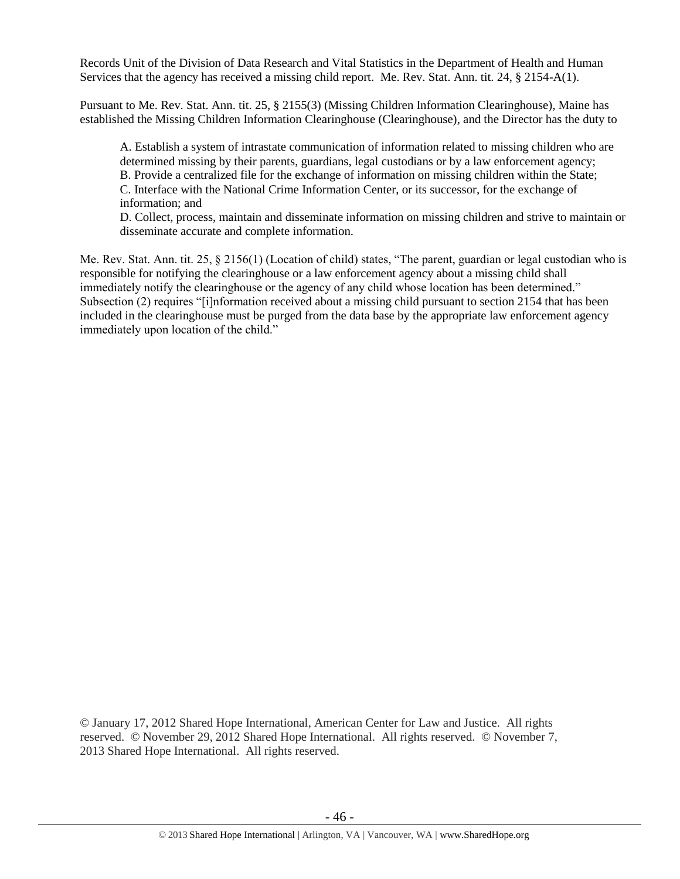Records Unit of the Division of Data Research and Vital Statistics in the Department of Health and Human Services that the agency has received a missing child report. Me. Rev. Stat. Ann. tit. 24, § 2154-A(1).

Pursuant to Me. Rev. Stat. Ann. tit. 25, § 2155(3) (Missing Children Information Clearinghouse), Maine has established the Missing Children Information Clearinghouse (Clearinghouse), and the Director has the duty to

> A. Establish a system of intrastate communication of information related to missing children who are determined missing by their parents, guardians, legal custodians or by a law enforcement agency;
> B. Provide a centralized file for the exchange of information on missing children within the State;
> C. Interface with the National Crime Information Center, or its successor, for the exchange of information; and
> D. Collect, process, maintain and disseminate information on missing children and strive to maintain or disseminate accurate and complete information.

Me. Rev. Stat. Ann. tit. 25, § 2156(1) (Location of child) states, "The parent, guardian or legal custodian who is responsible for notifying the clearinghouse or a law enforcement agency about a missing child shall immediately notify the clearinghouse or the agency of any child whose location has been determined." Subsection (2) requires "[i]nformation received about a missing child pursuant to section 2154 that has been included in the clearinghouse must be purged from the data base by the appropriate law enforcement agency immediately upon location of the child."

© January 17, 2012 Shared Hope International, American Center for Law and Justice. All rights reserved. © November 29, 2012 Shared Hope International. All rights reserved. © November 7, 2013 Shared Hope International. All rights reserved.